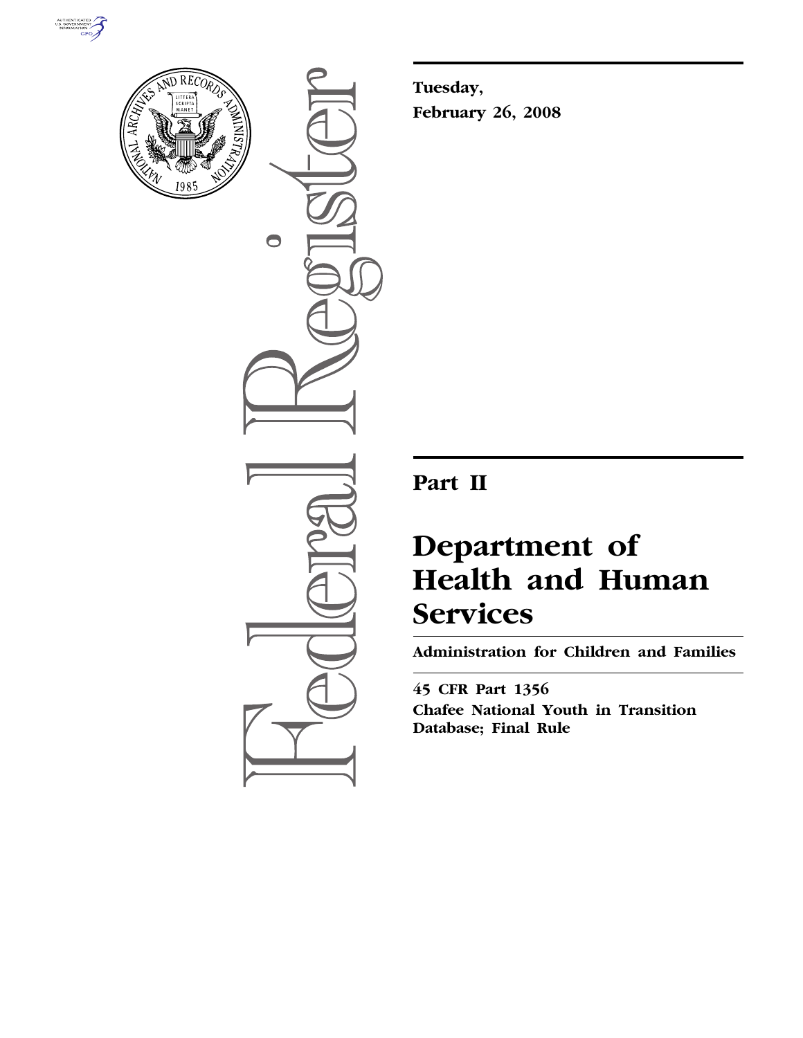Tuesday,

February 26, 2008

# Part II

# Department of Health and Human Services

## Administration for Children and Families

**45 CFR Part 1356**

**Chafee National Youth in Transition Database; Final Rule**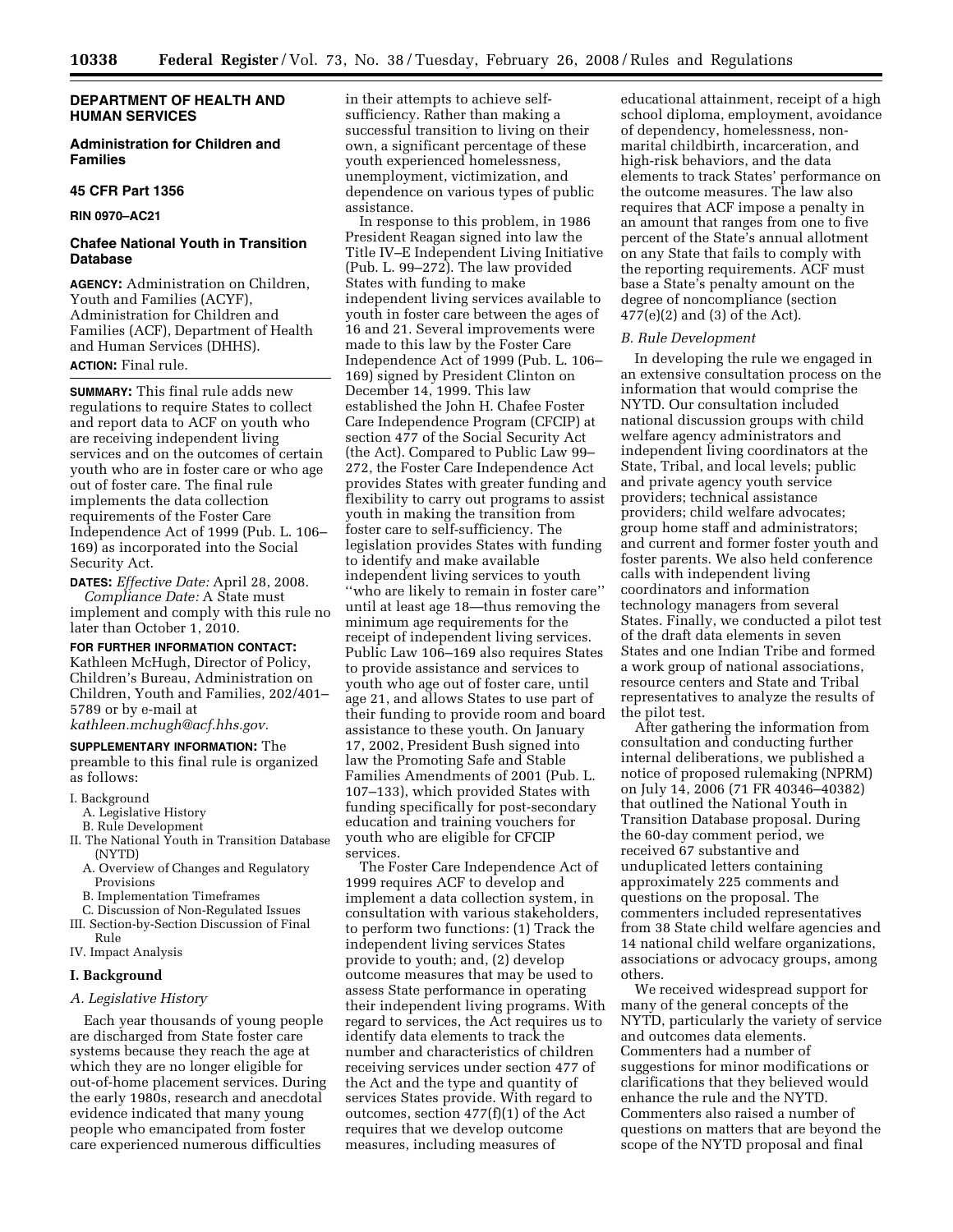**DEPARTMENT OF HEALTH AND HUMAN SERVICES**

**Administration for Children and Families**

**45 CFR Part 1356**

**RIN 0970–AC21**

# Chafee National Youth in Transition Database

**AGENCY:** Administration on Children, Youth and Families (ACYF), Administration for Children and Families (ACF), Department of Health and Human Services (DHHS).

**ACTION:** Final rule.

**SUMMARY:** This final rule adds new regulations to require States to collect and report data to ACF on youth who are receiving independent living services and on the outcomes of certain youth who are in foster care or who age out of foster care. The final rule implements the data collection requirements of the Foster Care Independence Act of 1999 (Pub. L. 106–169) as incorporated into the Social Security Act.

**DATES:** *Effective Date:* April 28, 2008.

*Compliance Date:* A State must implement and comply with this rule no later than October 1, 2010.

**FOR FURTHER INFORMATION CONTACT:** Kathleen McHugh, Director of Policy, Children's Bureau, Administration on Children, Youth and Families, 202/401–5789 or by e-mail at *kathleen.mchugh@acf.hhs.gov.*

**SUPPLEMENTARY INFORMATION:** The preamble to this final rule is organized as follows:

- I. Background
  - A. Legislative History
  - B. Rule Development
- II. The National Youth in Transition Database (NYTD)
  - A. Overview of Changes and Regulatory Provisions
  - B. Implementation Timeframes
  - C. Discussion of Non-Regulated Issues
- III. Section-by-Section Discussion of Final Rule
- IV. Impact Analysis

## I. Background

### *A. Legislative History*

Each year thousands of young people are discharged from State foster care systems because they reach the age at which they are no longer eligible for out-of-home placement services. During the early 1980s, research and anecdotal evidence indicated that many young people who emancipated from foster care experienced numerous difficulties in their attempts to achieve self-sufficiency. Rather than making a successful transition to living on their own, a significant percentage of these youth experienced homelessness, unemployment, victimization, and dependence on various types of public assistance.

In response to this problem, in 1986 President Reagan signed into law the Title IV–E Independent Living Initiative (Pub. L. 99–272). The law provided States with funding to make independent living services available to youth in foster care between the ages of 16 and 21. Several improvements were made to this law by the Foster Care Independence Act of 1999 (Pub. L. 106–169) signed by President Clinton on December 14, 1999. This law established the John H. Chafee Foster Care Independence Program (CFCIP) at section 477 of the Social Security Act (the Act). Compared to Public Law 99–272, the Foster Care Independence Act provides States with greater funding and flexibility to carry out programs to assist youth in making the transition from foster care to self-sufficiency. The legislation provides States with funding to identify and make available independent living services to youth ''who are likely to remain in foster care'' until at least age 18—thus removing the minimum age requirements for the receipt of independent living services. Public Law 106–169 also requires States to provide assistance and services to youth who age out of foster care, until age 21, and allows States to use part of their funding to provide room and board assistance to these youth. On January 17, 2002, President Bush signed into law the Promoting Safe and Stable Families Amendments of 2001 (Pub. L. 107–133), which provided States with funding specifically for post-secondary education and training vouchers for youth who are eligible for CFCIP services.

The Foster Care Independence Act of 1999 requires ACF to develop and implement a data collection system, in consultation with various stakeholders, to perform two functions: (1) Track the independent living services States provide to youth; and, (2) develop outcome measures that may be used to assess State performance in operating their independent living programs. With regard to services, the Act requires us to identify data elements to track the number and characteristics of children receiving services under section 477 of the Act and the type and quantity of services States provide. With regard to outcomes, section 477(f)(1) of the Act requires that we develop outcome measures, including measures of educational attainment, receipt of a high school diploma, employment, avoidance of dependency, homelessness, non-marital childbirth, incarceration, and high-risk behaviors, and the data elements to track States' performance on the outcome measures. The law also requires that ACF impose a penalty in an amount that ranges from one to five percent of the State's annual allotment on any State that fails to comply with the reporting requirements. ACF must base a State's penalty amount on the degree of noncompliance (section 477(e)(2) and (3) of the Act).

### *B. Rule Development*

In developing the rule we engaged in an extensive consultation process on the information that would comprise the NYTD. Our consultation included national discussion groups with child welfare agency administrators and independent living coordinators at the State, Tribal, and local levels; public and private agency youth service providers; technical assistance providers; child welfare advocates; group home staff and administrators; and current and former foster youth and foster parents. We also held conference calls with independent living coordinators and information technology managers from several States. Finally, we conducted a pilot test of the draft data elements in seven States and one Indian Tribe and formed a work group of national associations, resource centers and State and Tribal representatives to analyze the results of the pilot test.

After gathering the information from consultation and conducting further internal deliberations, we published a notice of proposed rulemaking (NPRM) on July 14, 2006 (71 FR 40346–40382) that outlined the National Youth in Transition Database proposal. During the 60-day comment period, we received 67 substantive and unduplicated letters containing approximately 225 comments and questions on the proposal. The commenters included representatives from 38 State child welfare agencies and 14 national child welfare organizations, associations or advocacy groups, among others.

We received widespread support for many of the general concepts of the NYTD, particularly the variety of service and outcomes data elements. Commenters had a number of suggestions for minor modifications or clarifications that they believed would enhance the rule and the NYTD. Commenters also raised a number of questions on matters that are beyond the scope of the NYTD proposal and final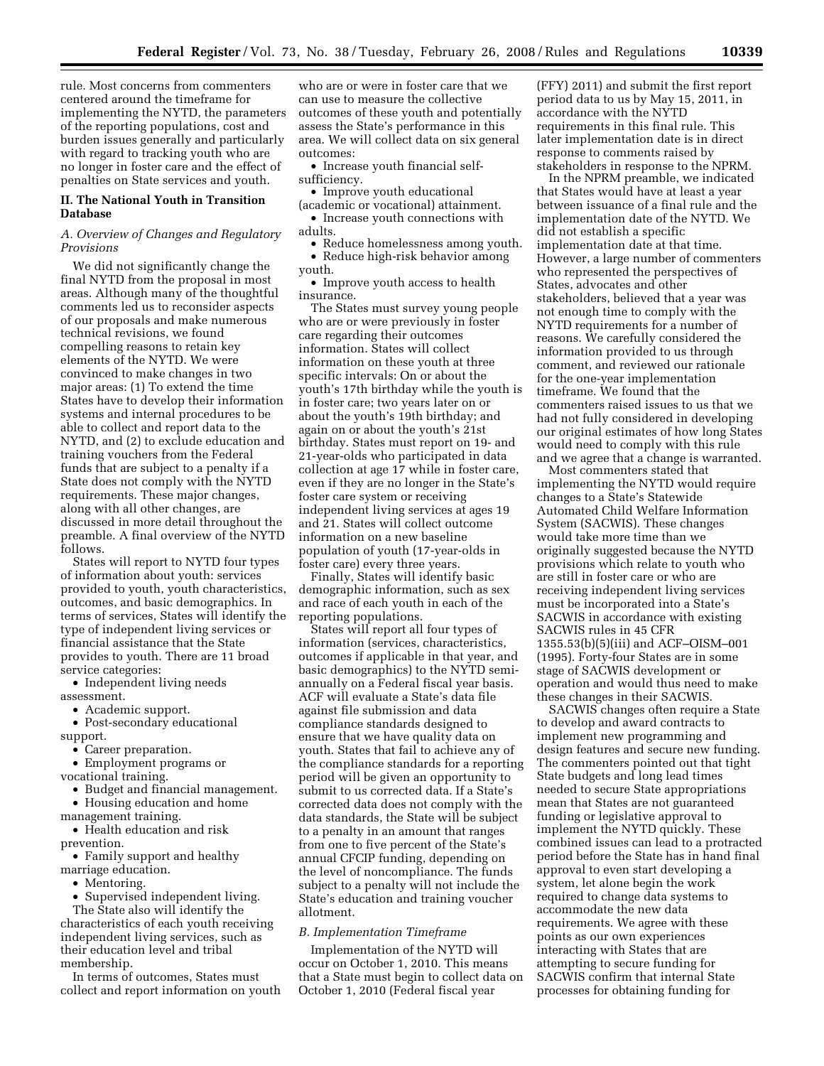rule. Most concerns from commenters centered around the timeframe for implementing the NYTD, the parameters of the reporting populations, cost and burden issues generally and particularly with regard to tracking youth who are no longer in foster care and the effect of penalties on State services and youth.

## II. The National Youth in Transition Database

### *A. Overview of Changes and Regulatory Provisions*

We did not significantly change the final NYTD from the proposal in most areas. Although many of the thoughtful comments led us to reconsider aspects of our proposals and make numerous technical revisions, we found compelling reasons to retain key elements of the NYTD. We were convinced to make changes in two major areas: (1) To extend the time States have to develop their information systems and internal procedures to be able to collect and report data to the NYTD, and (2) to exclude education and training vouchers from the Federal funds that are subject to a penalty if a State does not comply with the NYTD requirements. These major changes, along with all other changes, are discussed in more detail throughout the preamble. A final overview of the NYTD follows.

States will report to NYTD four types of information about youth: services provided to youth, youth characteristics, outcomes, and basic demographics. In terms of services, States will identify the type of independent living services or financial assistance that the State provides to youth. There are 11 broad service categories:

- Independent living needs assessment.
- Academic support.
- Post-secondary educational support.
- Career preparation.
- Employment programs or vocational training.
- Budget and financial management.
- Housing education and home management training.
- Health education and risk prevention.
- Family support and healthy marriage education.
- Mentoring.
- Supervised independent living.

The State also will identify the characteristics of each youth receiving independent living services, such as their education level and tribal membership.

In terms of outcomes, States must collect and report information on youth who are or were in foster care that we can use to measure the collective outcomes of these youth and potentially assess the State's performance in this area. We will collect data on six general outcomes:

- Increase youth financial self-sufficiency.
- Improve youth educational (academic or vocational) attainment.
- Increase youth connections with adults.
- Reduce homelessness among youth.
- Reduce high-risk behavior among youth.
- Improve youth access to health insurance.

The States must survey young people who are or were previously in foster care regarding their outcomes information. States will collect information on these youth at three specific intervals: On or about the youth's 17th birthday while the youth is in foster care; two years later on or about the youth's 19th birthday; and again on or about the youth's 21st birthday. States must report on 19- and 21-year-olds who participated in data collection at age 17 while in foster care, even if they are no longer in the State's foster care system or receiving independent living services at ages 19 and 21. States will collect outcome information on a new baseline population of youth (17-year-olds in foster care) every three years.

Finally, States will identify basic demographic information, such as sex and race of each youth in each of the reporting populations.

States will report all four types of information (services, characteristics, outcomes if applicable in that year, and basic demographics) to the NYTD semi-annually on a Federal fiscal year basis. ACF will evaluate a State's data file against file submission and data compliance standards designed to ensure that we have quality data on youth. States that fail to achieve any of the compliance standards for a reporting period will be given an opportunity to submit to us corrected data. If a State's corrected data does not comply with the data standards, the State will be subject to a penalty in an amount that ranges from one to five percent of the State's annual CFCIP funding, depending on the level of noncompliance. The funds subject to a penalty will not include the State's education and training voucher allotment.

### *B. Implementation Timeframe*

Implementation of the NYTD will occur on October 1, 2010. This means that a State must begin to collect data on October 1, 2010 (Federal fiscal year (FFY) 2011) and submit the first report period data to us by May 15, 2011, in accordance with the NYTD requirements in this final rule. This later implementation date is in direct response to comments raised by stakeholders in response to the NPRM.

In the NPRM preamble, we indicated that States would have at least a year between issuance of a final rule and the implementation date of the NYTD. We did not establish a specific implementation date at that time. However, a large number of commenters who represented the perspectives of States, advocates and other stakeholders, believed that a year was not enough time to comply with the NYTD requirements for a number of reasons. We carefully considered the information provided to us through comment, and reviewed our rationale for the one-year implementation timeframe. We found that the commenters raised issues to us that we had not fully considered in developing our original estimates of how long States would need to comply with this rule and we agree that a change is warranted.

Most commenters stated that implementing the NYTD would require changes to a State's Statewide Automated Child Welfare Information System (SACWIS). These changes would take more time than we originally suggested because the NYTD provisions which relate to youth who are still in foster care or who are receiving independent living services must be incorporated into a State's SACWIS in accordance with existing SACWIS rules in 45 CFR 1355.53(b)(5)(iii) and ACF–OISM–001 (1995). Forty-four States are in some stage of SACWIS development or operation and would thus need to make these changes in their SACWIS.

SACWIS changes often require a State to develop and award contracts to implement new programming and design features and secure new funding. The commenters pointed out that tight State budgets and long lead times needed to secure State appropriations mean that States are not guaranteed funding or legislative approval to implement the NYTD quickly. These combined issues can lead to a protracted period before the State has in hand final approval to even start developing a system, let alone begin the work required to change data systems to accommodate the new data requirements. We agree with these points as our own experiences interacting with States that are attempting to secure funding for SACWIS confirm that internal State processes for obtaining funding for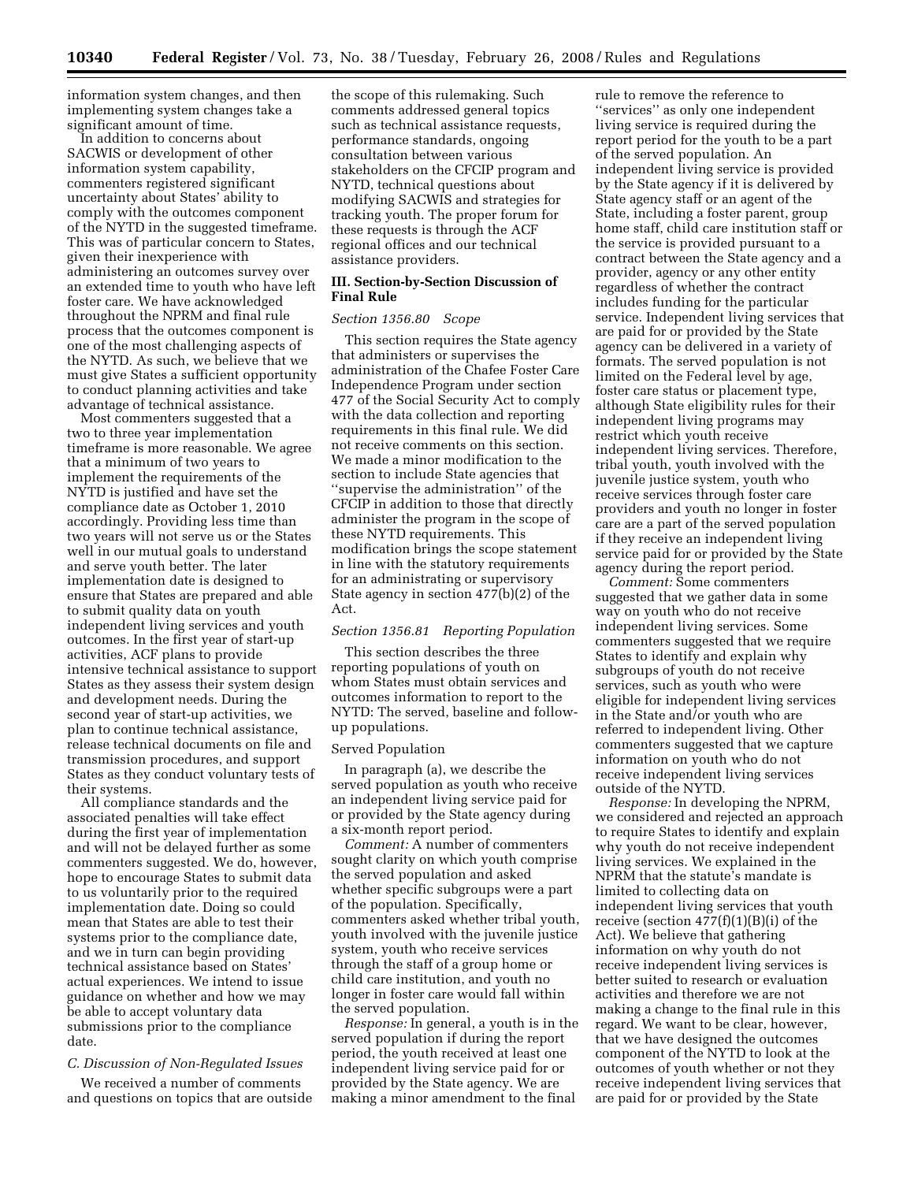information system changes, and then implementing system changes take a significant amount of time.

In addition to concerns about SACWIS or development of other information system capability, commenters registered significant uncertainty about States' ability to comply with the outcomes component of the NYTD in the suggested timeframe. This was of particular concern to States, given their inexperience with administering an outcomes survey over an extended time to youth who have left foster care. We have acknowledged throughout the NPRM and final rule process that the outcomes component is one of the most challenging aspects of the NYTD. As such, we believe that we must give States a sufficient opportunity to conduct planning activities and take advantage of technical assistance.

Most commenters suggested that a two to three year implementation timeframe is more reasonable. We agree that a minimum of two years to implement the requirements of the NYTD is justified and have set the compliance date as October 1, 2010 accordingly. Providing less time than two years will not serve us or the States well in our mutual goals to understand and serve youth better. The later implementation date is designed to ensure that States are prepared and able to submit quality data on youth independent living services and youth outcomes. In the first year of start-up activities, ACF plans to provide intensive technical assistance to support States as they assess their system design and development needs. During the second year of start-up activities, we plan to continue technical assistance, release technical documents on file and transmission procedures, and support States as they conduct voluntary tests of their systems.

All compliance standards and the associated penalties will take effect during the first year of implementation and will not be delayed further as some commenters suggested. We do, however, hope to encourage States to submit data to us voluntarily prior to the required implementation date. Doing so could mean that States are able to test their systems prior to the compliance date, and we in turn can begin providing technical assistance based on States' actual experiences. We intend to issue guidance on whether and how we may be able to accept voluntary data submissions prior to the compliance date.

### *C. Discussion of Non-Regulated Issues*

We received a number of comments and questions on topics that are outside the scope of this rulemaking. Such comments addressed general topics such as technical assistance requests, performance standards, ongoing consultation between various stakeholders on the CFCIP program and NYTD, technical questions about modifying SACWIS and strategies for tracking youth. The proper forum for these requests is through the ACF regional offices and our technical assistance providers.

## III. Section-by-Section Discussion of Final Rule

### *Section 1356.80 Scope*

This section requires the State agency that administers or supervises the administration of the Chafee Foster Care Independence Program under section 477 of the Social Security Act to comply with the data collection and reporting requirements in this final rule. We did not receive comments on this section. We made a minor modification to the section to include State agencies that ''supervise the administration'' of the CFCIP in addition to those that directly administer the program in the scope of these NYTD requirements. This modification brings the scope statement in line with the statutory requirements for an administrating or supervisory State agency in section 477(b)(2) of the Act.

### *Section 1356.81 Reporting Population*

This section describes the three reporting populations of youth on whom States must obtain services and outcomes information to report to the NYTD: The served, baseline and follow-up populations.

#### Served Population

In paragraph (a), we describe the served population as youth who receive an independent living service paid for or provided by the State agency during a six-month report period.

*Comment:* A number of commenters sought clarity on which youth comprise the served population and asked whether specific subgroups were a part of the population. Specifically, commenters asked whether tribal youth, youth involved with the juvenile justice system, youth who receive services through the staff of a group home or child care institution, and youth no longer in foster care would fall within the served population.

*Response:* In general, a youth is in the served population if during the report period, the youth received at least one independent living service paid for or provided by the State agency. We are making a minor amendment to the final rule to remove the reference to ''services'' as only one independent living service is required during the report period for the youth to be a part of the served population. An independent living service is provided by the State agency if it is delivered by State agency staff or an agent of the State, including a foster parent, group home staff, child care institution staff or the service is provided pursuant to a contract between the State agency and a provider, agency or any other entity regardless of whether the contract includes funding for the particular service. Independent living services that are paid for or provided by the State agency can be delivered in a variety of formats. The served population is not limited on the Federal level by age, foster care status or placement type, although State eligibility rules for their independent living programs may restrict which youth receive independent living services. Therefore, tribal youth, youth involved with the juvenile justice system, youth who receive services through foster care providers and youth no longer in foster care are a part of the served population if they receive an independent living service paid for or provided by the State agency during the report period.

*Comment:* Some commenters suggested that we gather data in some way on youth who do not receive independent living services. Some commenters suggested that we require States to identify and explain why subgroups of youth do not receive services, such as youth who were eligible for independent living services in the State and/or youth who are referred to independent living. Other commenters suggested that we capture information on youth who do not receive independent living services outside of the NYTD.

*Response:* In developing the NPRM, we considered and rejected an approach to require States to identify and explain why youth do not receive independent living services. We explained in the NPRM that the statute's mandate is limited to collecting data on independent living services that youth receive (section 477(f)(1)(B)(i) of the Act). We believe that gathering information on why youth do not receive independent living services is better suited to research or evaluation activities and therefore we are not making a change to the final rule in this regard. We want to be clear, however, that we have designed the outcomes component of the NYTD to look at the outcomes of youth whether or not they receive independent living services that are paid for or provided by the State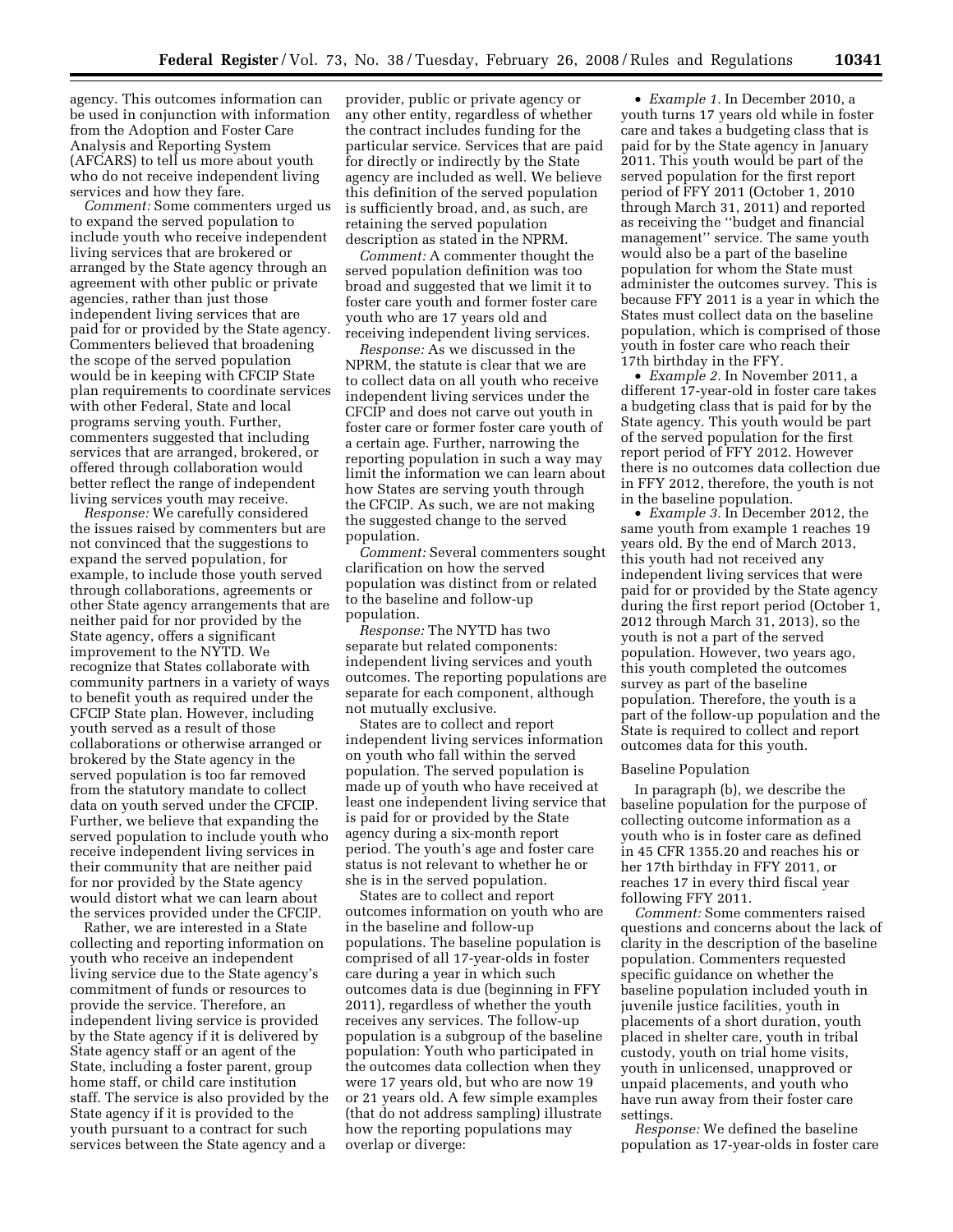agency. This outcomes information can be used in conjunction with information from the Adoption and Foster Care Analysis and Reporting System (AFCARS) to tell us more about youth who do not receive independent living services and how they fare.

*Comment:* Some commenters urged us to expand the served population to include youth who receive independent living services that are brokered or arranged by the State agency through an agreement with other public or private agencies, rather than just those independent living services that are paid for or provided by the State agency. Commenters believed that broadening the scope of the served population would be in keeping with CFCIP State plan requirements to coordinate services with other Federal, State and local programs serving youth. Further, commenters suggested that including services that are arranged, brokered, or offered through collaboration would better reflect the range of independent living services youth may receive.

*Response:* We carefully considered the issues raised by commenters but are not convinced that the suggestions to expand the served population, for example, to include those youth served through collaborations, agreements or other State agency arrangements that are neither paid for nor provided by the State agency, offers a significant improvement to the NYTD. We recognize that States collaborate with community partners in a variety of ways to benefit youth as required under the CFCIP State plan. However, including youth served as a result of those collaborations or otherwise arranged or brokered by the State agency in the served population is too far removed from the statutory mandate to collect data on youth served under the CFCIP. Further, we believe that expanding the served population to include youth who receive independent living services in their community that are neither paid for nor provided by the State agency would distort what we can learn about the services provided under the CFCIP.

Rather, we are interested in a State collecting and reporting information on youth who receive an independent living service due to the State agency's commitment of funds or resources to provide the service. Therefore, an independent living service is provided by the State agency if it is delivered by State agency staff or an agent of the State, including a foster parent, group home staff, or child care institution staff. The service is also provided by the State agency if it is provided to the youth pursuant to a contract for such services between the State agency and a provider, public or private agency or any other entity, regardless of whether the contract includes funding for the particular service. Services that are paid for directly or indirectly by the State agency are included as well. We believe this definition of the served population is sufficiently broad, and, as such, are retaining the served population description as stated in the NPRM.

*Comment:* A commenter thought the served population definition was too broad and suggested that we limit it to foster care youth and former foster care youth who are 17 years old and receiving independent living services.

*Response:* As we discussed in the NPRM, the statute is clear that we are to collect data on all youth who receive independent living services under the CFCIP and does not carve out youth in foster care or former foster care youth of a certain age. Further, narrowing the reporting population in such a way may limit the information we can learn about how States are serving youth through the CFCIP. As such, we are not making the suggested change to the served population.

*Comment:* Several commenters sought clarification on how the served population was distinct from or related to the baseline and follow-up population.

*Response:* The NYTD has two separate but related components: independent living services and youth outcomes. The reporting populations are separate for each component, although not mutually exclusive.

States are to collect and report independent living services information on youth who fall within the served population. The served population is made up of youth who have received at least one independent living service that is paid for or provided by the State agency during a six-month report period. The youth's age and foster care status is not relevant to whether he or she is in the served population.

States are to collect and report outcomes information on youth who are in the baseline and follow-up populations. The baseline population is comprised of all 17-year-olds in foster care during a year in which such outcomes data is due (beginning in FFY 2011), regardless of whether the youth receives any services. The follow-up population is a subgroup of the baseline population: Youth who participated in the outcomes data collection when they were 17 years old, but who are now 19 or 21 years old. A few simple examples (that do not address sampling) illustrate how the reporting populations may overlap or diverge:

- *Example 1.* In December 2010, a youth turns 17 years old while in foster care and takes a budgeting class that is paid for by the State agency in January 2011. This youth would be part of the served population for the first report period of FFY 2011 (October 1, 2010 through March 31, 2011) and reported as receiving the "budget and financial management" service. The same youth would also be a part of the baseline population for whom the State must administer the outcomes survey. This is because FFY 2011 is a year in which the States must collect data on the baseline population, which is comprised of those youth in foster care who reach their 17th birthday in the FFY.
- *Example 2.* In November 2011, a different 17-year-old in foster care takes a budgeting class that is paid for by the State agency. This youth would be part of the served population for the first report period of FFY 2012. However there is no outcomes data collection due in FFY 2012, therefore, the youth is not in the baseline population.
- *Example 3.* In December 2012, the same youth from example 1 reaches 19 years old. By the end of March 2013, this youth had not received any independent living services that were paid for or provided by the State agency during the first report period (October 1, 2012 through March 31, 2013), so the youth is not a part of the served population. However, two years ago, this youth completed the outcomes survey as part of the baseline population. Therefore, the youth is a part of the follow-up population and the State is required to collect and report outcomes data for this youth.

Baseline Population

In paragraph (b), we describe the baseline population for the purpose of collecting outcome information as a youth who is in foster care as defined in 45 CFR 1355.20 and reaches his or her 17th birthday in FFY 2011, or reaches 17 in every third fiscal year following FFY 2011.

*Comment:* Some commenters raised questions and concerns about the lack of clarity in the description of the baseline population. Commenters requested specific guidance on whether the baseline population included youth in juvenile justice facilities, youth in placements of a short duration, youth placed in shelter care, youth in tribal custody, youth on trial home visits, youth in unlicensed, unapproved or unpaid placements, and youth who have run away from their foster care settings.

*Response:* We defined the baseline population as 17-year-olds in foster care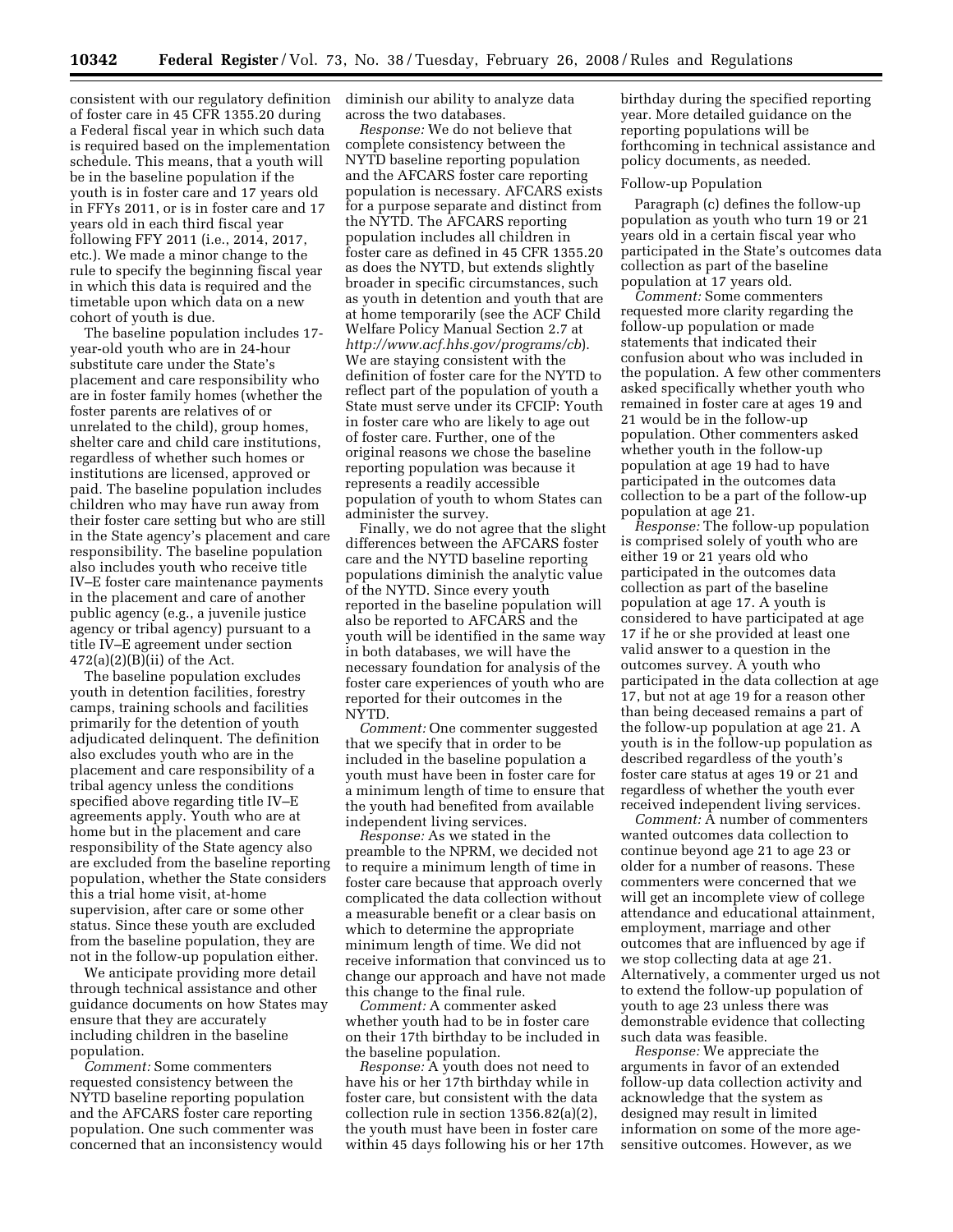consistent with our regulatory definition of foster care in 45 CFR 1355.20 during a Federal fiscal year in which such data is required based on the implementation schedule. This means, that a youth will be in the baseline population if the youth is in foster care and 17 years old in FFYs 2011, or is in foster care and 17 years old in each third fiscal year following FFY 2011 (i.e., 2014, 2017, etc.). We made a minor change to the rule to specify the beginning fiscal year in which this data is required and the timetable upon which data on a new cohort of youth is due.

The baseline population includes 17-year-old youth who are in 24-hour substitute care under the State's placement and care responsibility who are in foster family homes (whether the foster parents are relatives of or unrelated to the child), group homes, shelter care and child care institutions, regardless of whether such homes or institutions are licensed, approved or paid. The baseline population includes children who may have run away from their foster care setting but who are still in the State agency's placement and care responsibility. The baseline population also includes youth who receive title IV–E foster care maintenance payments in the placement and care of another public agency (e.g., a juvenile justice agency or tribal agency) pursuant to a title IV–E agreement under section 472(a)(2)(B)(ii) of the Act.

The baseline population excludes youth in detention facilities, forestry camps, training schools and facilities primarily for the detention of youth adjudicated delinquent. The definition also excludes youth who are in the placement and care responsibility of a tribal agency unless the conditions specified above regarding title IV–E agreements apply. Youth who are at home but in the placement and care responsibility of the State agency also are excluded from the baseline reporting population, whether the State considers this a trial home visit, at-home supervision, after care or some other status. Since these youth are excluded from the baseline population, they are not in the follow-up population either.

We anticipate providing more detail through technical assistance and other guidance documents on how States may ensure that they are accurately including children in the baseline population.

*Comment:* Some commenters requested consistency between the NYTD baseline reporting population and the AFCARS foster care reporting population. One such commenter was concerned that an inconsistency would diminish our ability to analyze data across the two databases.

*Response:* We do not believe that complete consistency between the NYTD baseline reporting population and the AFCARS foster care reporting population is necessary. AFCARS exists for a purpose separate and distinct from the NYTD. The AFCARS reporting population includes all children in foster care as defined in 45 CFR 1355.20 as does the NYTD, but extends slightly broader in specific circumstances, such as youth in detention and youth that are at home temporarily (see the ACF Child Welfare Policy Manual Section 2.7 at *http://www.acf.hhs.gov/programs/cb*). We are staying consistent with the definition of foster care for the NYTD to reflect part of the population of youth a State must serve under its CFCIP: Youth in foster care who are likely to age out of foster care. Further, one of the original reasons we chose the baseline reporting population was because it represents a readily accessible population of youth to whom States can administer the survey.

Finally, we do not agree that the slight differences between the AFCARS foster care and the NYTD baseline reporting populations diminish the analytic value of the NYTD. Since every youth reported in the baseline population will also be reported to AFCARS and the youth will be identified in the same way in both databases, we will have the necessary foundation for analysis of the foster care experiences of youth who are reported for their outcomes in the NYTD.

*Comment:* One commenter suggested that we specify that in order to be included in the baseline population a youth must have been in foster care for a minimum length of time to ensure that the youth had benefited from available independent living services.

*Response:* As we stated in the preamble to the NPRM, we decided not to require a minimum length of time in foster care because that approach overly complicated the data collection without a measurable benefit or a clear basis on which to determine the appropriate minimum length of time. We did not receive information that convinced us to change our approach and have not made this change to the final rule.

*Comment:* A commenter asked whether youth had to be in foster care on their 17th birthday to be included in the baseline population.

*Response:* A youth does not need to have his or her 17th birthday while in foster care, but consistent with the data collection rule in section 1356.82(a)(2), the youth must have been in foster care within 45 days following his or her 17th birthday during the specified reporting year. More detailed guidance on the reporting populations will be forthcoming in technical assistance and policy documents, as needed.

Follow-up Population

Paragraph (c) defines the follow-up population as youth who turn 19 or 21 years old in a certain fiscal year who participated in the State's outcomes data collection as part of the baseline population at 17 years old.

*Comment:* Some commenters requested more clarity regarding the follow-up population or made statements that indicated their confusion about who was included in the population. A few other commenters asked specifically whether youth who remained in foster care at ages 19 and 21 would be in the follow-up population. Other commenters asked whether youth in the follow-up population at age 19 had to have participated in the outcomes data collection to be a part of the follow-up population at age 21.

*Response:* The follow-up population is comprised solely of youth who are either 19 or 21 years old who participated in the outcomes data collection as part of the baseline population at age 17. A youth is considered to have participated at age 17 if he or she provided at least one valid answer to a question in the outcomes survey. A youth who participated in the data collection at age 17, but not at age 19 for a reason other than being deceased remains a part of the follow-up population at age 21. A youth is in the follow-up population as described regardless of the youth's foster care status at ages 19 or 21 and regardless of whether the youth ever received independent living services.

*Comment:* A number of commenters wanted outcomes data collection to continue beyond age 21 to age 23 or older for a number of reasons. These commenters were concerned that we will get an incomplete view of college attendance and educational attainment, employment, marriage and other outcomes that are influenced by age if we stop collecting data at age 21. Alternatively, a commenter urged us not to extend the follow-up population of youth to age 23 unless there was demonstrable evidence that collecting such data was feasible.

*Response:* We appreciate the arguments in favor of an extended follow-up data collection activity and acknowledge that the system as designed may result in limited information on some of the more age-sensitive outcomes. However, as we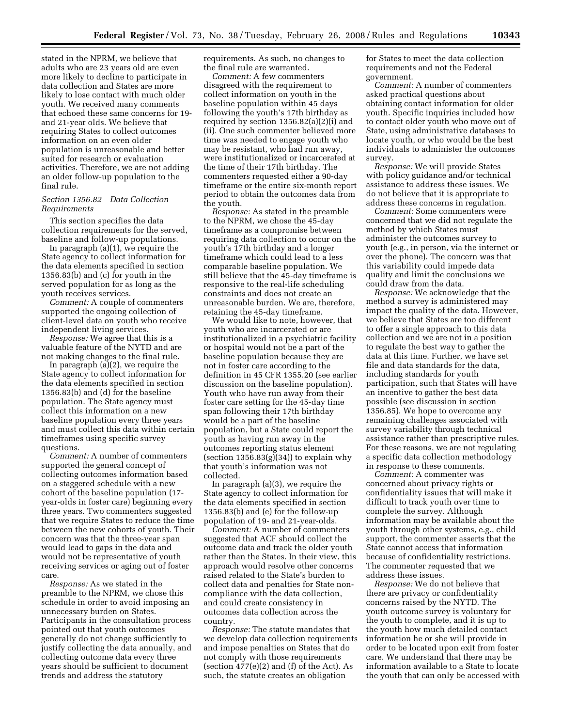stated in the NPRM, we believe that adults who are 23 years old are even more likely to decline to participate in data collection and States are more likely to lose contact with much older youth. We received many comments that echoed these same concerns for 19- and 21-year olds. We believe that requiring States to collect outcomes information on an even older population is unreasonable and better suited for research or evaluation activities. Therefore, we are not adding an older follow-up population to the final rule.

### *Section 1356.82 Data Collection Requirements*

This section specifies the data collection requirements for the served, baseline and follow-up populations.

In paragraph (a)(1), we require the State agency to collect information for the data elements specified in section 1356.83(b) and (c) for youth in the served population for as long as the youth receives services.

*Comment:* A couple of commenters supported the ongoing collection of client-level data on youth who receive independent living services.

*Response:* We agree that this is a valuable feature of the NYTD and are not making changes to the final rule.

In paragraph (a)(2), we require the State agency to collect information for the data elements specified in section 1356.83(b) and (d) for the baseline population. The State agency must collect this information on a new baseline population every three years and must collect this data within certain timeframes using specific survey questions.

*Comment:* A number of commenters supported the general concept of collecting outcomes information based on a staggered schedule with a new cohort of the baseline population (17-year-olds in foster care) beginning every three years. Two commenters suggested that we require States to reduce the time between the new cohorts of youth. Their concern was that the three-year span would lead to gaps in the data and would not be representative of youth receiving services or aging out of foster care.

*Response:* As we stated in the preamble to the NPRM, we chose this schedule in order to avoid imposing an unnecessary burden on States. Participants in the consultation process pointed out that youth outcomes generally do not change sufficiently to justify collecting the data annually, and collecting outcome data every three years should be sufficient to document trends and address the statutory requirements. As such, no changes to the final rule are warranted.

*Comment:* A few commenters disagreed with the requirement to collect information on youth in the baseline population within 45 days following the youth's 17th birthday as required by section 1356.82(a)(2)(i) and (ii). One such commenter believed more time was needed to engage youth who may be resistant, who had run away, were institutionalized or incarcerated at the time of their 17th birthday. The commenters requested either a 90-day timeframe or the entire six-month report period to obtain the outcomes data from the youth.

*Response:* As stated in the preamble to the NPRM, we chose the 45-day timeframe as a compromise between requiring data collection to occur on the youth's 17th birthday and a longer timeframe which could lead to a less comparable baseline population. We still believe that the 45-day timeframe is responsive to the real-life scheduling constraints and does not create an unreasonable burden. We are, therefore, retaining the 45-day timeframe.

We would like to note, however, that youth who are incarcerated or are institutionalized in a psychiatric facility or hospital would not be a part of the baseline population because they are not in foster care according to the definition in 45 CFR 1355.20 (see earlier discussion on the baseline population). Youth who have run away from their foster care setting for the 45-day time span following their 17th birthday would be a part of the baseline population, but a State could report the youth as having run away in the outcomes reporting status element (section 1356.83(g)(34)) to explain why that youth's information was not collected.

In paragraph (a)(3), we require the State agency to collect information for the data elements specified in section 1356.83(b) and (e) for the follow-up population of 19- and 21-year-olds.

*Comment:* A number of commenters suggested that ACF should collect the outcome data and track the older youth rather than the States. In their view, this approach would resolve other concerns raised related to the State's burden to collect data and penalties for State non-compliance with the data collection, and could create consistency in outcomes data collection across the country.

*Response:* The statute mandates that we develop data collection requirements and impose penalties on States that do not comply with those requirements (section 477(e)(2) and (f) of the Act). As such, the statute creates an obligation for States to meet the data collection requirements and not the Federal government.

*Comment:* A number of commenters asked practical questions about obtaining contact information for older youth. Specific inquiries included how to contact older youth who move out of State, using administrative databases to locate youth, or who would be the best individuals to administer the outcomes survey.

*Response:* We will provide States with policy guidance and/or technical assistance to address these issues. We do not believe that it is appropriate to address these concerns in regulation.

*Comment:* Some commenters were concerned that we did not regulate the method by which States must administer the outcomes survey to youth (e.g., in person, via the internet or over the phone). The concern was that this variability could impede data quality and limit the conclusions we could draw from the data.

*Response:* We acknowledge that the method a survey is administered may impact the quality of the data. However, we believe that States are too different to offer a single approach to this data collection and we are not in a position to regulate the best way to gather the data at this time. Further, we have set file and data standards for the data, including standards for youth participation, such that States will have an incentive to gather the best data possible (see discussion in section 1356.85). We hope to overcome any remaining challenges associated with survey variability through technical assistance rather than prescriptive rules. For these reasons, we are not regulating a specific data collection methodology in response to these comments.

*Comment:* A commenter was concerned about privacy rights or confidentiality issues that will make it difficult to track youth over time to complete the survey. Although information may be available about the youth through other systems, e.g., child support, the commenter asserts that the State cannot access that information because of confidentiality restrictions. The commenter requested that we address these issues.

*Response:* We do not believe that there are privacy or confidentiality concerns raised by the NYTD. The youth outcome survey is voluntary for the youth to complete, and it is up to the youth how much detailed contact information he or she will provide in order to be located upon exit from foster care. We understand that there may be information available to a State to locate the youth that can only be accessed with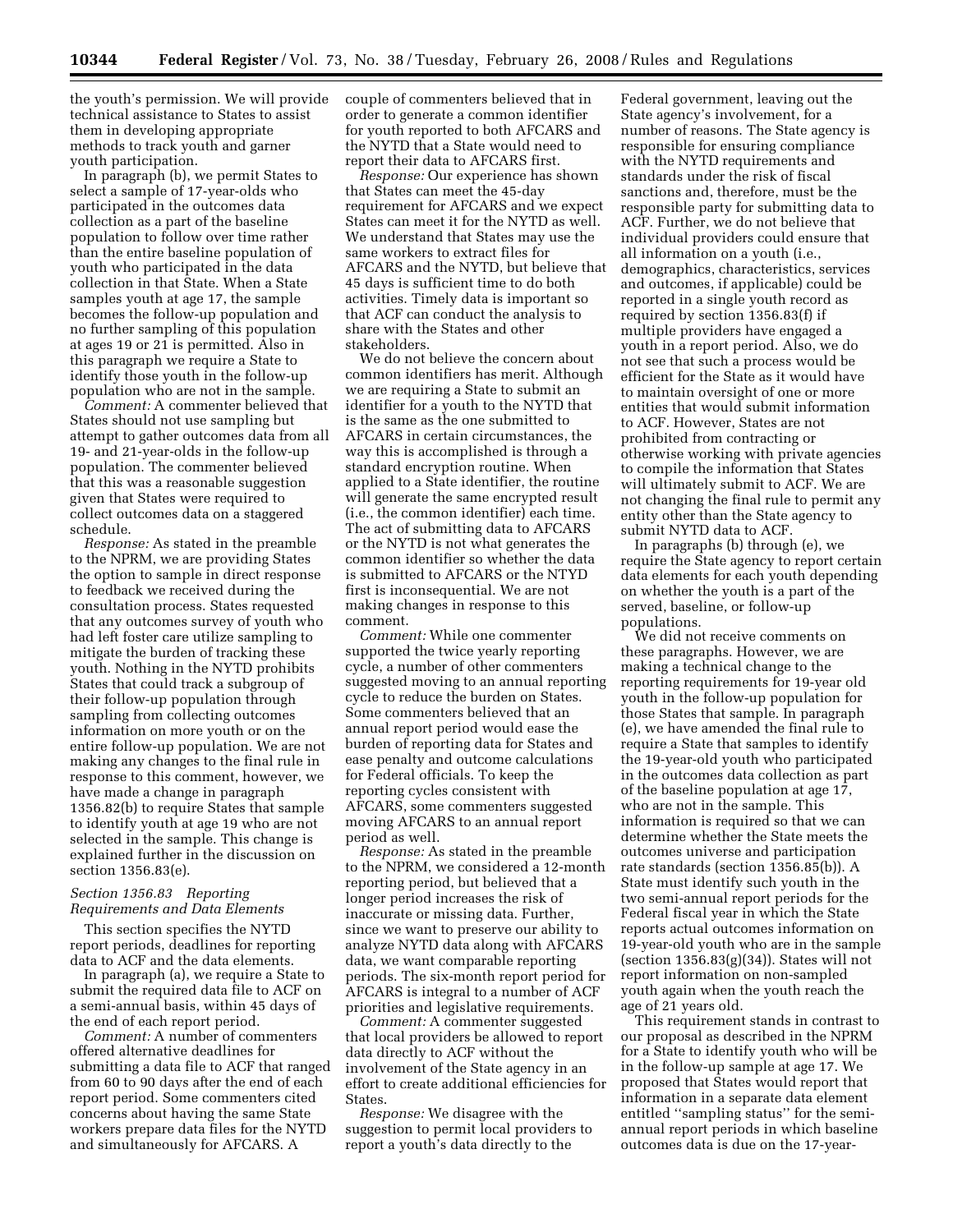the youth's permission. We will provide technical assistance to States to assist them in developing appropriate methods to track youth and garner youth participation.

In paragraph (b), we permit States to select a sample of 17-year-olds who participated in the outcomes data collection as a part of the baseline population to follow over time rather than the entire baseline population of youth who participated in the data collection in that State. When a State samples youth at age 17, the sample becomes the follow-up population and no further sampling of this population at ages 19 or 21 is permitted. Also in this paragraph we require a State to identify those youth in the follow-up population who are not in the sample.

*Comment:* A commenter believed that States should not use sampling but attempt to gather outcomes data from all 19- and 21-year-olds in the follow-up population. The commenter believed that this was a reasonable suggestion given that States were required to collect outcomes data on a staggered schedule.

*Response:* As stated in the preamble to the NPRM, we are providing States the option to sample in direct response to feedback we received during the consultation process. States requested that any outcomes survey of youth who had left foster care utilize sampling to mitigate the burden of tracking these youth. Nothing in the NYTD prohibits States that could track a subgroup of their follow-up population through sampling from collecting outcomes information on more youth or on the entire follow-up population. We are not making any changes to the final rule in response to this comment, however, we have made a change in paragraph 1356.82(b) to require States that sample to identify youth at age 19 who are not selected in the sample. This change is explained further in the discussion on section 1356.83(e).

### *Section 1356.83 Reporting Requirements and Data Elements*

This section specifies the NYTD report periods, deadlines for reporting data to ACF and the data elements.

In paragraph (a), we require a State to submit the required data file to ACF on a semi-annual basis, within 45 days of the end of each report period.

*Comment:* A number of commenters offered alternative deadlines for submitting a data file to ACF that ranged from 60 to 90 days after the end of each report period. Some commenters cited concerns about having the same State workers prepare data files for the NYTD and simultaneously for AFCARS. A couple of commenters believed that in order to generate a common identifier for youth reported to both AFCARS and the NYTD that a State would need to report their data to AFCARS first.

*Response:* Our experience has shown that States can meet the 45-day requirement for AFCARS and we expect States can meet it for the NYTD as well. We understand that States may use the same workers to extract files for AFCARS and the NYTD, but believe that 45 days is sufficient time to do both activities. Timely data is important so that ACF can conduct the analysis to share with the States and other stakeholders.

We do not believe the concern about common identifiers has merit. Although we are requiring a State to submit an identifier for a youth to the NYTD that is the same as the one submitted to AFCARS in certain circumstances, the way this is accomplished is through a standard encryption routine. When applied to a State identifier, the routine will generate the same encrypted result (i.e., the common identifier) each time. The act of submitting data to AFCARS or the NYTD is not what generates the common identifier so whether the data is submitted to AFCARS or the NTYD first is inconsequential. We are not making changes in response to this comment.

*Comment:* While one commenter supported the twice yearly reporting cycle, a number of other commenters suggested moving to an annual reporting cycle to reduce the burden on States. Some commenters believed that an annual report period would ease the burden of reporting data for States and ease penalty and outcome calculations for Federal officials. To keep the reporting cycles consistent with AFCARS, some commenters suggested moving AFCARS to an annual report period as well.

*Response:* As stated in the preamble to the NPRM, we considered a 12-month reporting period, but believed that a longer period increases the risk of inaccurate or missing data. Further, since we want to preserve our ability to analyze NYTD data along with AFCARS data, we want comparable reporting periods. The six-month report period for AFCARS is integral to a number of ACF priorities and legislative requirements.

*Comment:* A commenter suggested that local providers be allowed to report data directly to ACF without the involvement of the State agency in an effort to create additional efficiencies for States.

*Response:* We disagree with the suggestion to permit local providers to report a youth's data directly to the Federal government, leaving out the State agency's involvement, for a number of reasons. The State agency is responsible for ensuring compliance with the NYTD requirements and standards under the risk of fiscal sanctions and, therefore, must be the responsible party for submitting data to ACF. Further, we do not believe that individual providers could ensure that all information on a youth (i.e., demographics, characteristics, services and outcomes, if applicable) could be reported in a single youth record as required by section 1356.83(f) if multiple providers have engaged a youth in a report period. Also, we do not see that such a process would be efficient for the State as it would have to maintain oversight of one or more entities that would submit information to ACF. However, States are not prohibited from contracting or otherwise working with private agencies to compile the information that States will ultimately submit to ACF. We are not changing the final rule to permit any entity other than the State agency to submit NYTD data to ACF.

In paragraphs (b) through (e), we require the State agency to report certain data elements for each youth depending on whether the youth is a part of the served, baseline, or follow-up populations.

We did not receive comments on these paragraphs. However, we are making a technical change to the reporting requirements for 19-year old youth in the follow-up population for those States that sample. In paragraph (e), we have amended the final rule to require a State that samples to identify the 19-year-old youth who participated in the outcomes data collection as part of the baseline population at age 17, who are not in the sample. This information is required so that we can determine whether the State meets the outcomes universe and participation rate standards (section 1356.85(b)). A State must identify such youth in the two semi-annual report periods for the Federal fiscal year in which the State reports actual outcomes information on 19-year-old youth who are in the sample (section 1356.83(g)(34)). States will not report information on non-sampled youth again when the youth reach the age of 21 years old.

This requirement stands in contrast to our proposal as described in the NPRM for a State to identify youth who will be in the follow-up sample at age 17. We proposed that States would report that information in a separate data element entitled ''sampling status'' for the semi-annual report periods in which baseline outcomes data is due on the 17-year-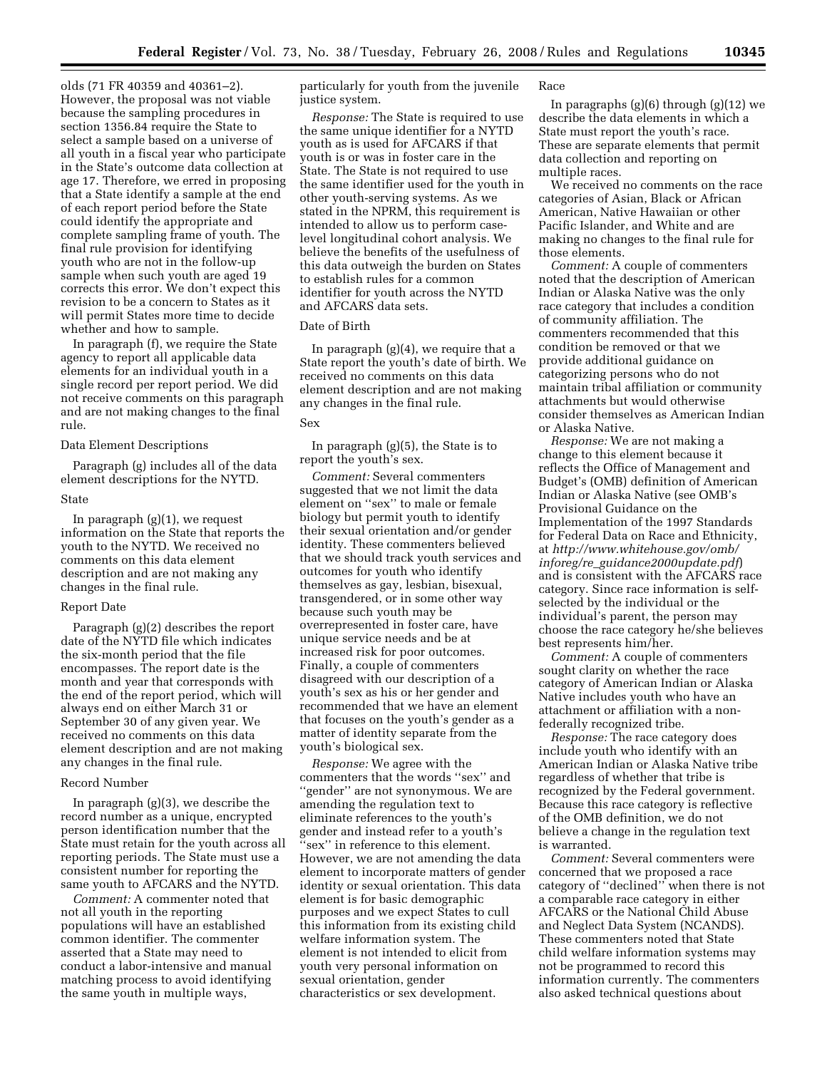olds (71 FR 40359 and 40361–2). However, the proposal was not viable because the sampling procedures in section 1356.84 require the State to select a sample based on a universe of all youth in a fiscal year who participate in the State's outcome data collection at age 17. Therefore, we erred in proposing that a State identify a sample at the end of each report period before the State could identify the appropriate and complete sampling frame of youth. The final rule provision for identifying youth who are not in the follow-up sample when such youth are aged 19 corrects this error. We don't expect this revision to be a concern to States as it will permit States more time to decide whether and how to sample.

In paragraph (f), we require the State agency to report all applicable data elements for an individual youth in a single record per report period. We did not receive comments on this paragraph and are not making changes to the final rule.

Data Element Descriptions

Paragraph (g) includes all of the data element descriptions for the NYTD.

State

In paragraph (g)(1), we request information on the State that reports the youth to the NYTD. We received no comments on this data element description and are not making any changes in the final rule.

Report Date

Paragraph (g)(2) describes the report date of the NYTD file which indicates the six-month period that the file encompasses. The report date is the month and year that corresponds with the end of the report period, which will always end on either March 31 or September 30 of any given year. We received no comments on this data element description and are not making any changes in the final rule.

Record Number

In paragraph (g)(3), we describe the record number as a unique, encrypted person identification number that the State must retain for the youth across all reporting periods. The State must use a consistent number for reporting the same youth to AFCARS and the NYTD.

*Comment:* A commenter noted that not all youth in the reporting populations will have an established common identifier. The commenter asserted that a State may need to conduct a labor-intensive and manual matching process to avoid identifying the same youth in multiple ways, particularly for youth from the juvenile justice system.

*Response:* The State is required to use the same unique identifier for a NYTD youth as is used for AFCARS if that youth is or was in foster care in the State. The State is not required to use the same identifier used for the youth in other youth-serving systems. As we stated in the NPRM, this requirement is intended to allow us to perform case-level longitudinal cohort analysis. We believe the benefits of the usefulness of this data outweigh the burden on States to establish rules for a common identifier for youth across the NYTD and AFCARS data sets.

Date of Birth

In paragraph (g)(4), we require that a State report the youth's date of birth. We received no comments on this data element description and are not making any changes in the final rule.

Sex

In paragraph (g)(5), the State is to report the youth's sex.

*Comment:* Several commenters suggested that we not limit the data element on "sex" to male or female biology but permit youth to identify their sexual orientation and/or gender identity. These commenters believed that we should track youth services and outcomes for youth who identify themselves as gay, lesbian, bisexual, transgendered, or in some other way because such youth may be overrepresented in foster care, have unique service needs and be at increased risk for poor outcomes. Finally, a couple of commenters disagreed with our description of a youth's sex as his or her gender and recommended that we have an element that focuses on the youth's gender as a matter of identity separate from the youth's biological sex.

*Response:* We agree with the commenters that the words "sex" and "gender" are not synonymous. We are amending the regulation text to eliminate references to the youth's gender and instead refer to a youth's "sex" in reference to this element. However, we are not amending the data element to incorporate matters of gender identity or sexual orientation. This data element is for basic demographic purposes and we expect States to cull this information from its existing child welfare information system. The element is not intended to elicit from youth very personal information on sexual orientation, gender characteristics or sex development.

Race

In paragraphs (g)(6) through (g)(12) we describe the data elements in which a State must report the youth's race. These are separate elements that permit data collection and reporting on multiple races.

We received no comments on the race categories of Asian, Black or African American, Native Hawaiian or other Pacific Islander, and White and are making no changes to the final rule for those elements.

*Comment:* A couple of commenters noted that the description of American Indian or Alaska Native was the only race category that includes a condition of community affiliation. The commenters recommended that this condition be removed or that we provide additional guidance on categorizing persons who do not maintain tribal affiliation or community attachments but would otherwise consider themselves as American Indian or Alaska Native.

*Response:* We are not making a change to this element because it reflects the Office of Management and Budget's (OMB) definition of American Indian or Alaska Native (see OMB's Provisional Guidance on the Implementation of the 1997 Standards for Federal Data on Race and Ethnicity, at *http://www.whitehouse.gov/omb/inforeg/re_guidance2000update.pdf*) and is consistent with the AFCARS race category. Since race information is self-selected by the individual or the individual's parent, the person may choose the race category he/she believes best represents him/her.

*Comment:* A couple of commenters sought clarity on whether the race category of American Indian or Alaska Native includes youth who have an attachment or affiliation with a non-federally recognized tribe.

*Response:* The race category does include youth who identify with an American Indian or Alaska Native tribe regardless of whether that tribe is recognized by the Federal government. Because this race category is reflective of the OMB definition, we do not believe a change in the regulation text is warranted.

*Comment:* Several commenters were concerned that we proposed a race category of "declined" when there is not a comparable race category in either AFCARS or the National Child Abuse and Neglect Data System (NCANDS). These commenters noted that State child welfare information systems may not be programmed to record this information currently. The commenters also asked technical questions about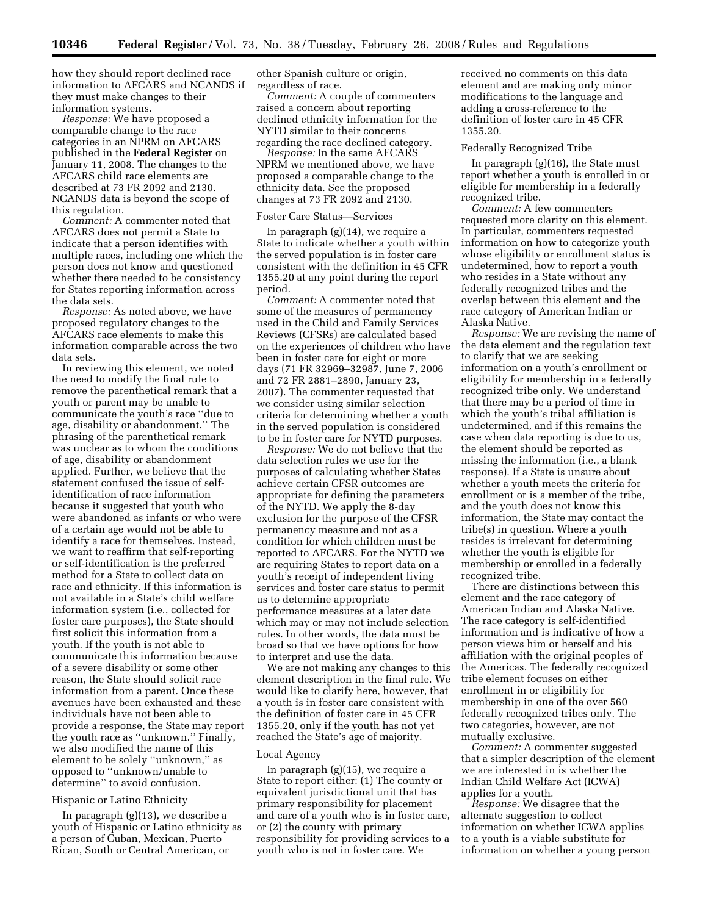how they should report declined race information to AFCARS and NCANDS if they must make changes to their information systems.

*Response:* We have proposed a comparable change to the race categories in an NPRM on AFCARS published in the **Federal Register** on January 11, 2008. The changes to the AFCARS child race elements are described at 73 FR 2092 and 2130. NCANDS data is beyond the scope of this regulation.

*Comment:* A commenter noted that AFCARS does not permit a State to indicate that a person identifies with multiple races, including one which the person does not know and questioned whether there needed to be consistency for States reporting information across the data sets.

*Response:* As noted above, we have proposed regulatory changes to the AFCARS race elements to make this information comparable across the two data sets.

In reviewing this element, we noted the need to modify the final rule to remove the parenthetical remark that a youth or parent may be unable to communicate the youth's race ''due to age, disability or abandonment.'' The phrasing of the parenthetical remark was unclear as to whom the conditions of age, disability or abandonment applied. Further, we believe that the statement confused the issue of self-identification of race information because it suggested that youth who were abandoned as infants or who were of a certain age would not be able to identify a race for themselves. Instead, we want to reaffirm that self-reporting or self-identification is the preferred method for a State to collect data on race and ethnicity. If this information is not available in a State's child welfare information system (i.e., collected for foster care purposes), the State should first solicit this information from a youth. If the youth is not able to communicate this information because of a severe disability or some other reason, the State should solicit race information from a parent. Once these avenues have been exhausted and these individuals have not been able to provide a response, the State may report the youth race as ''unknown.'' Finally, we also modified the name of this element to be solely ''unknown,'' as opposed to ''unknown/unable to determine'' to avoid confusion.

Hispanic or Latino Ethnicity

In paragraph (g)(13), we describe a youth of Hispanic or Latino ethnicity as a person of Cuban, Mexican, Puerto Rican, South or Central American, or other Spanish culture or origin, regardless of race.

*Comment:* A couple of commenters raised a concern about reporting declined ethnicity information for the NYTD similar to their concerns regarding the race declined category.

*Response:* In the same AFCARS NPRM we mentioned above, we have proposed a comparable change to the ethnicity data. See the proposed changes at 73 FR 2092 and 2130.

Foster Care Status—Services

In paragraph (g)(14), we require a State to indicate whether a youth within the served population is in foster care consistent with the definition in 45 CFR 1355.20 at any point during the report period.

*Comment:* A commenter noted that some of the measures of permanency used in the Child and Family Services Reviews (CFSRs) are calculated based on the experiences of children who have been in foster care for eight or more days (71 FR 32969–32987, June 7, 2006 and 72 FR 2881–2890, January 23, 2007). The commenter requested that we consider using similar selection criteria for determining whether a youth in the served population is considered to be in foster care for NYTD purposes.

*Response:* We do not believe that the data selection rules we use for the purposes of calculating whether States achieve certain CFSR outcomes are appropriate for defining the parameters of the NYTD. We apply the 8-day exclusion for the purpose of the CFSR permanency measure and not as a condition for which children must be reported to AFCARS. For the NYTD we are requiring States to report data on a youth's receipt of independent living services and foster care status to permit us to determine appropriate performance measures at a later date which may or may not include selection rules. In other words, the data must be broad so that we have options for how to interpret and use the data.

We are not making any changes to this element description in the final rule. We would like to clarify here, however, that a youth is in foster care consistent with the definition of foster care in 45 CFR 1355.20, only if the youth has not yet reached the State's age of majority.

Local Agency

In paragraph (g)(15), we require a State to report either: (1) The county or equivalent jurisdictional unit that has primary responsibility for placement and care of a youth who is in foster care, or (2) the county with primary responsibility for providing services to a youth who is not in foster care. We received no comments on this data element and are making only minor modifications to the language and adding a cross-reference to the definition of foster care in 45 CFR 1355.20.

Federally Recognized Tribe

In paragraph (g)(16), the State must report whether a youth is enrolled in or eligible for membership in a federally recognized tribe.

*Comment:* A few commenters requested more clarity on this element. In particular, commenters requested information on how to categorize youth whose eligibility or enrollment status is undetermined, how to report a youth who resides in a State without any federally recognized tribes and the overlap between this element and the race category of American Indian or Alaska Native.

*Response:* We are revising the name of the data element and the regulation text to clarify that we are seeking information on a youth's enrollment or eligibility for membership in a federally recognized tribe only. We understand that there may be a period of time in which the youth's tribal affiliation is undetermined, and if this remains the case when data reporting is due to us, the element should be reported as missing the information (i.e., a blank response). If a State is unsure about whether a youth meets the criteria for enrollment or is a member of the tribe, and the youth does not know this information, the State may contact the tribe(s) in question. Where a youth resides is irrelevant for determining whether the youth is eligible for membership or enrolled in a federally recognized tribe.

There are distinctions between this element and the race category of American Indian and Alaska Native. The race category is self-identified information and is indicative of how a person views him or herself and his affiliation with the original peoples of the Americas. The federally recognized tribe element focuses on either enrollment in or eligibility for membership in one of the over 560 federally recognized tribes only. The two categories, however, are not mutually exclusive.

*Comment:* A commenter suggested that a simpler description of the element we are interested in is whether the Indian Child Welfare Act (ICWA) applies for a youth.

*Response:* We disagree that the alternate suggestion to collect information on whether ICWA applies to a youth is a viable substitute for information on whether a young person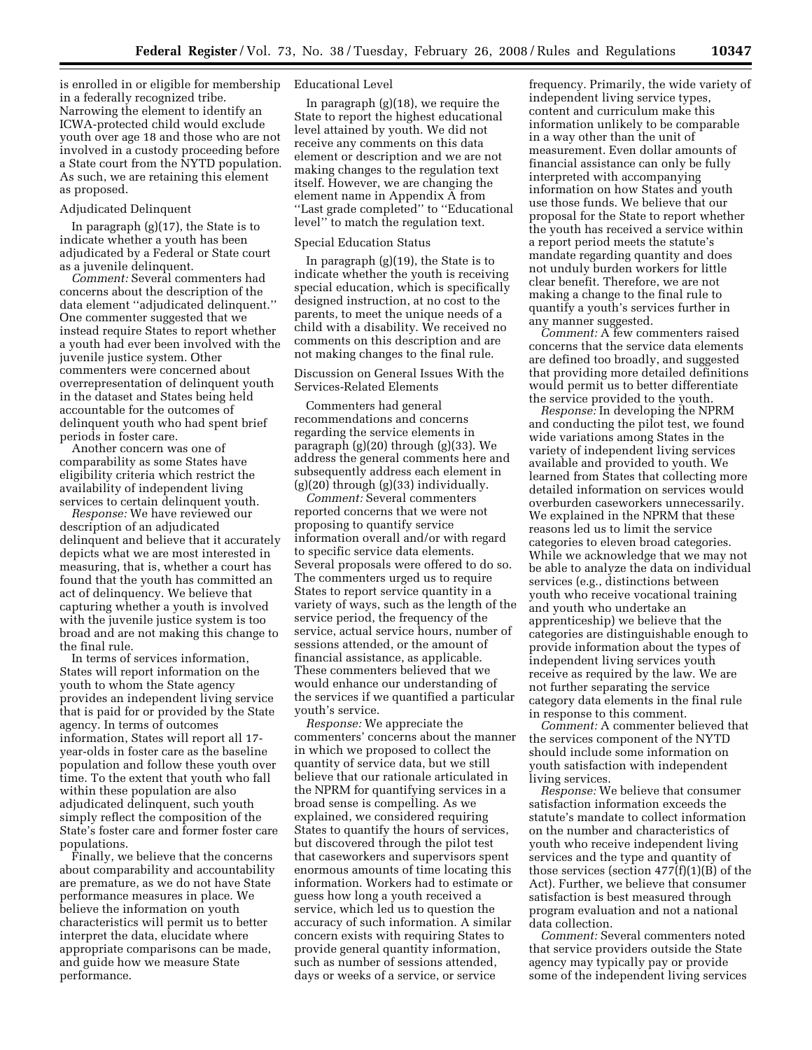is enrolled in or eligible for membership in a federally recognized tribe. Narrowing the element to identify an ICWA-protected child would exclude youth over age 18 and those who are not involved in a custody proceeding before a State court from the NYTD population. As such, we are retaining this element as proposed.

Adjudicated Delinquent

In paragraph (g)(17), the State is to indicate whether a youth has been adjudicated by a Federal or State court as a juvenile delinquent.

*Comment:* Several commenters had concerns about the description of the data element ''adjudicated delinquent.'' One commenter suggested that we instead require States to report whether a youth had ever been involved with the juvenile justice system. Other commenters were concerned about overrepresentation of delinquent youth in the dataset and States being held accountable for the outcomes of delinquent youth who had spent brief periods in foster care.

Another concern was one of comparability as some States have eligibility criteria which restrict the availability of independent living services to certain delinquent youth.

*Response:* We have reviewed our description of an adjudicated delinquent and believe that it accurately depicts what we are most interested in measuring, that is, whether a court has found that the youth has committed an act of delinquency. We believe that capturing whether a youth is involved with the juvenile justice system is too broad and are not making this change to the final rule.

In terms of services information, States will report information on the youth to whom the State agency provides an independent living service that is paid for or provided by the State agency. In terms of outcomes information, States will report all 17-year-olds in foster care as the baseline population and follow these youth over time. To the extent that youth who fall within these population are also adjudicated delinquent, such youth simply reflect the composition of the State's foster care and former foster care populations.

Finally, we believe that the concerns about comparability and accountability are premature, as we do not have State performance measures in place. We believe the information on youth characteristics will permit us to better interpret the data, elucidate where appropriate comparisons can be made, and guide how we measure State performance.

Educational Level

In paragraph (g)(18), we require the State to report the highest educational level attained by youth. We did not receive any comments on this data element or description and we are not making changes to the regulation text itself. However, we are changing the element name in Appendix A from ''Last grade completed'' to ''Educational level'' to match the regulation text.

Special Education Status

In paragraph (g)(19), the State is to indicate whether the youth is receiving special education, which is specifically designed instruction, at no cost to the parents, to meet the unique needs of a child with a disability. We received no comments on this description and are not making changes to the final rule.

Discussion on General Issues With the Services-Related Elements

Commenters had general recommendations and concerns regarding the service elements in paragraph (g)(20) through (g)(33). We address the general comments here and subsequently address each element in (g)(20) through (g)(33) individually.

*Comment:* Several commenters reported concerns that we were not proposing to quantify service information overall and/or with regard to specific service data elements. Several proposals were offered to do so. The commenters urged us to require States to report service quantity in a variety of ways, such as the length of the service period, the frequency of the service, actual service hours, number of sessions attended, or the amount of financial assistance, as applicable. These commenters believed that we would enhance our understanding of the services if we quantified a particular youth's service.

*Response:* We appreciate the commenters' concerns about the manner in which we proposed to collect the quantity of service data, but we still believe that our rationale articulated in the NPRM for quantifying services in a broad sense is compelling. As we explained, we considered requiring States to quantify the hours of services, but discovered through the pilot test that caseworkers and supervisors spent enormous amounts of time locating this information. Workers had to estimate or guess how long a youth received a service, which led us to question the accuracy of such information. A similar concern exists with requiring States to provide general quantity information, such as number of sessions attended, days or weeks of a service, or service frequency. Primarily, the wide variety of independent living service types, content and curriculum make this information unlikely to be comparable in a way other than the unit of measurement. Even dollar amounts of financial assistance can only be fully interpreted with accompanying information on how States and youth use those funds. We believe that our proposal for the State to report whether the youth has received a service within a report period meets the statute's mandate regarding quantity and does not unduly burden workers for little clear benefit. Therefore, we are not making a change to the final rule to quantify a youth's services further in any manner suggested.

*Comment:* A few commenters raised concerns that the service data elements are defined too broadly, and suggested that providing more detailed definitions would permit us to better differentiate the service provided to the youth.

*Response:* In developing the NPRM and conducting the pilot test, we found wide variations among States in the variety of independent living services available and provided to youth. We learned from States that collecting more detailed information on services would overburden caseworkers unnecessarily. We explained in the NPRM that these reasons led us to limit the service categories to eleven broad categories. While we acknowledge that we may not be able to analyze the data on individual services (e.g., distinctions between youth who receive vocational training and youth who undertake an apprenticeship) we believe that the categories are distinguishable enough to provide information about the types of independent living services youth receive as required by the law. We are not further separating the service category data elements in the final rule in response to this comment.

*Comment:* A commenter believed that the services component of the NYTD should include some information on youth satisfaction with independent living services.

*Response:* We believe that consumer satisfaction information exceeds the statute's mandate to collect information on the number and characteristics of youth who receive independent living services and the type and quantity of those services (section 477(f)(1)(B) of the Act). Further, we believe that consumer satisfaction is best measured through program evaluation and not a national data collection.

*Comment:* Several commenters noted that service providers outside the State agency may typically pay or provide some of the independent living services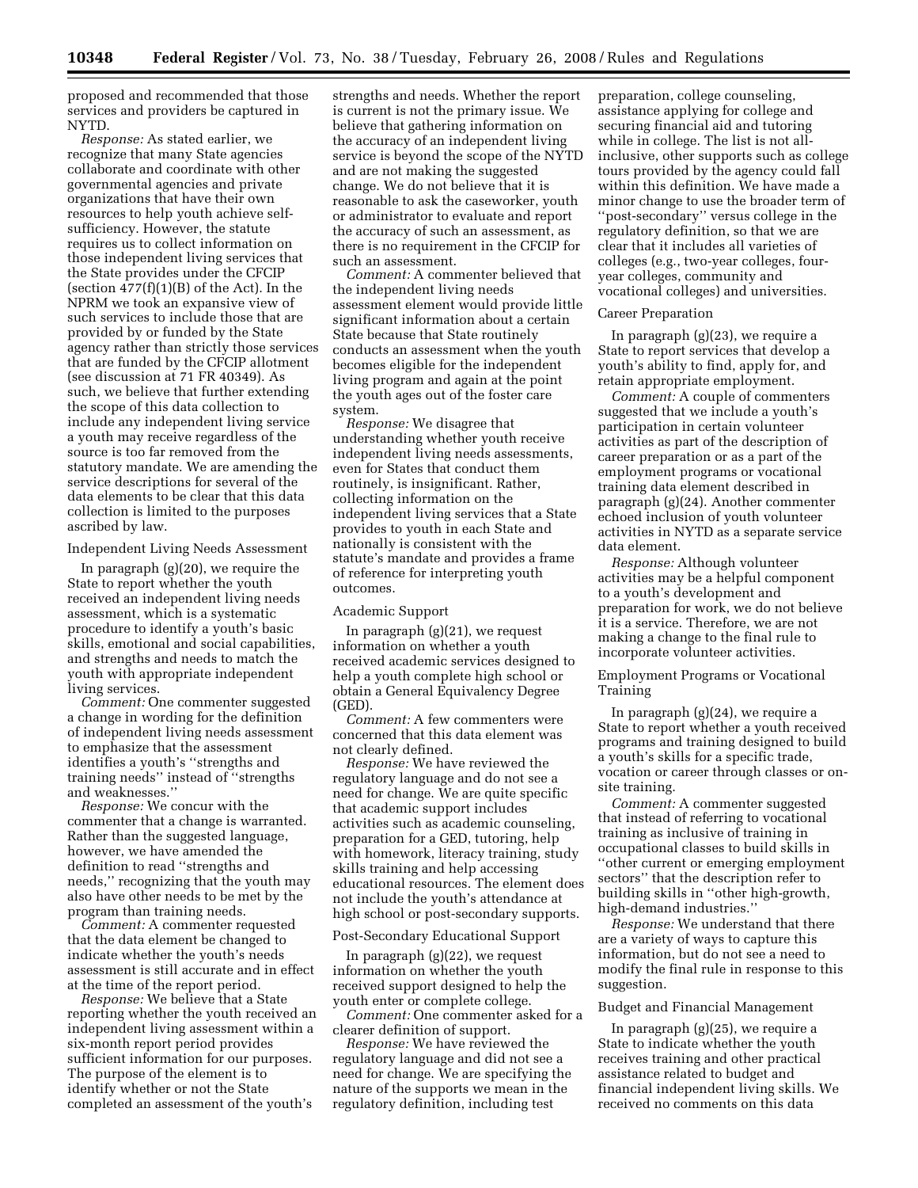proposed and recommended that those services and providers be captured in NYTD.

*Response:* As stated earlier, we recognize that many State agencies collaborate and coordinate with other governmental agencies and private organizations that have their own resources to help youth achieve self-sufficiency. However, the statute requires us to collect information on those independent living services that the State provides under the CFCIP (section 477(f)(1)(B) of the Act). In the NPRM we took an expansive view of such services to include those that are provided by or funded by the State agency rather than strictly those services that are funded by the CFCIP allotment (see discussion at 71 FR 40349). As such, we believe that further extending the scope of this data collection to include any independent living service a youth may receive regardless of the source is too far removed from the statutory mandate. We are amending the service descriptions for several of the data elements to be clear that this data collection is limited to the purposes ascribed by law.

Independent Living Needs Assessment

In paragraph (g)(20), we require the State to report whether the youth received an independent living needs assessment, which is a systematic procedure to identify a youth's basic skills, emotional and social capabilities, and strengths and needs to match the youth with appropriate independent living services.

*Comment:* One commenter suggested a change in wording for the definition of independent living needs assessment to emphasize that the assessment identifies a youth's ''strengths and training needs'' instead of ''strengths and weaknesses.''

*Response:* We concur with the commenter that a change is warranted. Rather than the suggested language, however, we have amended the definition to read ''strengths and needs,'' recognizing that the youth may also have other needs to be met by the program than training needs.

*Comment:* A commenter requested that the data element be changed to indicate whether the youth's needs assessment is still accurate and in effect at the time of the report period.

*Response:* We believe that a State reporting whether the youth received an independent living assessment within a six-month report period provides sufficient information for our purposes. The purpose of the element is to identify whether or not the State completed an assessment of the youth's strengths and needs. Whether the report is current is not the primary issue. We believe that gathering information on the accuracy of an independent living service is beyond the scope of the NYTD and are not making the suggested change. We do not believe that it is reasonable to ask the caseworker, youth or administrator to evaluate and report the accuracy of such an assessment, as there is no requirement in the CFCIP for such an assessment.

*Comment:* A commenter believed that the independent living needs assessment element would provide little significant information about a certain State because that State routinely conducts an assessment when the youth becomes eligible for the independent living program and again at the point the youth ages out of the foster care system.

*Response:* We disagree that understanding whether youth receive independent living needs assessments, even for States that conduct them routinely, is insignificant. Rather, collecting information on the independent living services that a State provides to youth in each State and nationally is consistent with the statute's mandate and provides a frame of reference for interpreting youth outcomes.

Academic Support

In paragraph (g)(21), we request information on whether a youth received academic services designed to help a youth complete high school or obtain a General Equivalency Degree (GED).

*Comment:* A few commenters were concerned that this data element was not clearly defined.

*Response:* We have reviewed the regulatory language and do not see a need for change. We are quite specific that academic support includes activities such as academic counseling, preparation for a GED, tutoring, help with homework, literacy training, study skills training and help accessing educational resources. The element does not include the youth's attendance at high school or post-secondary supports.

Post-Secondary Educational Support

In paragraph (g)(22), we request information on whether the youth received support designed to help the youth enter or complete college.

*Comment:* One commenter asked for a clearer definition of support.

*Response:* We have reviewed the regulatory language and did not see a need for change. We are specifying the nature of the supports we mean in the regulatory definition, including test preparation, college counseling, assistance applying for college and securing financial aid and tutoring while in college. The list is not all-inclusive, other supports such as college tours provided by the agency could fall within this definition. We have made a minor change to use the broader term of ''post-secondary'' versus college in the regulatory definition, so that we are clear that it includes all varieties of colleges (e.g., two-year colleges, four-year colleges, community and vocational colleges) and universities.

Career Preparation

In paragraph (g)(23), we require a State to report services that develop a youth's ability to find, apply for, and retain appropriate employment.

*Comment:* A couple of commenters suggested that we include a youth's participation in certain volunteer activities as part of the description of career preparation or as a part of the employment programs or vocational training data element described in paragraph (g)(24). Another commenter echoed inclusion of youth volunteer activities in NYTD as a separate service data element.

*Response:* Although volunteer activities may be a helpful component to a youth's development and preparation for work, we do not believe it is a service. Therefore, we are not making a change to the final rule to incorporate volunteer activities.

Employment Programs or Vocational Training

In paragraph (g)(24), we require a State to report whether a youth received programs and training designed to build a youth's skills for a specific trade, vocation or career through classes or on-site training.

*Comment:* A commenter suggested that instead of referring to vocational training as inclusive of training in occupational classes to build skills in ''other current or emerging employment sectors'' that the description refer to building skills in ''other high-growth, high-demand industries.''

*Response:* We understand that there are a variety of ways to capture this information, but do not see a need to modify the final rule in response to this suggestion.

Budget and Financial Management

In paragraph (g)(25), we require a State to indicate whether the youth receives training and other practical assistance related to budget and financial independent living skills. We received no comments on this data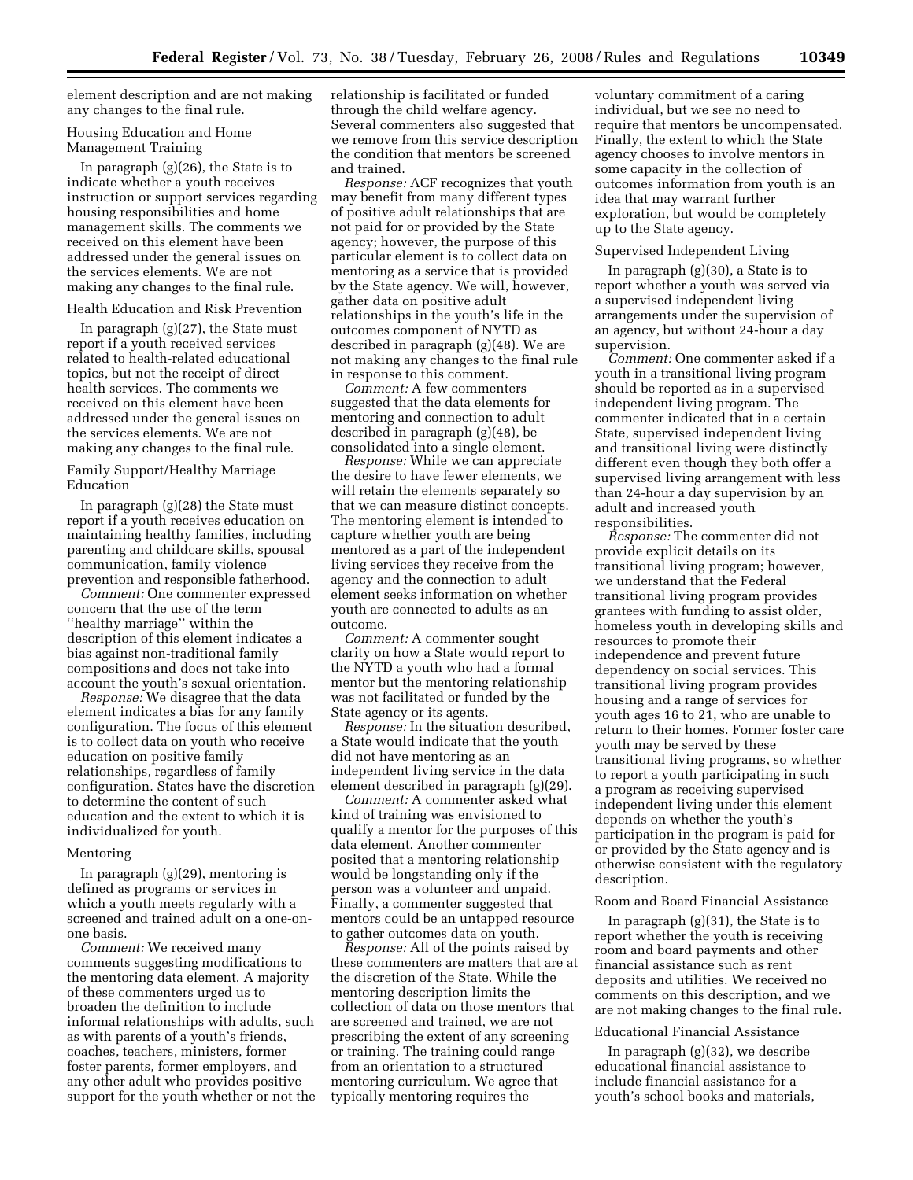element description and are not making any changes to the final rule.

Housing Education and Home Management Training

In paragraph (g)(26), the State is to indicate whether a youth receives instruction or support services regarding housing responsibilities and home management skills. The comments we received on this element have been addressed under the general issues on the services elements. We are not making any changes to the final rule.

Health Education and Risk Prevention

In paragraph (g)(27), the State must report if a youth received services related to health-related educational topics, but not the receipt of direct health services. The comments we received on this element have been addressed under the general issues on the services elements. We are not making any changes to the final rule.

Family Support/Healthy Marriage Education

In paragraph (g)(28) the State must report if a youth receives education on maintaining healthy families, including parenting and childcare skills, spousal communication, family violence prevention and responsible fatherhood.

*Comment:* One commenter expressed concern that the use of the term ''healthy marriage'' within the description of this element indicates a bias against non-traditional family compositions and does not take into account the youth's sexual orientation.

*Response:* We disagree that the data element indicates a bias for any family configuration. The focus of this element is to collect data on youth who receive education on positive family relationships, regardless of family configuration. States have the discretion to determine the content of such education and the extent to which it is individualized for youth.

Mentoring

In paragraph (g)(29), mentoring is defined as programs or services in which a youth meets regularly with a screened and trained adult on a one-on-one basis.

*Comment:* We received many comments suggesting modifications to the mentoring data element. A majority of these commenters urged us to broaden the definition to include informal relationships with adults, such as with parents of a youth's friends, coaches, teachers, ministers, former foster parents, former employers, and any other adult who provides positive support for the youth whether or not the relationship is facilitated or funded through the child welfare agency. Several commenters also suggested that we remove from this service description the condition that mentors be screened and trained.

*Response:* ACF recognizes that youth may benefit from many different types of positive adult relationships that are not paid for or provided by the State agency; however, the purpose of this particular element is to collect data on mentoring as a service that is provided by the State agency. We will, however, gather data on positive adult relationships in the youth's life in the outcomes component of NYTD as described in paragraph (g)(48). We are not making any changes to the final rule in response to this comment.

*Comment:* A few commenters suggested that the data elements for mentoring and connection to adult described in paragraph (g)(48), be consolidated into a single element.

*Response:* While we can appreciate the desire to have fewer elements, we will retain the elements separately so that we can measure distinct concepts. The mentoring element is intended to capture whether youth are being mentored as a part of the independent living services they receive from the agency and the connection to adult element seeks information on whether youth are connected to adults as an outcome.

*Comment:* A commenter sought clarity on how a State would report to the NYTD a youth who had a formal mentor but the mentoring relationship was not facilitated or funded by the State agency or its agents.

*Response:* In the situation described, a State would indicate that the youth did not have mentoring as an independent living service in the data element described in paragraph (g)(29).

*Comment:* A commenter asked what kind of training was envisioned to qualify a mentor for the purposes of this data element. Another commenter posited that a mentoring relationship would be longstanding only if the person was a volunteer and unpaid. Finally, a commenter suggested that mentors could be an untapped resource to gather outcomes data on youth.

*Response:* All of the points raised by these commenters are matters that are at the discretion of the State. While the mentoring description limits the collection of data on those mentors that are screened and trained, we are not prescribing the extent of any screening or training. The training could range from an orientation to a structured mentoring curriculum. We agree that typically mentoring requires the voluntary commitment of a caring individual, but we see no need to require that mentors be uncompensated. Finally, the extent to which the State agency chooses to involve mentors in some capacity in the collection of outcomes information from youth is an idea that may warrant further exploration, but would be completely up to the State agency.

Supervised Independent Living

In paragraph (g)(30), a State is to report whether a youth was served via a supervised independent living arrangements under the supervision of an agency, but without 24-hour a day supervision.

*Comment:* One commenter asked if a youth in a transitional living program should be reported as in a supervised independent living program. The commenter indicated that in a certain State, supervised independent living and transitional living were distinctly different even though they both offer a supervised living arrangement with less than 24-hour a day supervision by an adult and increased youth responsibilities.

*Response:* The commenter did not provide explicit details on its transitional living program; however, we understand that the Federal transitional living program provides grantees with funding to assist older, homeless youth in developing skills and resources to promote their independence and prevent future dependency on social services. This transitional living program provides housing and a range of services for youth ages 16 to 21, who are unable to return to their homes. Former foster care youth may be served by these transitional living programs, so whether to report a youth participating in such a program as receiving supervised independent living under this element depends on whether the youth's participation in the program is paid for or provided by the State agency and is otherwise consistent with the regulatory description.

Room and Board Financial Assistance

In paragraph (g)(31), the State is to report whether the youth is receiving room and board payments and other financial assistance such as rent deposits and utilities. We received no comments on this description, and we are not making changes to the final rule.

Educational Financial Assistance

In paragraph (g)(32), we describe educational financial assistance to include financial assistance for a youth's school books and materials,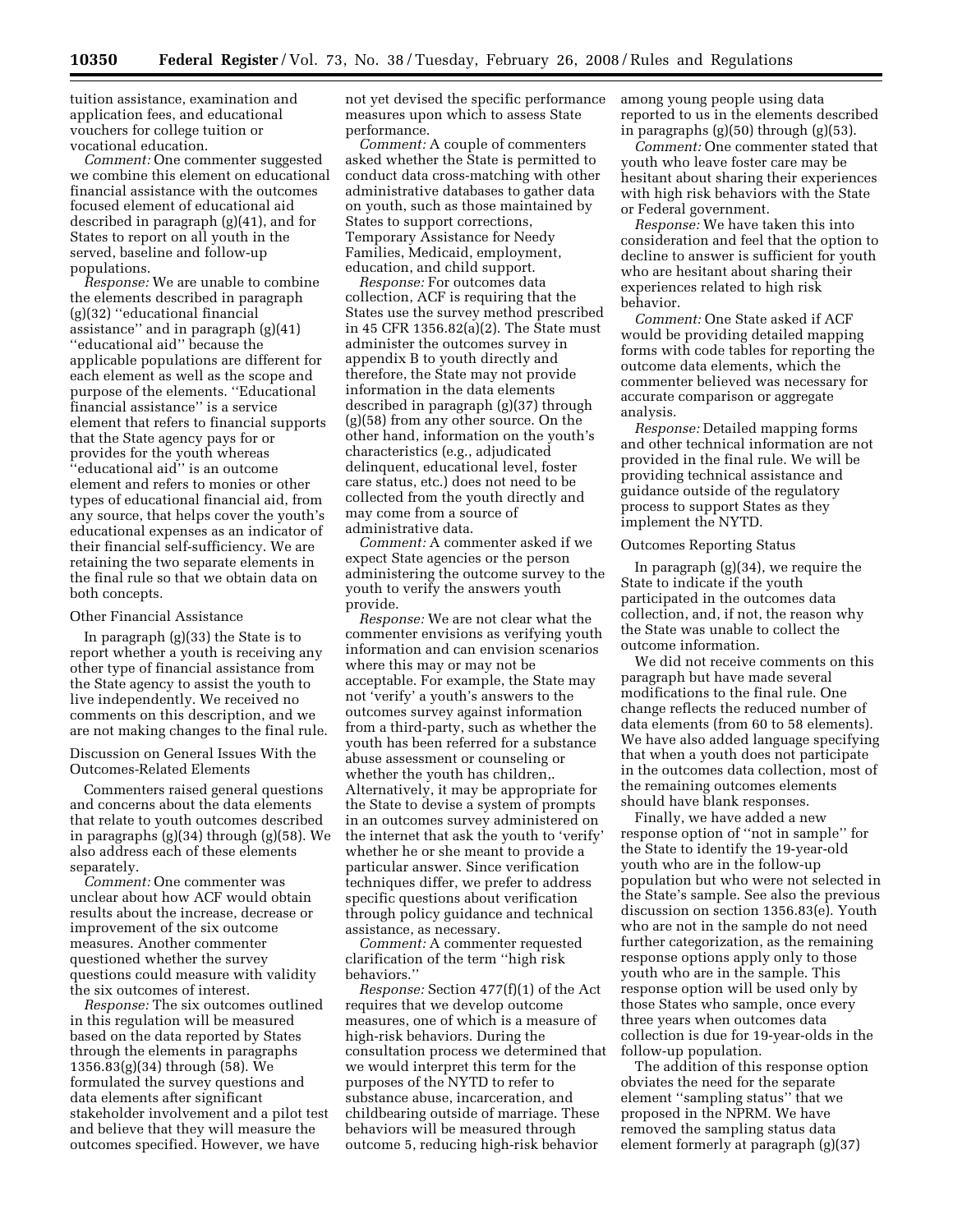tuition assistance, examination and application fees, and educational vouchers for college tuition or vocational education.

*Comment:* One commenter suggested we combine this element on educational financial assistance with the outcomes focused element of educational aid described in paragraph (g)(41), and for States to report on all youth in the served, baseline and follow-up populations.

*Response:* We are unable to combine the elements described in paragraph (g)(32) ''educational financial assistance'' and in paragraph (g)(41) ''educational aid'' because the applicable populations are different for each element as well as the scope and purpose of the elements. ''Educational financial assistance'' is a service element that refers to financial supports that the State agency pays for or provides for the youth whereas ''educational aid'' is an outcome element and refers to monies or other types of educational financial aid, from any source, that helps cover the youth's educational expenses as an indicator of their financial self-sufficiency. We are retaining the two separate elements in the final rule so that we obtain data on both concepts.

Other Financial Assistance

In paragraph (g)(33) the State is to report whether a youth is receiving any other type of financial assistance from the State agency to assist the youth to live independently. We received no comments on this description, and we are not making changes to the final rule.

Discussion on General Issues With the Outcomes-Related Elements

Commenters raised general questions and concerns about the data elements that relate to youth outcomes described in paragraphs (g)(34) through (g)(58). We also address each of these elements separately.

*Comment:* One commenter was unclear about how ACF would obtain results about the increase, decrease or improvement of the six outcome measures. Another commenter questioned whether the survey questions could measure with validity the six outcomes of interest.

*Response:* The six outcomes outlined in this regulation will be measured based on the data reported by States through the elements in paragraphs 1356.83(g)(34) through (58). We formulated the survey questions and data elements after significant stakeholder involvement and a pilot test and believe that they will measure the outcomes specified. However, we have not yet devised the specific performance measures upon which to assess State performance.

*Comment:* A couple of commenters asked whether the State is permitted to conduct data cross-matching with other administrative databases to gather data on youth, such as those maintained by States to support corrections, Temporary Assistance for Needy Families, Medicaid, employment, education, and child support.

*Response:* For outcomes data collection, ACF is requiring that the States use the survey method prescribed in 45 CFR 1356.82(a)(2). The State must administer the outcomes survey in appendix B to youth directly and therefore, the State may not provide information in the data elements described in paragraph (g)(37) through (g)(58) from any other source. On the other hand, information on the youth's characteristics (e.g., adjudicated delinquent, educational level, foster care status, etc.) does not need to be collected from the youth directly and may come from a source of administrative data.

*Comment:* A commenter asked if we expect State agencies or the person administering the outcome survey to the youth to verify the answers youth provide.

*Response:* We are not clear what the commenter envisions as verifying youth information and can envision scenarios where this may or may not be acceptable. For example, the State may not 'verify' a youth's answers to the outcomes survey against information from a third-party, such as whether the youth has been referred for a substance abuse assessment or counseling or whether the youth has children,. Alternatively, it may be appropriate for the State to devise a system of prompts in an outcomes survey administered on the internet that ask the youth to 'verify' whether he or she meant to provide a particular answer. Since verification techniques differ, we prefer to address specific questions about verification through policy guidance and technical assistance, as necessary.

*Comment:* A commenter requested clarification of the term ''high risk behaviors.''

*Response:* Section 477(f)(1) of the Act requires that we develop outcome measures, one of which is a measure of high-risk behaviors. During the consultation process we determined that we would interpret this term for the purposes of the NYTD to refer to substance abuse, incarceration, and childbearing outside of marriage. These behaviors will be measured through outcome 5, reducing high-risk behavior among young people using data reported to us in the elements described in paragraphs (g)(50) through (g)(53).

*Comment:* One commenter stated that youth who leave foster care may be hesitant about sharing their experiences with high risk behaviors with the State or Federal government.

*Response:* We have taken this into consideration and feel that the option to decline to answer is sufficient for youth who are hesitant about sharing their experiences related to high risk behavior.

*Comment:* One State asked if ACF would be providing detailed mapping forms with code tables for reporting the outcome data elements, which the commenter believed was necessary for accurate comparison or aggregate analysis.

*Response:* Detailed mapping forms and other technical information are not provided in the final rule. We will be providing technical assistance and guidance outside of the regulatory process to support States as they implement the NYTD.

Outcomes Reporting Status

In paragraph (g)(34), we require the State to indicate if the youth participated in the outcomes data collection, and, if not, the reason why the State was unable to collect the outcome information.

We did not receive comments on this paragraph but have made several modifications to the final rule. One change reflects the reduced number of data elements (from 60 to 58 elements). We have also added language specifying that when a youth does not participate in the outcomes data collection, most of the remaining outcomes elements should have blank responses.

Finally, we have added a new response option of ''not in sample'' for the State to identify the 19-year-old youth who are in the follow-up population but who were not selected in the State's sample. See also the previous discussion on section 1356.83(e). Youth who are not in the sample do not need further categorization, as the remaining response options apply only to those youth who are in the sample. This response option will be used only by those States who sample, once every three years when outcomes data collection is due for 19-year-olds in the follow-up population.

The addition of this response option obviates the need for the separate element ''sampling status'' that we proposed in the NPRM. We have removed the sampling status data element formerly at paragraph (g)(37)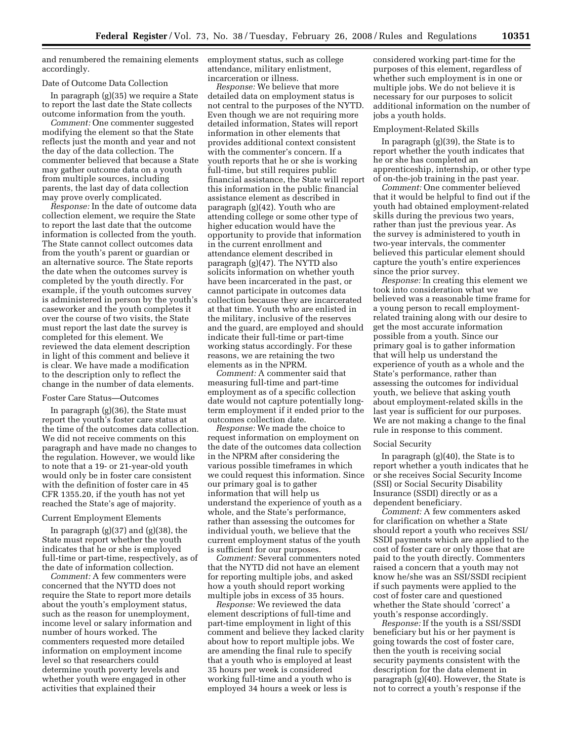and renumbered the remaining elements accordingly.

### Date of Outcome Data Collection

In paragraph (g)(35) we require a State to report the last date the State collects outcome information from the youth.

*Comment:* One commenter suggested modifying the element so that the State reflects just the month and year and not the day of the data collection. The commenter believed that because a State may gather outcome data on a youth from multiple sources, including parents, the last day of data collection may prove overly complicated.

*Response:* In the date of outcome data collection element, we require the State to report the last date that the outcome information is collected from the youth. The State cannot collect outcomes data from the youth's parent or guardian or an alternative source. The State reports the date when the outcomes survey is completed by the youth directly. For example, if the youth outcomes survey is administered in person by the youth's caseworker and the youth completes it over the course of two visits, the State must report the last date the survey is completed for this element. We reviewed the data element description in light of this comment and believe it is clear. We have made a modification to the description only to reflect the change in the number of data elements.

### Foster Care Status—Outcomes

In paragraph (g)(36), the State must report the youth's foster care status at the time of the outcomes data collection. We did not receive comments on this paragraph and have made no changes to the regulation. However, we would like to note that a 19- or 21-year-old youth would only be in foster care consistent with the definition of foster care in 45 CFR 1355.20, if the youth has not yet reached the State's age of majority.

### Current Employment Elements

In paragraph (g)(37) and (g)(38), the State must report whether the youth indicates that he or she is employed full-time or part-time, respectively, as of the date of information collection.

*Comment:* A few commenters were concerned that the NYTD does not require the State to report more details about the youth's employment status, such as the reason for unemployment, income level or salary information and number of hours worked. The commenters requested more detailed information on employment income level so that researchers could determine youth poverty levels and whether youth were engaged in other activities that explained their employment status, such as college attendance, military enlistment, incarceration or illness.

*Response:* We believe that more detailed data on employment status is not central to the purposes of the NYTD. Even though we are not requiring more detailed information, States will report information in other elements that provides additional context consistent with the commenter's concern. If a youth reports that he or she is working full-time, but still requires public financial assistance, the State will report this information in the public financial assistance element as described in paragraph (g)(42). Youth who are attending college or some other type of higher education would have the opportunity to provide that information in the current enrollment and attendance element described in paragraph (g)(47). The NYTD also solicits information on whether youth have been incarcerated in the past, or cannot participate in outcomes data collection because they are incarcerated at that time. Youth who are enlisted in the military, inclusive of the reserves and the guard, are employed and should indicate their full-time or part-time working status accordingly. For these reasons, we are retaining the two elements as in the NPRM.

*Comment:* A commenter said that measuring full-time and part-time employment as of a specific collection date would not capture potentially long-term employment if it ended prior to the outcomes collection date.

*Response:* We made the choice to request information on employment on the date of the outcomes data collection in the NPRM after considering the various possible timeframes in which we could request this information. Since our primary goal is to gather information that will help us understand the experience of youth as a whole, and the State's performance, rather than assessing the outcomes for individual youth, we believe that the current employment status of the youth is sufficient for our purposes.

*Comment:* Several commenters noted that the NYTD did not have an element for reporting multiple jobs, and asked how a youth should report working multiple jobs in excess of 35 hours.

*Response:* We reviewed the data element descriptions of full-time and part-time employment in light of this comment and believe they lacked clarity about how to report multiple jobs. We are amending the final rule to specify that a youth who is employed at least 35 hours per week is considered working full-time and a youth who is employed 34 hours a week or less is considered working part-time for the purposes of this element, regardless of whether such employment is in one or multiple jobs. We do not believe it is necessary for our purposes to solicit additional information on the number of jobs a youth holds.

### Employment-Related Skills

In paragraph (g)(39), the State is to report whether the youth indicates that he or she has completed an apprenticeship, internship, or other type of on-the-job training in the past year.

*Comment:* One commenter believed that it would be helpful to find out if the youth had obtained employment-related skills during the previous two years, rather than just the previous year. As the survey is administered to youth in two-year intervals, the commenter believed this particular element should capture the youth's entire experiences since the prior survey.

*Response:* In creating this element we took into consideration what we believed was a reasonable time frame for a young person to recall employment-related training along with our desire to get the most accurate information possible from a youth. Since our primary goal is to gather information that will help us understand the experience of youth as a whole and the State's performance, rather than assessing the outcomes for individual youth, we believe that asking youth about employment-related skills in the last year is sufficient for our purposes. We are not making a change to the final rule in response to this comment.

### Social Security

In paragraph (g)(40), the State is to report whether a youth indicates that he or she receives Social Security Income (SSI) or Social Security Disability Insurance (SSDI) directly or as a dependent beneficiary.

*Comment:* A few commenters asked for clarification on whether a State should report a youth who receives SSI/SSDI payments which are applied to the cost of foster care or only those that are paid to the youth directly. Commenters raised a concern that a youth may not know he/she was an SSI/SSDI recipient if such payments were applied to the cost of foster care and questioned whether the State should 'correct' a youth's response accordingly.

*Response:* If the youth is a SSI/SSDI beneficiary but his or her payment is going towards the cost of foster care, then the youth is receiving social security payments consistent with the description for the data element in paragraph (g)(40). However, the State is not to correct a youth's response if the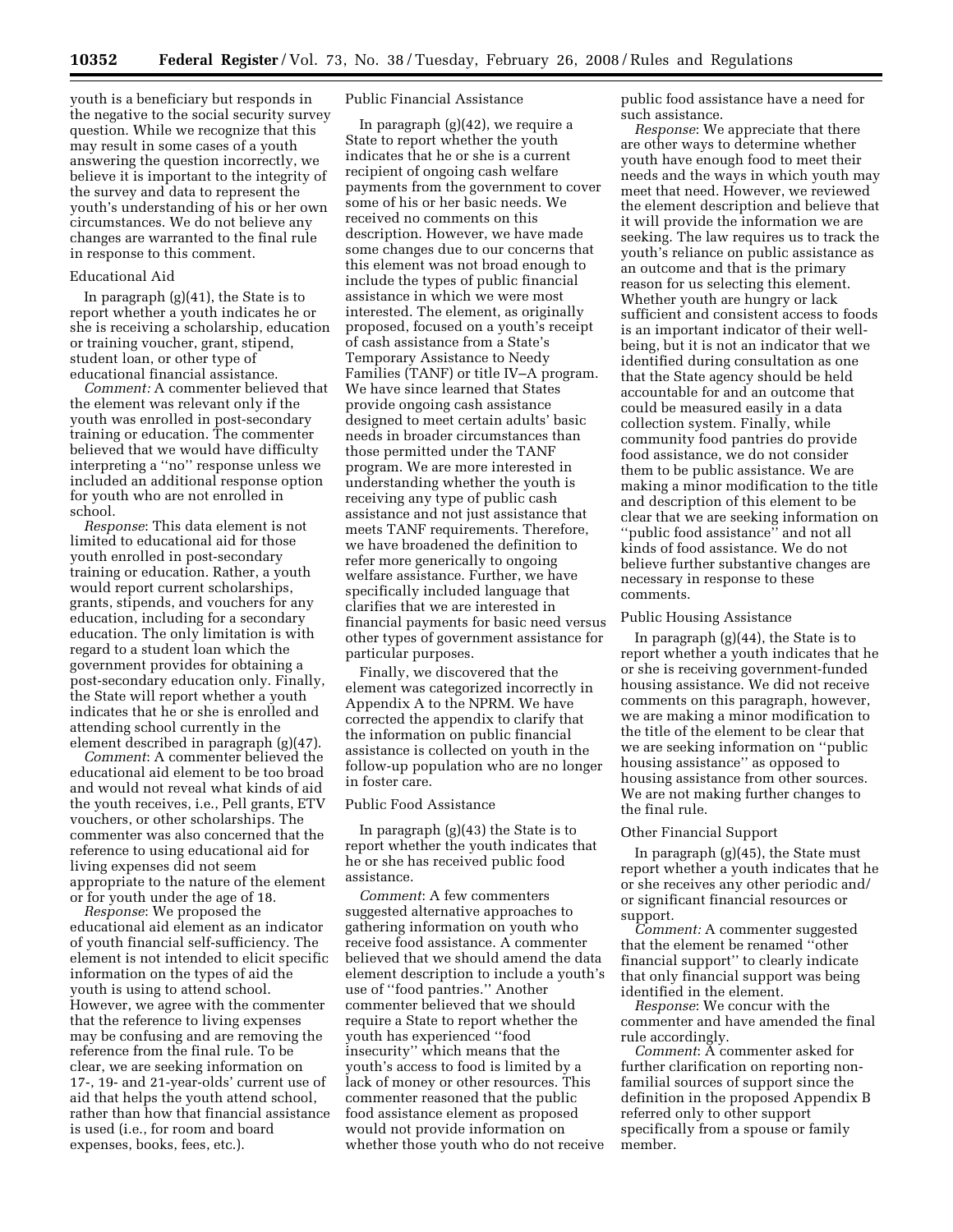youth is a beneficiary but responds in the negative to the social security survey question. While we recognize that this may result in some cases of a youth answering the question incorrectly, we believe it is important to the integrity of the survey and data to represent the youth's understanding of his or her own circumstances. We do not believe any changes are warranted to the final rule in response to this comment.

Educational Aid

In paragraph (g)(41), the State is to report whether a youth indicates he or she is receiving a scholarship, education or training voucher, grant, stipend, student loan, or other type of educational financial assistance.

*Comment:* A commenter believed that the element was relevant only if the youth was enrolled in post-secondary training or education. The commenter believed that we would have difficulty interpreting a ''no'' response unless we included an additional response option for youth who are not enrolled in school.

*Response*: This data element is not limited to educational aid for those youth enrolled in post-secondary training or education. Rather, a youth would report current scholarships, grants, stipends, and vouchers for any education, including for a secondary education. The only limitation is with regard to a student loan which the government provides for obtaining a post-secondary education only. Finally, the State will report whether a youth indicates that he or she is enrolled and attending school currently in the element described in paragraph (g)(47).

*Comment*: A commenter believed the educational aid element to be too broad and would not reveal what kinds of aid the youth receives, i.e., Pell grants, ETV vouchers, or other scholarships. The commenter was also concerned that the reference to using educational aid for living expenses did not seem appropriate to the nature of the element or for youth under the age of 18.

*Response*: We proposed the educational aid element as an indicator of youth financial self-sufficiency. The element is not intended to elicit specific information on the types of aid the youth is using to attend school. However, we agree with the commenter that the reference to living expenses may be confusing and are removing the reference from the final rule. To be clear, we are seeking information on 17-, 19- and 21-year-olds' current use of aid that helps the youth attend school, rather than how that financial assistance is used (i.e., for room and board expenses, books, fees, etc.).

Public Financial Assistance

In paragraph (g)(42), we require a State to report whether the youth indicates that he or she is a current recipient of ongoing cash welfare payments from the government to cover some of his or her basic needs. We received no comments on this description. However, we have made some changes due to our concerns that this element was not broad enough to include the types of public financial assistance in which we were most interested. The element, as originally proposed, focused on a youth's receipt of cash assistance from a State's Temporary Assistance to Needy Families (TANF) or title IV–A program. We have since learned that States provide ongoing cash assistance designed to meet certain adults' basic needs in broader circumstances than those permitted under the TANF program. We are more interested in understanding whether the youth is receiving any type of public cash assistance and not just assistance that meets TANF requirements. Therefore, we have broadened the definition to refer more generically to ongoing welfare assistance. Further, we have specifically included language that clarifies that we are interested in financial payments for basic need versus other types of government assistance for particular purposes.

Finally, we discovered that the element was categorized incorrectly in Appendix A to the NPRM. We have corrected the appendix to clarify that the information on public financial assistance is collected on youth in the follow-up population who are no longer in foster care.

Public Food Assistance

In paragraph (g)(43) the State is to report whether the youth indicates that he or she has received public food assistance.

*Comment*: A few commenters suggested alternative approaches to gathering information on youth who receive food assistance. A commenter believed that we should amend the data element description to include a youth's use of ''food pantries.'' Another commenter believed that we should require a State to report whether the youth has experienced ''food insecurity'' which means that the youth's access to food is limited by a lack of money or other resources. This commenter reasoned that the public food assistance element as proposed would not provide information on whether those youth who do not receive public food assistance have a need for such assistance.

*Response*: We appreciate that there are other ways to determine whether youth have enough food to meet their needs and the ways in which youth may meet that need. However, we reviewed the element description and believe that it will provide the information we are seeking. The law requires us to track the youth's reliance on public assistance as an outcome and that is the primary reason for us selecting this element. Whether youth are hungry or lack sufficient and consistent access to foods is an important indicator of their well-being, but it is not an indicator that we identified during consultation as one that the State agency should be held accountable for and an outcome that could be measured easily in a data collection system. Finally, while community food pantries do provide food assistance, we do not consider them to be public assistance. We are making a minor modification to the title and description of this element to be clear that we are seeking information on ''public food assistance'' and not all kinds of food assistance. We do not believe further substantive changes are necessary in response to these comments.

Public Housing Assistance

In paragraph (g)(44), the State is to report whether a youth indicates that he or she is receiving government-funded housing assistance. We did not receive comments on this paragraph, however, we are making a minor modification to the title of the element to be clear that we are seeking information on ''public housing assistance'' as opposed to housing assistance from other sources. We are not making further changes to the final rule.

Other Financial Support

In paragraph (g)(45), the State must report whether a youth indicates that he or she receives any other periodic and/or significant financial resources or support.

*Comment:* A commenter suggested that the element be renamed ''other financial support'' to clearly indicate that only financial support was being identified in the element.

*Response*: We concur with the commenter and have amended the final rule accordingly.

*Comment*: A commenter asked for further clarification on reporting non-familial sources of support since the definition in the proposed Appendix B referred only to other support specifically from a spouse or family member.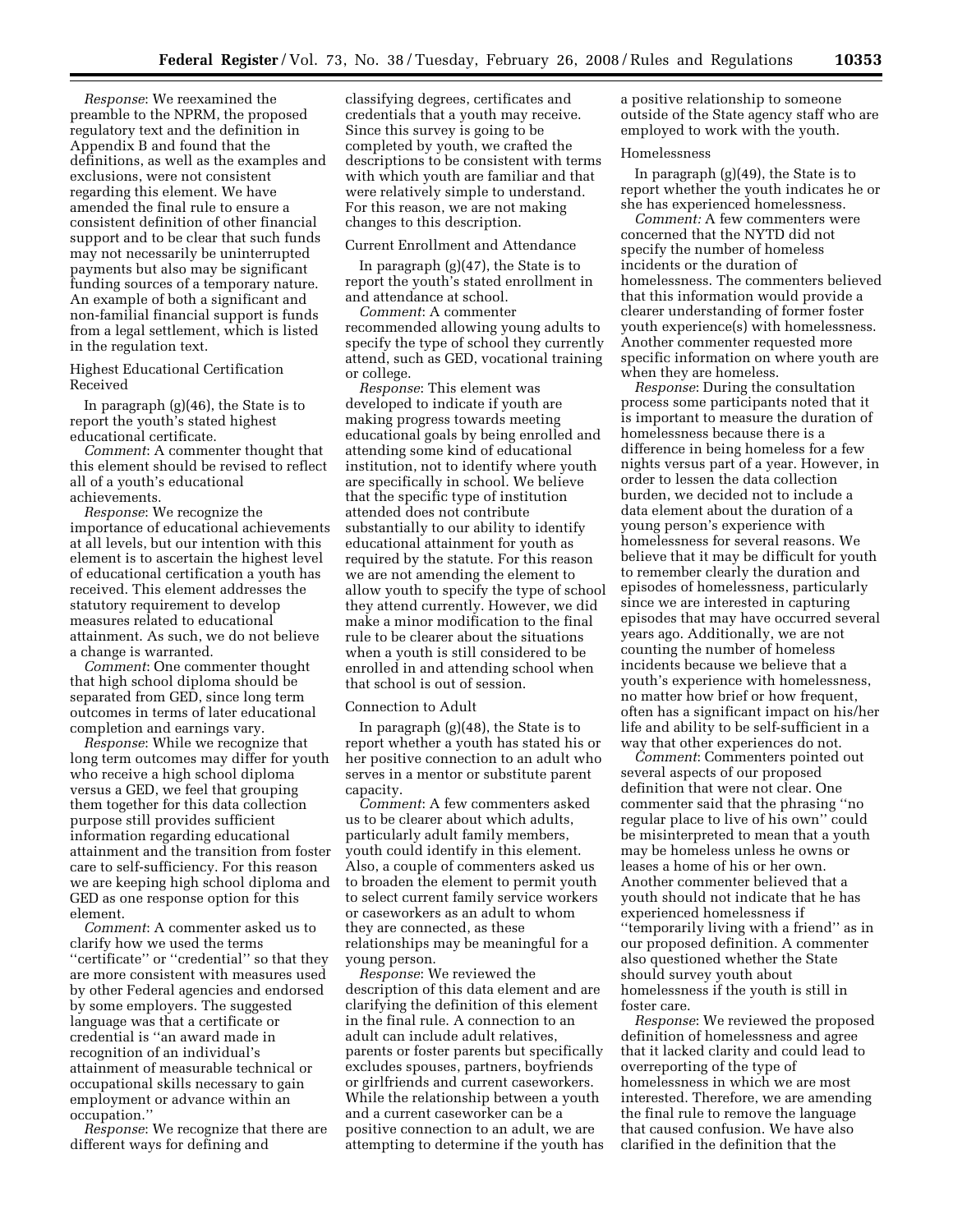*Response*: We reexamined the preamble to the NPRM, the proposed regulatory text and the definition in Appendix B and found that the definitions, as well as the examples and exclusions, were not consistent regarding this element. We have amended the final rule to ensure a consistent definition of other financial support and to be clear that such funds may not necessarily be uninterrupted payments but also may be significant funding sources of a temporary nature. An example of both a significant and non-familial financial support is funds from a legal settlement, which is listed in the regulation text.

Highest Educational Certification Received

In paragraph (g)(46), the State is to report the youth's stated highest educational certificate.

*Comment*: A commenter thought that this element should be revised to reflect all of a youth's educational achievements.

*Response*: We recognize the importance of educational achievements at all levels, but our intention with this element is to ascertain the highest level of educational certification a youth has received. This element addresses the statutory requirement to develop measures related to educational attainment. As such, we do not believe a change is warranted.

*Comment*: One commenter thought that high school diploma should be separated from GED, since long term outcomes in terms of later educational completion and earnings vary.

*Response*: While we recognize that long term outcomes may differ for youth who receive a high school diploma versus a GED, we feel that grouping them together for this data collection purpose still provides sufficient information regarding educational attainment and the transition from foster care to self-sufficiency. For this reason we are keeping high school diploma and GED as one response option for this element.

*Comment*: A commenter asked us to clarify how we used the terms "certificate" or "credential" so that they are more consistent with measures used by other Federal agencies and endorsed by some employers. The suggested language was that a certificate or credential is "an award made in recognition of an individual's attainment of measurable technical or occupational skills necessary to gain employment or advance within an occupation."

*Response*: We recognize that there are different ways for defining and classifying degrees, certificates and credentials that a youth may receive. Since this survey is going to be completed by youth, we crafted the descriptions to be consistent with terms with which youth are familiar and that were relatively simple to understand. For this reason, we are not making changes to this description.

Current Enrollment and Attendance

In paragraph (g)(47), the State is to report the youth's stated current enrollment in and attendance at school.

*Comment*: A commenter recommended allowing young adults to specify the type of school they currently attend, such as GED, vocational training or college.

*Response*: This element was developed to indicate if youth are making progress towards meeting educational goals by being enrolled and attending some kind of educational institution, not to identify where youth are specifically in school. We believe that the specific type of institution attended does not contribute substantially to our ability to identify educational attainment for youth as required by the statute. For this reason we are not amending the element to allow youth to specify the type of school they attend currently. However, we did make a minor modification to the final rule to be clearer about the situations when a youth is still considered to be enrolled in and attending school when that school is out of session.

Connection to Adult

In paragraph (g)(48), the State is to report whether a youth has stated his or her positive connection to an adult who serves in a mentor or substitute parent capacity.

*Comment*: A few commenters asked us to be clearer about which adults, particularly adult family members, youth could identify in this element. Also, a couple of commenters asked us to broaden the element to permit youth to select current family service workers or caseworkers as an adult to whom they are connected, as these relationships may be meaningful for a young person.

*Response*: We reviewed the description of this data element and are clarifying the definition of this element in the final rule. A connection to an adult can include adult relatives, parents or foster parents but specifically excludes spouses, partners, boyfriends or girlfriends and current caseworkers. While the relationship between a youth and a current caseworker can be a positive connection to an adult, we are attempting to determine if the youth has a positive relationship to someone outside of the State agency staff who are employed to work with the youth.

Homelessness

In paragraph (g)(49), the State is to report whether the youth indicates he or she has experienced homelessness.

*Comment:* A few commenters were concerned that the NYTD did not specify the number of homeless incidents or the duration of homelessness. The commenters believed that this information would provide a clearer understanding of former foster youth experience(s) with homelessness. Another commenter requested more specific information on where youth are when they are homeless.

*Response*: During the consultation process some participants noted that it is important to measure the duration of homelessness because there is a difference in being homeless for a few nights versus part of a year. However, in order to lessen the data collection burden, we decided not to include a data element about the duration of a young person's experience with homelessness for several reasons. We believe that it may be difficult for youth to remember clearly the duration and episodes of homelessness, particularly since we are interested in capturing episodes that may have occurred several years ago. Additionally, we are not counting the number of homeless incidents because we believe that a youth's experience with homelessness, no matter how brief or how frequent, often has a significant impact on his/her life and ability to be self-sufficient in a way that other experiences do not.

*Comment*: Commenters pointed out several aspects of our proposed definition that were not clear. One commenter said that the phrasing "no regular place to live of his own" could be misinterpreted to mean that a youth may be homeless unless he owns or leases a home of his or her own. Another commenter believed that a youth should not indicate that he has experienced homelessness if "temporarily living with a friend" as in our proposed definition. A commenter also questioned whether the State should survey youth about homelessness if the youth is still in foster care.

*Response*: We reviewed the proposed definition of homelessness and agree that it lacked clarity and could lead to overreporting of the type of homelessness in which we are most interested. Therefore, we are amending the final rule to remove the language that caused confusion. We have also clarified in the definition that the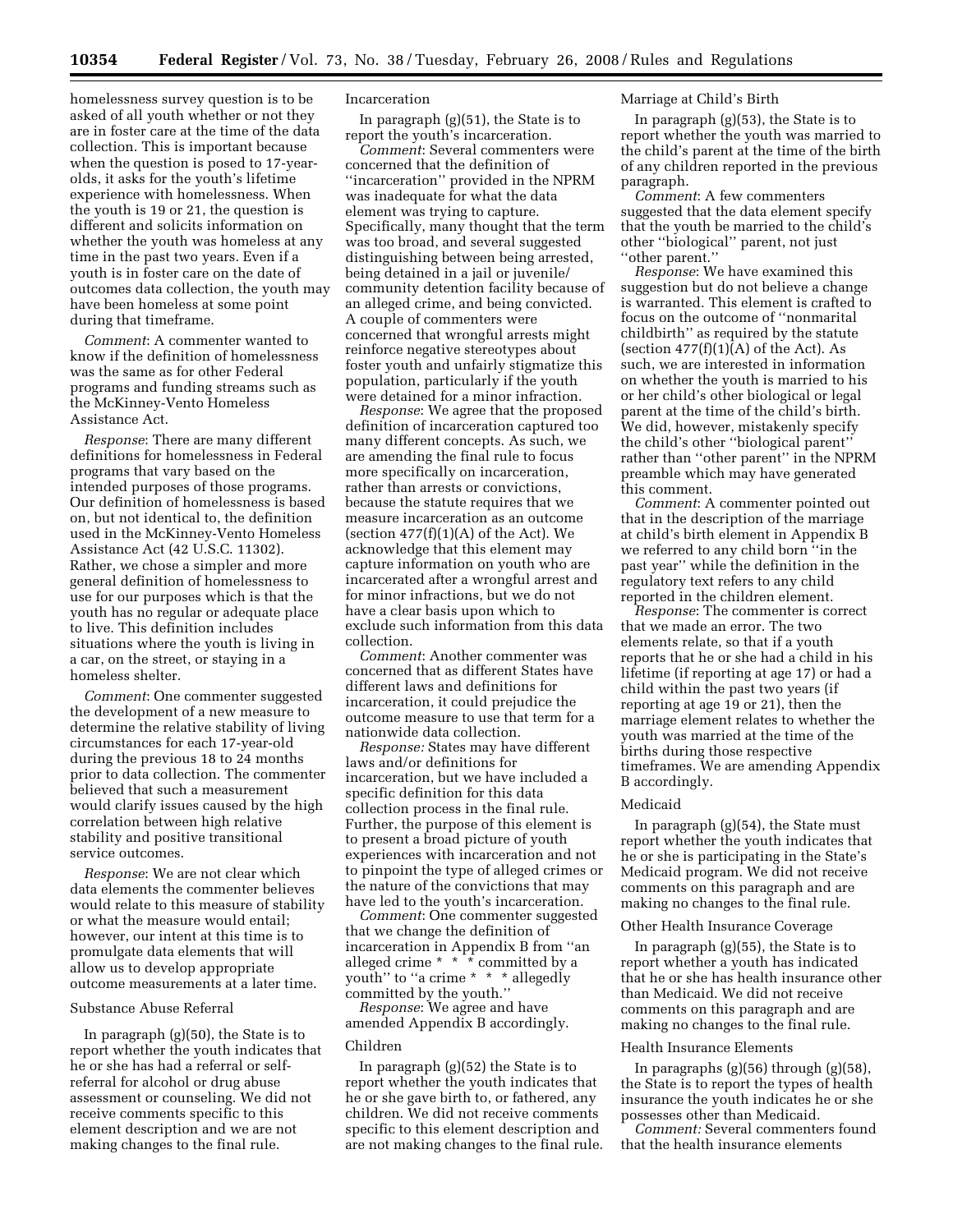homelessness survey question is to be asked of all youth whether or not they are in foster care at the time of the data collection. This is important because when the question is posed to 17-year-olds, it asks for the youth's lifetime experience with homelessness. When the youth is 19 or 21, the question is different and solicits information on whether the youth was homeless at any time in the past two years. Even if a youth is in foster care on the date of outcomes data collection, the youth may have been homeless at some point during that timeframe.

*Comment*: A commenter wanted to know if the definition of homelessness was the same as for other Federal programs and funding streams such as the McKinney-Vento Homeless Assistance Act.

*Response*: There are many different definitions for homelessness in Federal programs that vary based on the intended purposes of those programs. Our definition of homelessness is based on, but not identical to, the definition used in the McKinney-Vento Homeless Assistance Act (42 U.S.C. 11302). Rather, we chose a simpler and more general definition of homelessness to use for our purposes which is that the youth has no regular or adequate place to live. This definition includes situations where the youth is living in a car, on the street, or staying in a homeless shelter.

*Comment*: One commenter suggested the development of a new measure to determine the relative stability of living circumstances for each 17-year-old during the previous 18 to 24 months prior to data collection. The commenter believed that such a measurement would clarify issues caused by the high correlation between high relative stability and positive transitional service outcomes.

*Response*: We are not clear which data elements the commenter believes would relate to this measure of stability or what the measure would entail; however, our intent at this time is to promulgate data elements that will allow us to develop appropriate outcome measurements at a later time.

Substance Abuse Referral

In paragraph (g)(50), the State is to report whether the youth indicates that he or she has had a referral or self-referral for alcohol or drug abuse assessment or counseling. We did not receive comments specific to this element description and we are not making changes to the final rule.

Incarceration

In paragraph (g)(51), the State is to report the youth's incarceration.

*Comment*: Several commenters were concerned that the definition of ''incarceration'' provided in the NPRM was inadequate for what the data element was trying to capture. Specifically, many thought that the term was too broad, and several suggested distinguishing between being arrested, being detained in a jail or juvenile/community detention facility because of an alleged crime, and being convicted. A couple of commenters were concerned that wrongful arrests might reinforce negative stereotypes about foster youth and unfairly stigmatize this population, particularly if the youth were detained for a minor infraction.

*Response*: We agree that the proposed definition of incarceration captured too many different concepts. As such, we are amending the final rule to focus more specifically on incarceration, rather than arrests or convictions, because the statute requires that we measure incarceration as an outcome (section 477(f)(1)(A) of the Act). We acknowledge that this element may capture information on youth who are incarcerated after a wrongful arrest and for minor infractions, but we do not have a clear basis upon which to exclude such information from this data collection.

*Comment*: Another commenter was concerned that as different States have different laws and definitions for incarceration, it could prejudice the outcome measure to use that term for a nationwide data collection.

*Response:* States may have different laws and/or definitions for incarceration, but we have included a specific definition for this data collection process in the final rule. Further, the purpose of this element is to present a broad picture of youth experiences with incarceration and not to pinpoint the type of alleged crimes or the nature of the convictions that may have led to the youth's incarceration.

*Comment*: One commenter suggested that we change the definition of incarceration in Appendix B from ''an alleged crime * * * committed by a youth'' to ''a crime * * * allegedly committed by the youth.''

*Response*: We agree and have amended Appendix B accordingly.

Children

In paragraph (g)(52) the State is to report whether the youth indicates that he or she gave birth to, or fathered, any children. We did not receive comments specific to this element description and are not making changes to the final rule.

Marriage at Child's Birth

In paragraph (g)(53), the State is to report whether the youth was married to the child's parent at the time of the birth of any children reported in the previous paragraph.

*Comment*: A few commenters suggested that the data element specify that the youth be married to the child's other ''biological'' parent, not just ''other parent.''

*Response*: We have examined this suggestion but do not believe a change is warranted. This element is crafted to focus on the outcome of ''nonmarital childbirth'' as required by the statute (section 477(f)(1)(A) of the Act). As such, we are interested in information on whether the youth is married to his or her child's other biological or legal parent at the time of the child's birth. We did, however, mistakenly specify the child's other ''biological parent'' rather than ''other parent'' in the NPRM preamble which may have generated this comment.

*Comment*: A commenter pointed out that in the description of the marriage at child's birth element in Appendix B we referred to any child born ''in the past year'' while the definition in the regulatory text refers to any child reported in the children element.

*Response*: The commenter is correct that we made an error. The two elements relate, so that if a youth reports that he or she had a child in his lifetime (if reporting at age 17) or had a child within the past two years (if reporting at age 19 or 21), then the marriage element relates to whether the youth was married at the time of the births during those respective timeframes. We are amending Appendix B accordingly.

Medicaid

In paragraph (g)(54), the State must report whether the youth indicates that he or she is participating in the State's Medicaid program. We did not receive comments on this paragraph and are making no changes to the final rule.

Other Health Insurance Coverage

In paragraph (g)(55), the State is to report whether a youth has indicated that he or she has health insurance other than Medicaid. We did not receive comments on this paragraph and are making no changes to the final rule.

Health Insurance Elements

In paragraphs (g)(56) through (g)(58), the State is to report the types of health insurance the youth indicates he or she possesses other than Medicaid.

*Comment:* Several commenters found that the health insurance elements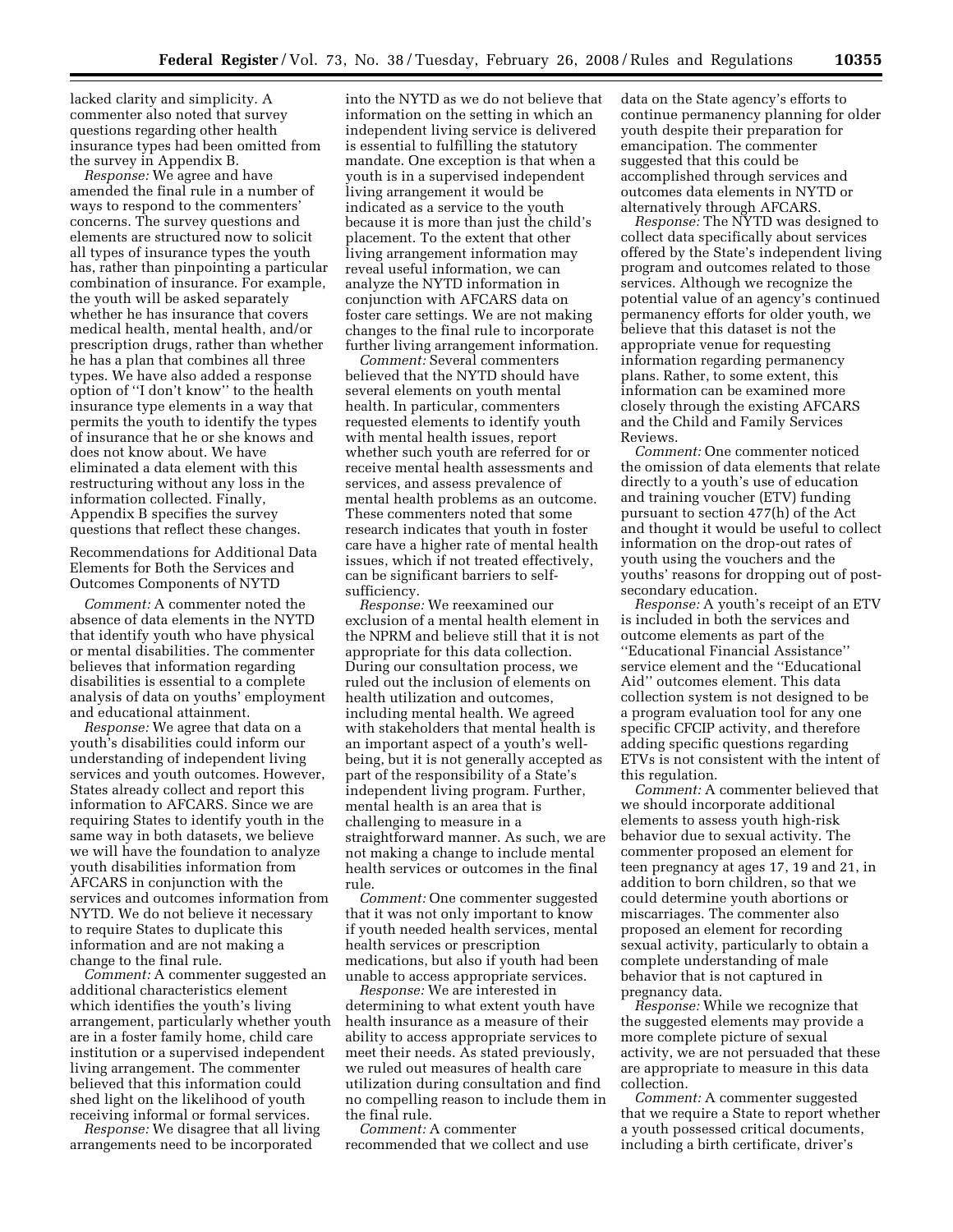lacked clarity and simplicity. A commenter also noted that survey questions regarding other health insurance types had been omitted from the survey in Appendix B.

*Response:* We agree and have amended the final rule in a number of ways to respond to the commenters' concerns. The survey questions and elements are structured now to solicit all types of insurance types the youth has, rather than pinpointing a particular combination of insurance. For example, the youth will be asked separately whether he has insurance that covers medical health, mental health, and/or prescription drugs, rather than whether he has a plan that combines all three types. We have also added a response option of ''I don't know'' to the health insurance type elements in a way that permits the youth to identify the types of insurance that he or she knows and does not know about. We have eliminated a data element with this restructuring without any loss in the information collected. Finally, Appendix B specifies the survey questions that reflect these changes.

Recommendations for Additional Data Elements for Both the Services and Outcomes Components of NYTD

*Comment:* A commenter noted the absence of data elements in the NYTD that identify youth who have physical or mental disabilities. The commenter believes that information regarding disabilities is essential to a complete analysis of data on youths' employment and educational attainment.

*Response:* We agree that data on a youth's disabilities could inform our understanding of independent living services and youth outcomes. However, States already collect and report this information to AFCARS. Since we are requiring States to identify youth in the same way in both datasets, we believe we will have the foundation to analyze youth disabilities information from AFCARS in conjunction with the services and outcomes information from NYTD. We do not believe it necessary to require States to duplicate this information and are not making a change to the final rule.

*Comment:* A commenter suggested an additional characteristics element which identifies the youth's living arrangement, particularly whether youth are in a foster family home, child care institution or a supervised independent living arrangement. The commenter believed that this information could shed light on the likelihood of youth receiving informal or formal services.

*Response:* We disagree that all living arrangements need to be incorporated into the NYTD as we do not believe that information on the setting in which an independent living service is delivered is essential to fulfilling the statutory mandate. One exception is that when a youth is in a supervised independent living arrangement it would be indicated as a service to the youth because it is more than just the child's placement. To the extent that other living arrangement information may reveal useful information, we can analyze the NYTD information in conjunction with AFCARS data on foster care settings. We are not making changes to the final rule to incorporate further living arrangement information.

*Comment:* Several commenters believed that the NYTD should have several elements on youth mental health. In particular, commenters requested elements to identify youth with mental health issues, report whether such youth are referred for or receive mental health assessments and services, and assess prevalence of mental health problems as an outcome. These commenters noted that some research indicates that youth in foster care have a higher rate of mental health issues, which if not treated effectively, can be significant barriers to self-sufficiency.

*Response:* We reexamined our exclusion of a mental health element in the NPRM and believe still that it is not appropriate for this data collection. During our consultation process, we ruled out the inclusion of elements on health utilization and outcomes, including mental health. We agreed with stakeholders that mental health is an important aspect of a youth's well-being, but it is not generally accepted as part of the responsibility of a State's independent living program. Further, mental health is an area that is challenging to measure in a straightforward manner. As such, we are not making a change to include mental health services or outcomes in the final rule.

*Comment:* One commenter suggested that it was not only important to know if youth needed health services, mental health services or prescription medications, but also if youth had been unable to access appropriate services.

*Response:* We are interested in determining to what extent youth have health insurance as a measure of their ability to access appropriate services to meet their needs. As stated previously, we ruled out measures of health care utilization during consultation and find no compelling reason to include them in the final rule.

*Comment:* A commenter recommended that we collect and use data on the State agency's efforts to continue permanency planning for older youth despite their preparation for emancipation. The commenter suggested that this could be accomplished through services and outcomes data elements in NYTD or alternatively through AFCARS.

*Response:* The NYTD was designed to collect data specifically about services offered by the State's independent living program and outcomes related to those services. Although we recognize the potential value of an agency's continued permanency efforts for older youth, we believe that this dataset is not the appropriate venue for requesting information regarding permanency plans. Rather, to some extent, this information can be examined more closely through the existing AFCARS and the Child and Family Services Reviews.

*Comment:* One commenter noticed the omission of data elements that relate directly to a youth's use of education and training voucher (ETV) funding pursuant to section 477(h) of the Act and thought it would be useful to collect information on the drop-out rates of youth using the vouchers and the youths' reasons for dropping out of post-secondary education.

*Response:* A youth's receipt of an ETV is included in both the services and outcome elements as part of the ''Educational Financial Assistance'' service element and the ''Educational Aid'' outcomes element. This data collection system is not designed to be a program evaluation tool for any one specific CFCIP activity, and therefore adding specific questions regarding ETVs is not consistent with the intent of this regulation.

*Comment:* A commenter believed that we should incorporate additional elements to assess youth high-risk behavior due to sexual activity. The commenter proposed an element for teen pregnancy at ages 17, 19 and 21, in addition to born children, so that we could determine youth abortions or miscarriages. The commenter also proposed an element for recording sexual activity, particularly to obtain a complete understanding of male behavior that is not captured in pregnancy data.

*Response:* While we recognize that the suggested elements may provide a more complete picture of sexual activity, we are not persuaded that these are appropriate to measure in this data collection.

*Comment:* A commenter suggested that we require a State to report whether a youth possessed critical documents, including a birth certificate, driver's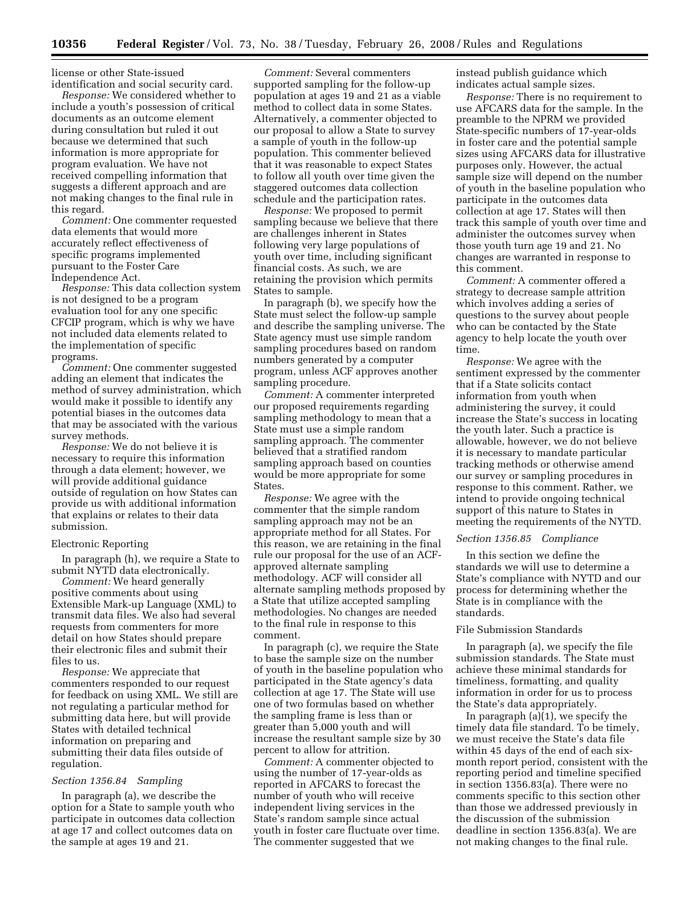license or other State-issued identification and social security card.

*Response:* We considered whether to include a youth's possession of critical documents as an outcome element during consultation but ruled it out because we determined that such information is more appropriate for program evaluation. We have not received compelling information that suggests a different approach and are not making changes to the final rule in this regard.

*Comment:* One commenter requested data elements that would more accurately reflect effectiveness of specific programs implemented pursuant to the Foster Care Independence Act.

*Response:* This data collection system is not designed to be a program evaluation tool for any one specific CFCIP program, which is why we have not included data elements related to the implementation of specific programs.

*Comment:* One commenter suggested adding an element that indicates the method of survey administration, which would make it possible to identify any potential biases in the outcomes data that may be associated with the various survey methods.

*Response:* We do not believe it is necessary to require this information through a data element; however, we will provide additional guidance outside of regulation on how States can provide us with additional information that explains or relates to their data submission.

Electronic Reporting

In paragraph (h), we require a State to submit NYTD data electronically.

*Comment:* We heard generally positive comments about using Extensible Mark-up Language (XML) to transmit data files. We also had several requests from commenters for more detail on how States should prepare their electronic files and submit their files to us.

*Response:* We appreciate that commenters responded to our request for feedback on using XML. We still are not regulating a particular method for submitting data here, but will provide States with detailed technical information on preparing and submitting their data files outside of regulation.

### *Section 1356.84 Sampling*

In paragraph (a), we describe the option for a State to sample youth who participate in outcomes data collection at age 17 and collect outcomes data on the sample at ages 19 and 21.

*Comment:* Several commenters supported sampling for the follow-up population at ages 19 and 21 as a viable method to collect data in some States. Alternatively, a commenter objected to our proposal to allow a State to survey a sample of youth in the follow-up population. This commenter believed that it was reasonable to expect States to follow all youth over time given the staggered outcomes data collection schedule and the participation rates.

*Response:* We proposed to permit sampling because we believe that there are challenges inherent in States following very large populations of youth over time, including significant financial costs. As such, we are retaining the provision which permits States to sample.

In paragraph (b), we specify how the State must select the follow-up sample and describe the sampling universe. The State agency must use simple random sampling procedures based on random numbers generated by a computer program, unless ACF approves another sampling procedure.

*Comment:* A commenter interpreted our proposed requirements regarding sampling methodology to mean that a State must use a simple random sampling approach. The commenter believed that a stratified random sampling approach based on counties would be more appropriate for some States.

*Response:* We agree with the commenter that the simple random sampling approach may not be an appropriate method for all States. For this reason, we are retaining in the final rule our proposal for the use of an ACF-approved alternate sampling methodology. ACF will consider all alternate sampling methods proposed by a State that utilize accepted sampling methodologies. No changes are needed to the final rule in response to this comment.

In paragraph (c), we require the State to base the sample size on the number of youth in the baseline population who participated in the State agency's data collection at age 17. The State will use one of two formulas based on whether the sampling frame is less than or greater than 5,000 youth and will increase the resultant sample size by 30 percent to allow for attrition.

*Comment:* A commenter objected to using the number of 17-year-olds as reported in AFCARS to forecast the number of youth who will receive independent living services in the State's random sample since actual youth in foster care fluctuate over time. The commenter suggested that we instead publish guidance which indicates actual sample sizes.

*Response:* There is no requirement to use AFCARS data for the sample. In the preamble to the NPRM we provided State-specific numbers of 17-year-olds in foster care and the potential sample sizes using AFCARS data for illustrative purposes only. However, the actual sample size will depend on the number of youth in the baseline population who participate in the outcomes data collection at age 17. States will then track this sample of youth over time and administer the outcomes survey when those youth turn age 19 and 21. No changes are warranted in response to this comment.

*Comment:* A commenter offered a strategy to decrease sample attrition which involves adding a series of questions to the survey about people who can be contacted by the State agency to help locate the youth over time.

*Response:* We agree with the sentiment expressed by the commenter that if a State solicits contact information from youth when administering the survey, it could increase the State's success in locating the youth later. Such a practice is allowable, however, we do not believe it is necessary to mandate particular tracking methods or otherwise amend our survey or sampling procedures in response to this comment. Rather, we intend to provide ongoing technical support of this nature to States in meeting the requirements of the NYTD.

### *Section 1356.85 Compliance*

In this section we define the standards we will use to determine a State's compliance with NYTD and our process for determining whether the State is in compliance with the standards.

File Submission Standards

In paragraph (a), we specify the file submission standards. The State must achieve these minimal standards for timeliness, formatting, and quality information in order for us to process the State's data appropriately.

In paragraph (a)(1), we specify the timely data file standard. To be timely, we must receive the State's data file within 45 days of the end of each six-month report period, consistent with the reporting period and timeline specified in section 1356.83(a). There were no comments specific to this section other than those we addressed previously in the discussion of the submission deadline in section 1356.83(a). We are not making changes to the final rule.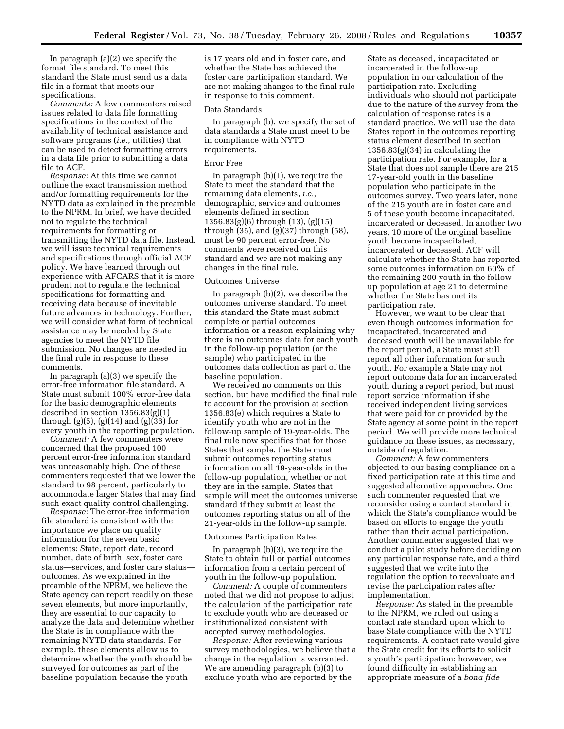In paragraph (a)(2) we specify the format file standard. To meet this standard the State must send us a data file in a format that meets our specifications.

*Comments:* A few commenters raised issues related to data file formatting specifications in the context of the availability of technical assistance and software programs (*i.e.*, utilities) that can be used to detect formatting errors in a data file prior to submitting a data file to ACF.

*Response:* At this time we cannot outline the exact transmission method and/or formatting requirements for the NYTD data as explained in the preamble to the NPRM. In brief, we have decided not to regulate the technical requirements for formatting or transmitting the NYTD data file. Instead, we will issue technical requirements and specifications through official ACF policy. We have learned through out experience with AFCARS that it is more prudent not to regulate the technical specifications for formatting and receiving data because of inevitable future advances in technology. Further, we will consider what form of technical assistance may be needed by State agencies to meet the NYTD file submission. No changes are needed in the final rule in response to these comments.

In paragraph (a)(3) we specify the error-free information file standard. A State must submit 100% error-free data for the basic demographic elements described in section 1356.83(g)(1) through (g)(5), (g)(14) and (g)(36) for every youth in the reporting population.

*Comment:* A few commenters were concerned that the proposed 100 percent error-free information standard was unreasonably high. One of these commenters requested that we lower the standard to 98 percent, particularly to accommodate larger States that may find such exact quality control challenging.

*Response:* The error-free information file standard is consistent with the importance we place on quality information for the seven basic elements: State, report date, record number, date of birth, sex, foster care status—services, and foster care status—outcomes. As we explained in the preamble of the NPRM, we believe the State agency can report readily on these seven elements, but more importantly, they are essential to our capacity to analyze the data and determine whether the State is in compliance with the remaining NYTD data standards. For example, these elements allow us to determine whether the youth should be surveyed for outcomes as part of the baseline population because the youth is 17 years old and in foster care, and whether the State has achieved the foster care participation standard. We are not making changes to the final rule in response to this comment.

Data Standards

In paragraph (b), we specify the set of data standards a State must meet to be in compliance with NYTD requirements.

Error Free

In paragraph (b)(1), we require the State to meet the standard that the remaining data elements, *i.e.*, demographic, service and outcomes elements defined in section 1356.83(g)(6) through (13), (g)(15) through (35), and (g)(37) through (58), must be 90 percent error-free. No comments were received on this standard and we are not making any changes in the final rule.

Outcomes Universe

In paragraph (b)(2), we describe the outcomes universe standard. To meet this standard the State must submit complete or partial outcomes information or a reason explaining why there is no outcomes data for each youth in the follow-up population (or the sample) who participated in the outcomes data collection as part of the baseline population.

We received no comments on this section, but have modified the final rule to account for the provision at section 1356.83(e) which requires a State to identify youth who are not in the follow-up sample of 19-year-olds. The final rule now specifies that for those States that sample, the State must submit outcomes reporting status information on all 19-year-olds in the follow-up population, whether or not they are in the sample. States that sample will meet the outcomes universe standard if they submit at least the outcomes reporting status on all of the 21-year-olds in the follow-up sample.

Outcomes Participation Rates

In paragraph (b)(3), we require the State to obtain full or partial outcomes information from a certain percent of youth in the follow-up population.

*Comment:* A couple of commenters noted that we did not propose to adjust the calculation of the participation rate to exclude youth who are deceased or institutionalized consistent with accepted survey methodologies.

*Response:* After reviewing various survey methodologies, we believe that a change in the regulation is warranted. We are amending paragraph (b)(3) to exclude youth who are reported by the State as deceased, incapacitated or incarcerated in the follow-up population in our calculation of the participation rate. Excluding individuals who should not participate due to the nature of the survey from the calculation of response rates is a standard practice. We will use the data States report in the outcomes reporting status element described in section 1356.83(g)(34) in calculating the participation rate. For example, for a State that does not sample there are 215 17-year-old youth in the baseline population who participate in the outcomes survey. Two years later, none of the 215 youth are in foster care and 5 of these youth become incapacitated, incarcerated or deceased. In another two years, 10 more of the original baseline youth become incapacitated, incarcerated or deceased. ACF will calculate whether the State has reported some outcomes information on 60% of the remaining 200 youth in the follow-up population at age 21 to determine whether the State has met its participation rate.

However, we want to be clear that even though outcomes information for incapacitated, incarcerated and deceased youth will be unavailable for the report period, a State must still report all other information for such youth. For example a State may not report outcome data for an incarcerated youth during a report period, but must report service information if she received independent living services that were paid for or provided by the State agency at some point in the report period. We will provide more technical guidance on these issues, as necessary, outside of regulation.

*Comment:* A few commenters objected to our basing compliance on a fixed participation rate at this time and suggested alternative approaches. One such commenter requested that we reconsider using a contact standard in which the State's compliance would be based on efforts to engage the youth rather than their actual participation. Another commenter suggested that we conduct a pilot study before deciding on any particular response rate, and a third suggested that we write into the regulation the option to reevaluate and revise the participation rates after implementation.

*Response:* As stated in the preamble to the NPRM, we ruled out using a contact rate standard upon which to base State compliance with the NYTD requirements. A contact rate would give the State credit for its efforts to solicit a youth's participation; however, we found difficulty in establishing an appropriate measure of a *bona fide*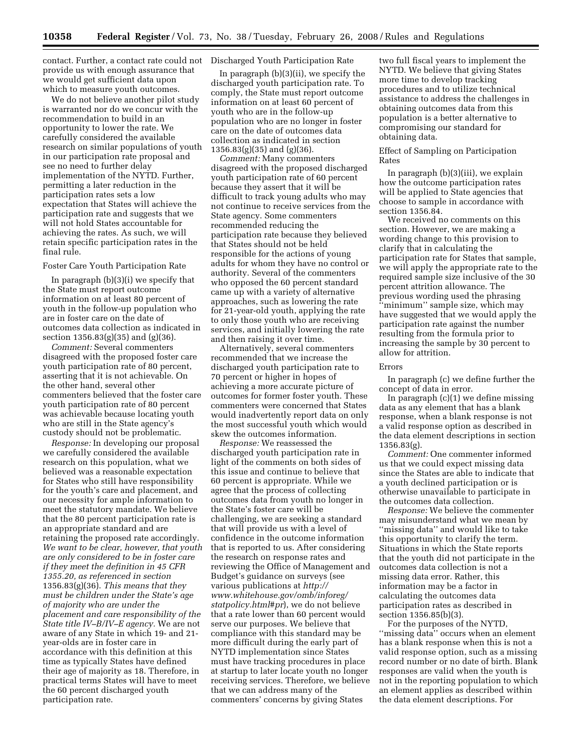contact. Further, a contact rate could not provide us with enough assurance that we would get sufficient data upon which to measure youth outcomes.

We do not believe another pilot study is warranted nor do we concur with the recommendation to build in an opportunity to lower the rate. We carefully considered the available research on similar populations of youth in our participation rate proposal and see no need to further delay implementation of the NYTD. Further, permitting a later reduction in the participation rates sets a low expectation that States will achieve the participation rate and suggests that we will not hold States accountable for achieving the rates. As such, we will retain specific participation rates in the final rule.

Foster Care Youth Participation Rate

In paragraph (b)(3)(i) we specify that the State must report outcome information on at least 80 percent of youth in the follow-up population who are in foster care on the date of outcomes data collection as indicated in section 1356.83(g)(35) and (g)(36).

*Comment:* Several commenters disagreed with the proposed foster care youth participation rate of 80 percent, asserting that it is not achievable. On the other hand, several other commenters believed that the foster care youth participation rate of 80 percent was achievable because locating youth who are still in the State agency's custody should not be problematic.

*Response:* In developing our proposal we carefully considered the available research on this population, what we believed was a reasonable expectation for States who still have responsibility for the youth's care and placement, and our necessity for ample information to meet the statutory mandate. We believe that the 80 percent participation rate is an appropriate standard and are retaining the proposed rate accordingly. *We want to be clear, however, that youth are only considered to be in foster care if they meet the definition in 45 CFR 1355.20, as referenced in section* 1356.83(g)(36). *This means that they must be children under the State's age of majority who are under the placement and care responsibility of the State title IV–B/IV–E agency.* We are not aware of any State in which 19- and 21-year-olds are in foster care in accordance with this definition at this time as typically States have defined their age of majority as 18. Therefore, in practical terms States will have to meet the 60 percent discharged youth participation rate.

Discharged Youth Participation Rate

In paragraph (b)(3)(ii), we specify the discharged youth participation rate. To comply, the State must report outcome information on at least 60 percent of youth who are in the follow-up population who are no longer in foster care on the date of outcomes data collection as indicated in section 1356.83(g)(35) and (g)(36).

*Comment:* Many commenters disagreed with the proposed discharged youth participation rate of 60 percent because they assert that it will be difficult to track young adults who may not continue to receive services from the State agency. Some commenters recommended reducing the participation rate because they believed that States should not be held responsible for the actions of young adults for whom they have no control or authority. Several of the commenters who opposed the 60 percent standard came up with a variety of alternative approaches, such as lowering the rate for 21-year-old youth, applying the rate to only those youth who are receiving services, and initially lowering the rate and then raising it over time.

Alternatively, several commenters recommended that we increase the discharged youth participation rate to 70 percent or higher in hopes of achieving a more accurate picture of outcomes for former foster youth. These commenters were concerned that States would inadvertently report data on only the most successful youth which would skew the outcomes information.

*Response:* We reassessed the discharged youth participation rate in light of the comments on both sides of this issue and continue to believe that 60 percent is appropriate. While we agree that the process of collecting outcomes data from youth no longer in the State's foster care will be challenging, we are seeking a standard that will provide us with a level of confidence in the outcome information that is reported to us. After considering the research on response rates and reviewing the Office of Management and Budget's guidance on surveys (see various publications at *http://www.whitehouse.gov/omb/inforeg/statpolicy.html#pr*), we do not believe that a rate lower than 60 percent would serve our purposes. We believe that compliance with this standard may be more difficult during the early part of NYTD implementation since States must have tracking procedures in place at startup to later locate youth no longer receiving services. Therefore, we believe that we can address many of the commenters' concerns by giving States two full fiscal years to implement the NYTD. We believe that giving States more time to develop tracking procedures and to utilize technical assistance to address the challenges in obtaining outcomes data from this population is a better alternative to compromising our standard for obtaining data.

Effect of Sampling on Participation Rates

In paragraph (b)(3)(iii), we explain how the outcome participation rates will be applied to State agencies that choose to sample in accordance with section 1356.84.

We received no comments on this section. However, we are making a wording change to this provision to clarify that in calculating the participation rate for States that sample, we will apply the appropriate rate to the required sample size inclusive of the 30 percent attrition allowance. The previous wording used the phrasing "minimum" sample size, which may have suggested that we would apply the participation rate against the number resulting from the formula prior to increasing the sample by 30 percent to allow for attrition.

Errors

In paragraph (c) we define further the concept of data in error.

In paragraph (c)(1) we define missing data as any element that has a blank response, when a blank response is not a valid response option as described in the data element descriptions in section 1356.83(g).

*Comment:* One commenter informed us that we could expect missing data since the States are able to indicate that a youth declined participation or is otherwise unavailable to participate in the outcomes data collection.

*Response:* We believe the commenter may misunderstand what we mean by "missing data" and would like to take this opportunity to clarify the term. Situations in which the State reports that the youth did not participate in the outcomes data collection is not a missing data error. Rather, this information may be a factor in calculating the outcomes data participation rates as described in section 1356.85(b)(3).

For the purposes of the NYTD, "missing data" occurs when an element has a blank response when this is not a valid response option, such as a missing record number or no date of birth. Blank responses are valid when the youth is not in the reporting population to which an element applies as described within the data element descriptions. For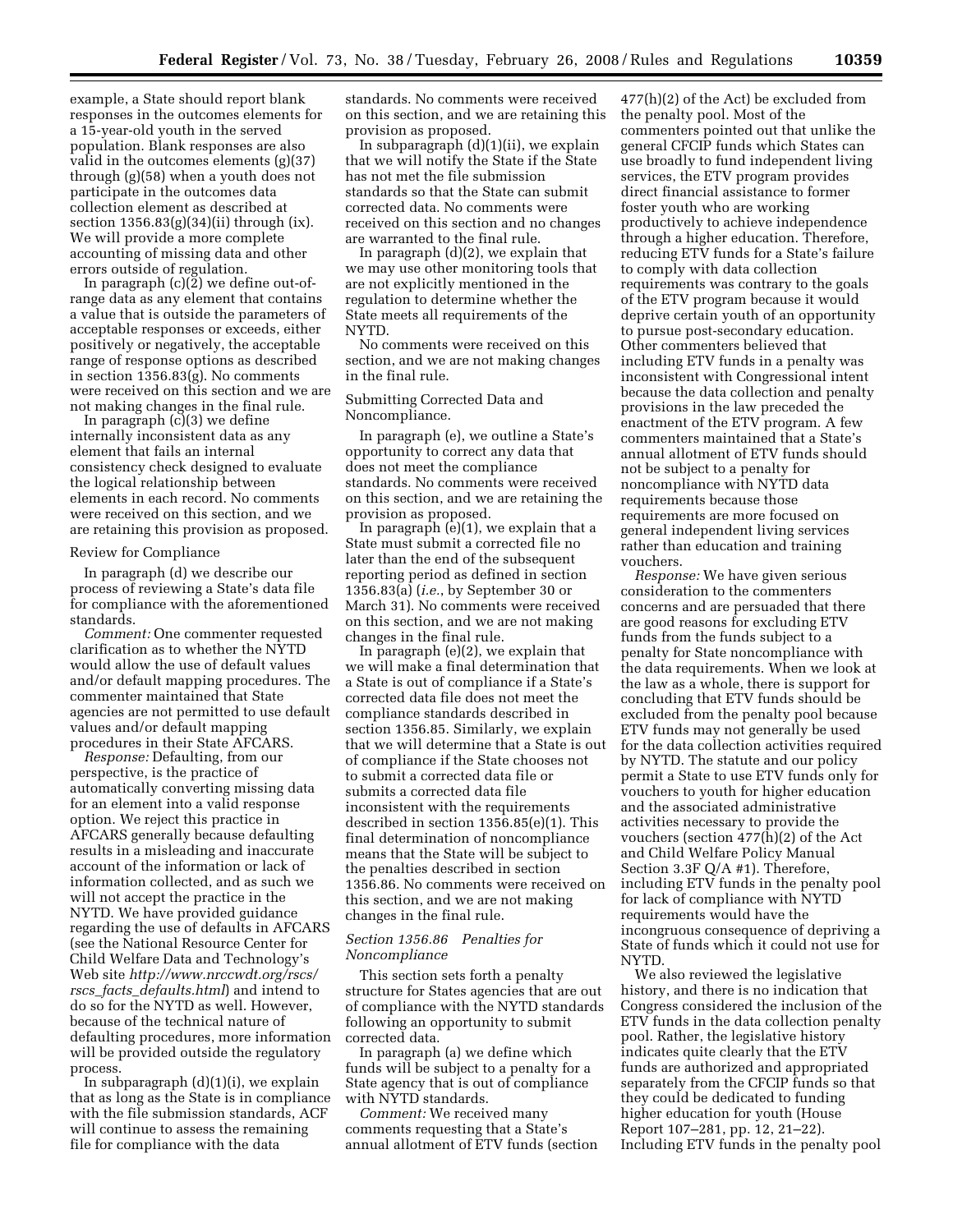example, a State should report blank responses in the outcomes elements for a 15-year-old youth in the served population. Blank responses are also valid in the outcomes elements (g)(37) through (g)(58) when a youth does not participate in the outcomes data collection element as described at section 1356.83(g)(34)(ii) through (ix). We will provide a more complete accounting of missing data and other errors outside of regulation.

In paragraph (c)(2) we define out-of-range data as any element that contains a value that is outside the parameters of acceptable responses or exceeds, either positively or negatively, the acceptable range of response options as described in section 1356.83(g). No comments were received on this section and we are not making changes in the final rule.

In paragraph (c)(3) we define internally inconsistent data as any element that fails an internal consistency check designed to evaluate the logical relationship between elements in each record. No comments were received on this section, and we are retaining this provision as proposed.

Review for Compliance

In paragraph (d) we describe our process of reviewing a State's data file for compliance with the aforementioned standards.

*Comment:* One commenter requested clarification as to whether the NYTD would allow the use of default values and/or default mapping procedures. The commenter maintained that State agencies are not permitted to use default values and/or default mapping procedures in their State AFCARS.

*Response:* Defaulting, from our perspective, is the practice of automatically converting missing data for an element into a valid response option. We reject this practice in AFCARS generally because defaulting results in a misleading and inaccurate account of the information or lack of information collected, and as such we will not accept the practice in the NYTD. We have provided guidance regarding the use of defaults in AFCARS (see the National Resource Center for Child Welfare Data and Technology's Web site *http://www.nrccwdt.org/rscs/rscs_facts_defaults.html*) and intend to do so for the NYTD as well. However, because of the technical nature of defaulting procedures, more information will be provided outside the regulatory process.

In subparagraph (d)(1)(i), we explain that as long as the State is in compliance with the file submission standards, ACF will continue to assess the remaining file for compliance with the data standards. No comments were received on this section, and we are retaining this provision as proposed.

In subparagraph (d)(1)(ii), we explain that we will notify the State if the State has not met the file submission standards so that the State can submit corrected data. No comments were received on this section and no changes are warranted to the final rule.

In paragraph (d)(2), we explain that we may use other monitoring tools that are not explicitly mentioned in the regulation to determine whether the State meets all requirements of the NYTD.

No comments were received on this section, and we are not making changes in the final rule.

Submitting Corrected Data and Noncompliance.

In paragraph (e), we outline a State's opportunity to correct any data that does not meet the compliance standards. No comments were received on this section, and we are retaining the provision as proposed.

In paragraph (e)(1), we explain that a State must submit a corrected file no later than the end of the subsequent reporting period as defined in section 1356.83(a) (*i.e.*, by September 30 or March 31). No comments were received on this section, and we are not making changes in the final rule.

In paragraph (e)(2), we explain that we will make a final determination that a State is out of compliance if a State's corrected data file does not meet the compliance standards described in section 1356.85. Similarly, we explain that we will determine that a State is out of compliance if the State chooses not to submit a corrected data file or submits a corrected data file inconsistent with the requirements described in section 1356.85(e)(1). This final determination of noncompliance means that the State will be subject to the penalties described in section 1356.86. No comments were received on this section, and we are not making changes in the final rule.

### *Section 1356.86 Penalties for Noncompliance*

This section sets forth a penalty structure for States agencies that are out of compliance with the NYTD standards following an opportunity to submit corrected data.

In paragraph (a) we define which funds will be subject to a penalty for a State agency that is out of compliance with NYTD standards.

*Comment:* We received many comments requesting that a State's annual allotment of ETV funds (section 477(h)(2) of the Act) be excluded from the penalty pool. Most of the commenters pointed out that unlike the general CFCIP funds which States can use broadly to fund independent living services, the ETV program provides direct financial assistance to former foster youth who are working productively to achieve independence through a higher education. Therefore, reducing ETV funds for a State's failure to comply with data collection requirements was contrary to the goals of the ETV program because it would deprive certain youth of an opportunity to pursue post-secondary education. Other commenters believed that including ETV funds in a penalty was inconsistent with Congressional intent because the data collection and penalty provisions in the law preceded the enactment of the ETV program. A few commenters maintained that a State's annual allotment of ETV funds should not be subject to a penalty for noncompliance with NYTD data requirements because those requirements are more focused on general independent living services rather than education and training vouchers.

*Response:* We have given serious consideration to the commenters concerns and are persuaded that there are good reasons for excluding ETV funds from the funds subject to a penalty for State noncompliance with the data requirements. When we look at the law as a whole, there is support for concluding that ETV funds should be excluded from the penalty pool because ETV funds may not generally be used for the data collection activities required by NYTD. The statute and our policy permit a State to use ETV funds only for vouchers to youth for higher education and the associated administrative activities necessary to provide the vouchers (section 477(h)(2) of the Act and Child Welfare Policy Manual Section 3.3F Q/A #1). Therefore, including ETV funds in the penalty pool for lack of compliance with NYTD requirements would have the incongruous consequence of depriving a State of funds which it could not use for NYTD.

We also reviewed the legislative history, and there is no indication that Congress considered the inclusion of the ETV funds in the data collection penalty pool. Rather, the legislative history indicates quite clearly that the ETV funds are authorized and appropriated separately from the CFCIP funds so that they could be dedicated to funding higher education for youth (House Report 107–281, pp. 12, 21–22). Including ETV funds in the penalty pool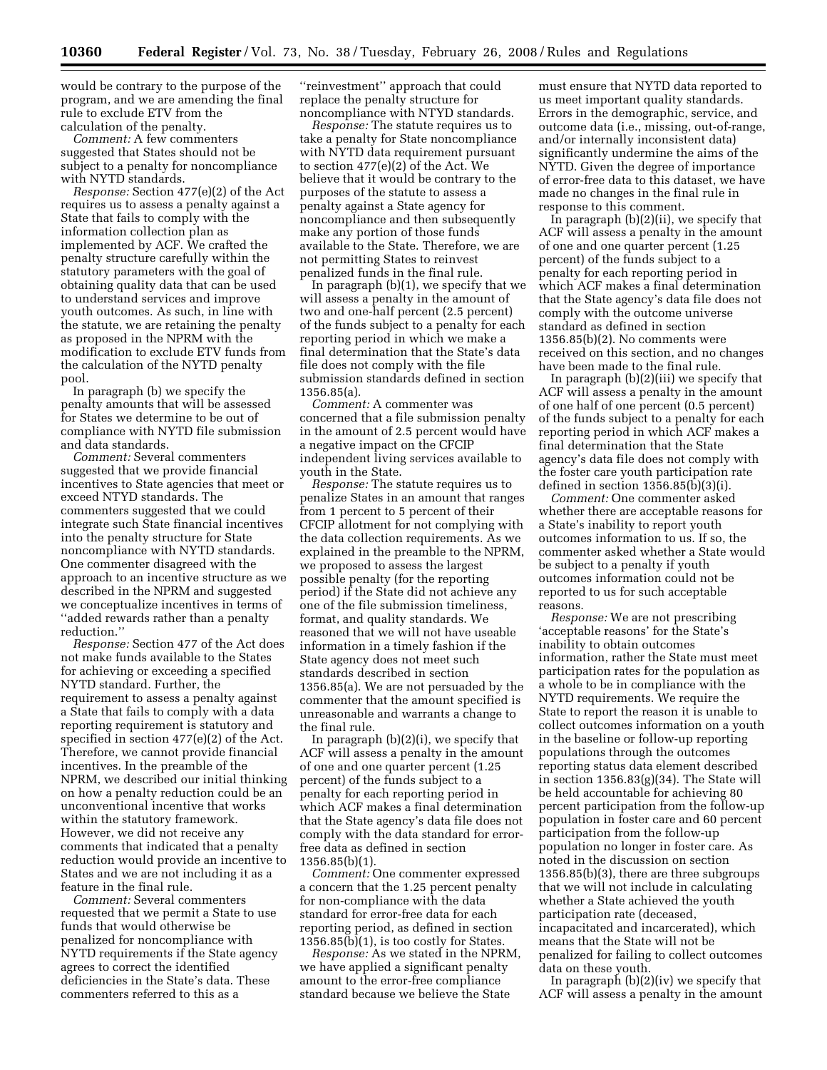would be contrary to the purpose of the program, and we are amending the final rule to exclude ETV from the calculation of the penalty.

*Comment:* A few commenters suggested that States should not be subject to a penalty for noncompliance with NYTD standards.

*Response:* Section 477(e)(2) of the Act requires us to assess a penalty against a State that fails to comply with the information collection plan as implemented by ACF. We crafted the penalty structure carefully within the statutory parameters with the goal of obtaining quality data that can be used to understand services and improve youth outcomes. As such, in line with the statute, we are retaining the penalty as proposed in the NPRM with the modification to exclude ETV funds from the calculation of the NYTD penalty pool.

In paragraph (b) we specify the penalty amounts that will be assessed for States we determine to be out of compliance with NYTD file submission and data standards.

*Comment:* Several commenters suggested that we provide financial incentives to State agencies that meet or exceed NTYD standards. The commenters suggested that we could integrate such State financial incentives into the penalty structure for State noncompliance with NYTD standards. One commenter disagreed with the approach to an incentive structure as we described in the NPRM and suggested we conceptualize incentives in terms of ''added rewards rather than a penalty reduction.''

*Response:* Section 477 of the Act does not make funds available to the States for achieving or exceeding a specified NYTD standard. Further, the requirement to assess a penalty against a State that fails to comply with a data reporting requirement is statutory and specified in section 477(e)(2) of the Act. Therefore, we cannot provide financial incentives. In the preamble of the NPRM, we described our initial thinking on how a penalty reduction could be an unconventional incentive that works within the statutory framework. However, we did not receive any comments that indicated that a penalty reduction would provide an incentive to States and we are not including it as a feature in the final rule.

*Comment:* Several commenters requested that we permit a State to use funds that would otherwise be penalized for noncompliance with NYTD requirements if the State agency agrees to correct the identified deficiencies in the State's data. These commenters referred to this as a ''reinvestment'' approach that could replace the penalty structure for noncompliance with NTYD standards.

*Response:* The statute requires us to take a penalty for State noncompliance with NYTD data requirement pursuant to section 477(e)(2) of the Act. We believe that it would be contrary to the purposes of the statute to assess a penalty against a State agency for noncompliance and then subsequently make any portion of those funds available to the State. Therefore, we are not permitting States to reinvest penalized funds in the final rule.

In paragraph (b)(1), we specify that we will assess a penalty in the amount of two and one-half percent (2.5 percent) of the funds subject to a penalty for each reporting period in which we make a final determination that the State's data file does not comply with the file submission standards defined in section 1356.85(a).

*Comment:* A commenter was concerned that a file submission penalty in the amount of 2.5 percent would have a negative impact on the CFCIP independent living services available to youth in the State.

*Response:* The statute requires us to penalize States in an amount that ranges from 1 percent to 5 percent of their CFCIP allotment for not complying with the data collection requirements. As we explained in the preamble to the NPRM, we proposed to assess the largest possible penalty (for the reporting period) if the State did not achieve any one of the file submission timeliness, format, and quality standards. We reasoned that we will not have useable information in a timely fashion if the State agency does not meet such standards described in section 1356.85(a). We are not persuaded by the commenter that the amount specified is unreasonable and warrants a change to the final rule.

In paragraph (b)(2)(i), we specify that ACF will assess a penalty in the amount of one and one quarter percent (1.25 percent) of the funds subject to a penalty for each reporting period in which ACF makes a final determination that the State agency's data file does not comply with the data standard for error-free data as defined in section 1356.85(b)(1).

*Comment:* One commenter expressed a concern that the 1.25 percent penalty for non-compliance with the data standard for error-free data for each reporting period, as defined in section 1356.85(b)(1), is too costly for States.

*Response:* As we stated in the NPRM, we have applied a significant penalty amount to the error-free compliance standard because we believe the State must ensure that NYTD data reported to us meet important quality standards. Errors in the demographic, service, and outcome data (i.e., missing, out-of-range, and/or internally inconsistent data) significantly undermine the aims of the NYTD. Given the degree of importance of error-free data to this dataset, we have made no changes in the final rule in response to this comment.

In paragraph (b)(2)(ii), we specify that ACF will assess a penalty in the amount of one and one quarter percent (1.25 percent) of the funds subject to a penalty for each reporting period in which ACF makes a final determination that the State agency's data file does not comply with the outcome universe standard as defined in section 1356.85(b)(2). No comments were received on this section, and no changes have been made to the final rule.

In paragraph (b)(2)(iii) we specify that ACF will assess a penalty in the amount of one half of one percent (0.5 percent) of the funds subject to a penalty for each reporting period in which ACF makes a final determination that the State agency's data file does not comply with the foster care youth participation rate defined in section 1356.85(b)(3)(i).

*Comment:* One commenter asked whether there are acceptable reasons for a State's inability to report youth outcomes information to us. If so, the commenter asked whether a State would be subject to a penalty if youth outcomes information could not be reported to us for such acceptable reasons.

*Response:* We are not prescribing 'acceptable reasons' for the State's inability to obtain outcomes information, rather the State must meet participation rates for the population as a whole to be in compliance with the NYTD requirements. We require the State to report the reason it is unable to collect outcomes information on a youth in the baseline or follow-up reporting populations through the outcomes reporting status data element described in section 1356.83(g)(34). The State will be held accountable for achieving 80 percent participation from the follow-up population in foster care and 60 percent participation from the follow-up population no longer in foster care. As noted in the discussion on section 1356.85(b)(3), there are three subgroups that we will not include in calculating whether a State achieved the youth participation rate (deceased, incapacitated and incarcerated), which means that the State will not be penalized for failing to collect outcomes data on these youth.

In paragraph (b)(2)(iv) we specify that ACF will assess a penalty in the amount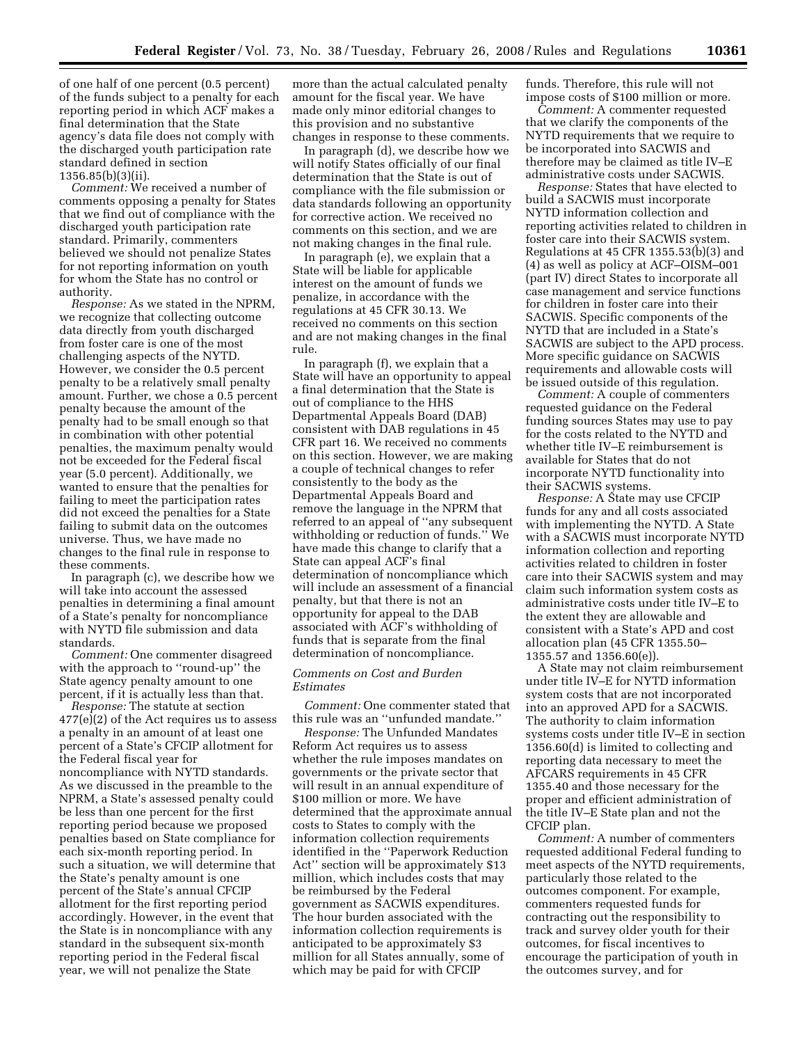of one half of one percent (0.5 percent) of the funds subject to a penalty for each reporting period in which ACF makes a final determination that the State agency's data file does not comply with the discharged youth participation rate standard defined in section 1356.85(b)(3)(ii).

*Comment:* We received a number of comments opposing a penalty for States that we find out of compliance with the discharged youth participation rate standard. Primarily, commenters believed we should not penalize States for not reporting information on youth for whom the State has no control or authority.

*Response:* As we stated in the NPRM, we recognize that collecting outcome data directly from youth discharged from foster care is one of the most challenging aspects of the NYTD. However, we consider the 0.5 percent penalty to be a relatively small penalty amount. Further, we chose a 0.5 percent penalty because the amount of the penalty had to be small enough so that in combination with other potential penalties, the maximum penalty would not be exceeded for the Federal fiscal year (5.0 percent). Additionally, we wanted to ensure that the penalties for failing to meet the participation rates did not exceed the penalties for a State failing to submit data on the outcomes universe. Thus, we have made no changes to the final rule in response to these comments.

In paragraph (c), we describe how we will take into account the assessed penalties in determining a final amount of a State's penalty for noncompliance with NYTD file submission and data standards.

*Comment:* One commenter disagreed with the approach to ''round-up'' the State agency penalty amount to one percent, if it is actually less than that.

*Response:* The statute at section 477(e)(2) of the Act requires us to assess a penalty in an amount of at least one percent of a State's CFCIP allotment for the Federal fiscal year for noncompliance with NYTD standards. As we discussed in the preamble to the NPRM, a State's assessed penalty could be less than one percent for the first reporting period because we proposed penalties based on State compliance for each six-month reporting period. In such a situation, we will determine that the State's penalty amount is one percent of the State's annual CFCIP allotment for the first reporting period accordingly. However, in the event that the State is in noncompliance with any standard in the subsequent six-month reporting period in the Federal fiscal year, we will not penalize the State more than the actual calculated penalty amount for the fiscal year. We have made only minor editorial changes to this provision and no substantive changes in response to these comments.

In paragraph (d), we describe how we will notify States officially of our final determination that the State is out of compliance with the file submission or data standards following an opportunity for corrective action. We received no comments on this section, and we are not making changes in the final rule.

In paragraph (e), we explain that a State will be liable for applicable interest on the amount of funds we penalize, in accordance with the regulations at 45 CFR 30.13. We received no comments on this section and are not making changes in the final rule.

In paragraph (f), we explain that a State will have an opportunity to appeal a final determination that the State is out of compliance to the HHS Departmental Appeals Board (DAB) consistent with DAB regulations in 45 CFR part 16. We received no comments on this section. However, we are making a couple of technical changes to refer consistently to the body as the Departmental Appeals Board and remove the language in the NPRM that referred to an appeal of ''any subsequent withholding or reduction of funds.'' We have made this change to clarify that a State can appeal ACF's final determination of noncompliance which will include an assessment of a financial penalty, but that there is not an opportunity for appeal to the DAB associated with ACF's withholding of funds that is separate from the final determination of noncompliance.

*Comments on Cost and Burden Estimates*

*Comment:* One commenter stated that this rule was an ''unfunded mandate.''

*Response:* The Unfunded Mandates Reform Act requires us to assess whether the rule imposes mandates on governments or the private sector that will result in an annual expenditure of $100 million or more. We have determined that the approximate annual costs to States to comply with the information collection requirements identified in the ''Paperwork Reduction Act'' section will be approximately $13 million, which includes costs that may be reimbursed by the Federal government as SACWIS expenditures. The hour burden associated with the information collection requirements is anticipated to be approximately $3 million for all States annually, some of which may be paid for with CFCIP funds. Therefore, this rule will not impose costs of $100 million or more.

*Comment:* A commenter requested that we clarify the components of the NYTD requirements that we require to be incorporated into SACWIS and therefore may be claimed as title IV–E administrative costs under SACWIS.

*Response:* States that have elected to build a SACWIS must incorporate NYTD information collection and reporting activities related to children in foster care into their SACWIS system. Regulations at 45 CFR 1355.53(b)(3) and (4) as well as policy at ACF–OISM–001 (part IV) direct States to incorporate all case management and service functions for children in foster care into their SACWIS. Specific components of the NYTD that are included in a State's SACWIS are subject to the APD process. More specific guidance on SACWIS requirements and allowable costs will be issued outside of this regulation.

*Comment:* A couple of commenters requested guidance on the Federal funding sources States may use to pay for the costs related to the NYTD and whether title IV–E reimbursement is available for States that do not incorporate NYTD functionality into their SACWIS systems.

*Response:* A State may use CFCIP funds for any and all costs associated with implementing the NYTD. A State with a SACWIS must incorporate NYTD information collection and reporting activities related to children in foster care into their SACWIS system and may claim such information system costs as administrative costs under title IV–E to the extent they are allowable and consistent with a State's APD and cost allocation plan (45 CFR 1355.50–1355.57 and 1356.60(e)).

A State may not claim reimbursement under title IV–E for NYTD information system costs that are not incorporated into an approved APD for a SACWIS. The authority to claim information systems costs under title IV–E in section 1356.60(d) is limited to collecting and reporting data necessary to meet the AFCARS requirements in 45 CFR 1355.40 and those necessary for the proper and efficient administration of the title IV–E State plan and not the CFCIP plan.

*Comment:* A number of commenters requested additional Federal funding to meet aspects of the NYTD requirements, particularly those related to the outcomes component. For example, commenters requested funds for contracting out the responsibility to track and survey older youth for their outcomes, for fiscal incentives to encourage the participation of youth in the outcomes survey, and for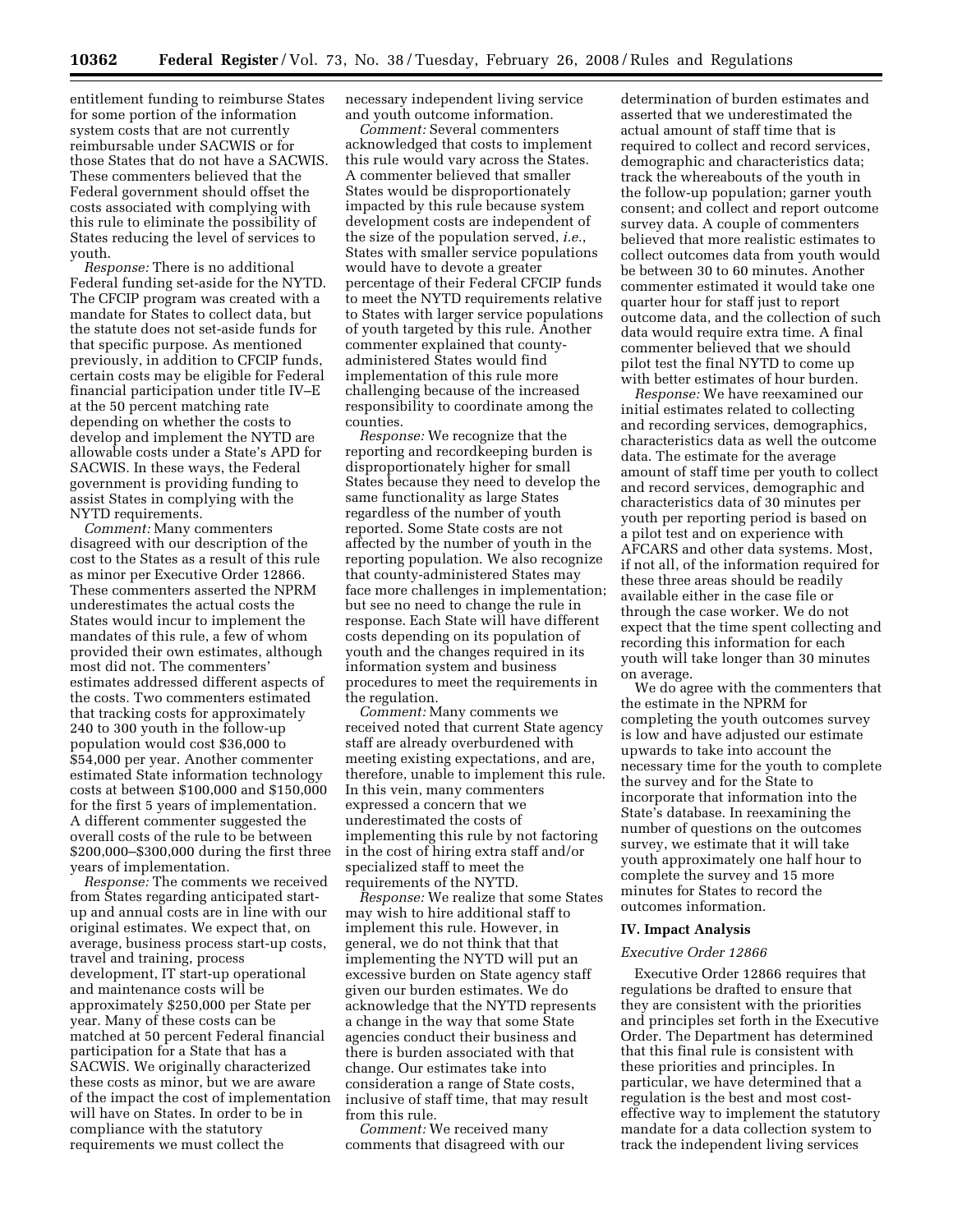entitlement funding to reimburse States for some portion of the information system costs that are not currently reimbursable under SACWIS or for those States that do not have a SACWIS. These commenters believed that the Federal government should offset the costs associated with complying with this rule to eliminate the possibility of States reducing the level of services to youth.

*Response:* There is no additional Federal funding set-aside for the NYTD. The CFCIP program was created with a mandate for States to collect data, but the statute does not set-aside funds for that specific purpose. As mentioned previously, in addition to CFCIP funds, certain costs may be eligible for Federal financial participation under title IV–E at the 50 percent matching rate depending on whether the costs to develop and implement the NYTD are allowable costs under a State's APD for SACWIS. In these ways, the Federal government is providing funding to assist States in complying with the NYTD requirements.

*Comment:* Many commenters disagreed with our description of the cost to the States as a result of this rule as minor per Executive Order 12866. These commenters asserted the NPRM underestimates the actual costs the States would incur to implement the mandates of this rule, a few of whom provided their own estimates, although most did not. The commenters' estimates addressed different aspects of the costs. Two commenters estimated that tracking costs for approximately 240 to 300 youth in the follow-up population would cost $36,000 to $54,000 per year. Another commenter estimated State information technology costs at between $100,000 and $150,000 for the first 5 years of implementation. A different commenter suggested the overall costs of the rule to be between $200,000–$300,000 during the first three years of implementation.

*Response:* The comments we received from States regarding anticipated start-up and annual costs are in line with our original estimates. We expect that, on average, business process start-up costs, travel and training, process development, IT start-up operational and maintenance costs will be approximately $250,000 per State per year. Many of these costs can be matched at 50 percent Federal financial participation for a State that has a SACWIS. We originally characterized these costs as minor, but we are aware of the impact the cost of implementation will have on States. In order to be in compliance with the statutory requirements we must collect the necessary independent living service and youth outcome information.

*Comment:* Several commenters acknowledged that costs to implement this rule would vary across the States. A commenter believed that smaller States would be disproportionately impacted by this rule because system development costs are independent of the size of the population served, *i.e.*, States with smaller service populations would have to devote a greater percentage of their Federal CFCIP funds to meet the NYTD requirements relative to States with larger service populations of youth targeted by this rule. Another commenter explained that county-administered States would find implementation of this rule more challenging because of the increased responsibility to coordinate among the counties.

*Response:* We recognize that the reporting and recordkeeping burden is disproportionately higher for small States because they need to develop the same functionality as large States regardless of the number of youth reported. Some State costs are not affected by the number of youth in the reporting population. We also recognize that county-administered States may face more challenges in implementation; but see no need to change the rule in response. Each State will have different costs depending on its population of youth and the changes required in its information system and business procedures to meet the requirements in the regulation.

*Comment:* Many comments we received noted that current State agency staff are already overburdened with meeting existing expectations, and are, therefore, unable to implement this rule. In this vein, many commenters expressed a concern that we underestimated the costs of implementing this rule by not factoring in the cost of hiring extra staff and/or specialized staff to meet the requirements of the NYTD.

*Response:* We realize that some States may wish to hire additional staff to implement this rule. However, in general, we do not think that that implementing the NYTD will put an excessive burden on State agency staff given our burden estimates. We do acknowledge that the NYTD represents a change in the way that some State agencies conduct their business and there is burden associated with that change. Our estimates take into consideration a range of State costs, inclusive of staff time, that may result from this rule.

*Comment:* We received many comments that disagreed with our determination of burden estimates and asserted that we underestimated the actual amount of staff time that is required to collect and record services, demographic and characteristics data; track the whereabouts of the youth in the follow-up population; garner youth consent; and collect and report outcome survey data. A couple of commenters believed that more realistic estimates to collect outcomes data from youth would be between 30 to 60 minutes. Another commenter estimated it would take one quarter hour for staff just to report outcome data, and the collection of such data would require extra time. A final commenter believed that we should pilot test the final NYTD to come up with better estimates of hour burden.

*Response:* We have reexamined our initial estimates related to collecting and recording services, demographics, characteristics data as well the outcome data. The estimate for the average amount of staff time per youth to collect and record services, demographic and characteristics data of 30 minutes per youth per reporting period is based on a pilot test and on experience with AFCARS and other data systems. Most, if not all, of the information required for these three areas should be readily available either in the case file or through the case worker. We do not expect that the time spent collecting and recording this information for each youth will take longer than 30 minutes on average.

We do agree with the commenters that the estimate in the NPRM for completing the youth outcomes survey is low and have adjusted our estimate upwards to take into account the necessary time for the youth to complete the survey and for the State to incorporate that information into the State's database. In reexamining the number of questions on the outcomes survey, we estimate that it will take youth approximately one half hour to complete the survey and 15 more minutes for States to record the outcomes information.

## IV. Impact Analysis

### *Executive Order 12866*

Executive Order 12866 requires that regulations be drafted to ensure that they are consistent with the priorities and principles set forth in the Executive Order. The Department has determined that this final rule is consistent with these priorities and principles. In particular, we have determined that a regulation is the best and most cost-effective way to implement the statutory mandate for a data collection system to track the independent living services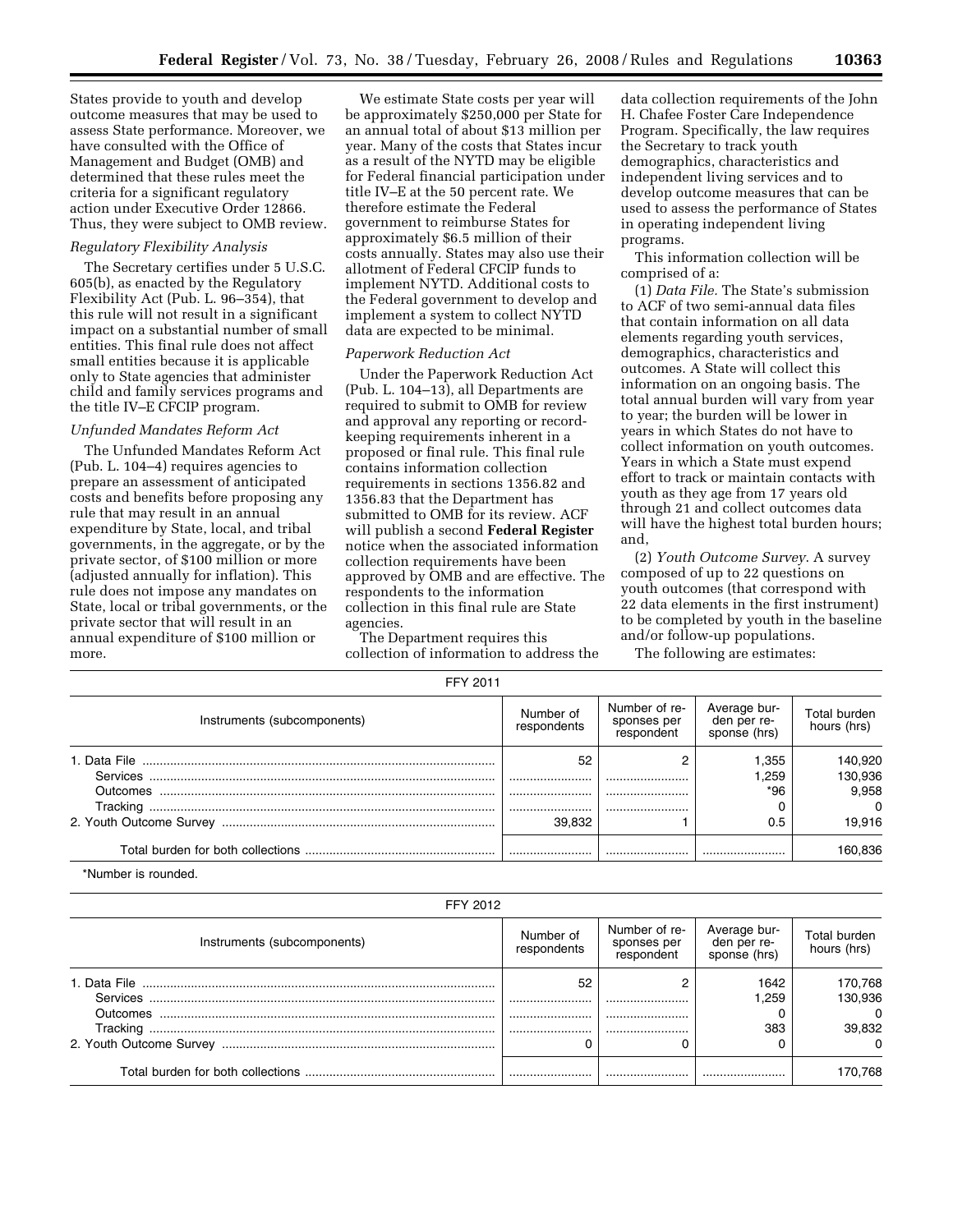States provide to youth and develop outcome measures that may be used to assess State performance. Moreover, we have consulted with the Office of Management and Budget (OMB) and determined that these rules meet the criteria for a significant regulatory action under Executive Order 12866. Thus, they were subject to OMB review.

*Regulatory Flexibility Analysis*

The Secretary certifies under 5 U.S.C. 605(b), as enacted by the Regulatory Flexibility Act (Pub. L. 96–354), that this rule will not result in a significant impact on a substantial number of small entities. This final rule does not affect small entities because it is applicable only to State agencies that administer child and family services programs and the title IV–E CFCIP program.

*Unfunded Mandates Reform Act*

The Unfunded Mandates Reform Act (Pub. L. 104–4) requires agencies to prepare an assessment of anticipated costs and benefits before proposing any rule that may result in an annual expenditure by State, local, and tribal governments, in the aggregate, or by the private sector, of $100 million or more (adjusted annually for inflation). This rule does not impose any mandates on State, local or tribal governments, or the private sector that will result in an annual expenditure of $100 million or more.

We estimate State costs per year will be approximately $250,000 per State for an annual total of about $13 million per year. Many of the costs that States incur as a result of the NYTD may be eligible for Federal financial participation under title IV–E at the 50 percent rate. We therefore estimate the Federal government to reimburse States for approximately $6.5 million of their costs annually. States may also use their allotment of Federal CFCIP funds to implement NYTD. Additional costs to the Federal government to develop and implement a system to collect NYTD data are expected to be minimal.

*Paperwork Reduction Act*

Under the Paperwork Reduction Act (Pub. L. 104–13), all Departments are required to submit to OMB for review and approval any reporting or record-keeping requirements inherent in a proposed or final rule. This final rule contains information collection requirements in sections 1356.82 and 1356.83 that the Department has submitted to OMB for its review. ACF will publish a second **Federal Register** notice when the associated information collection requirements have been approved by OMB and are effective. The respondents to the information collection in this final rule are State agencies.

The Department requires this collection of information to address the data collection requirements of the John H. Chafee Foster Care Independence Program. Specifically, the law requires the Secretary to track youth demographics, characteristics and independent living services and to develop outcome measures that can be used to assess the performance of States in operating independent living programs.

This information collection will be comprised of a:

(1) *Data File*. The State's submission to ACF of two semi-annual data files that contain information on all data elements regarding youth services, demographics, characteristics and outcomes. A State will collect this information on an ongoing basis. The total annual burden will vary from year to year; the burden will be lower in years in which States do not have to collect information on youth outcomes. Years in which a State must expend effort to track or maintain contacts with youth as they age from 17 years old through 21 and collect outcomes data will have the highest total burden hours; and,

(2) *Youth Outcome Survey*. A survey composed of up to 22 questions on youth outcomes (that correspond with 22 data elements in the first instrument) to be completed by youth in the baseline and/or follow-up populations.

The following are estimates:

FFY 2011

| Instruments (subcomponents) | Number of respondents | Number of responses per respondent | Average burden per response (hrs) | Total burden hours (hrs) |
|---|---|---|---|---|
| 1. Data File | 52 | 2 | 1,355 | 140,920 |
| Services | | | 1,259 | 130,936 |
| Outcomes | | | *96 | 9,958 |
| Tracking | | | 0 | 0 |
| 2. Youth Outcome Survey | 39,832 | 1 | 0.5 | 19,916 |
| Total burden for both collections | | | | 160,836 |

*Number is rounded.

FFY 2012

| Instruments (subcomponents) | Number of respondents | Number of responses per respondent | Average burden per response (hrs) | Total burden hours (hrs) |
|---|---|---|---|---|
| 1. Data File | 52 | 2 | 1642 | 170,768 |
| Services | | | 1,259 | 130,936 |
| Outcomes | | | 0 | 0 |
| Tracking | | | 383 | 39,832 |
| 2. Youth Outcome Survey | 0 | 0 | 0 | 0 |
| Total burden for both collections | | | | 170,768 |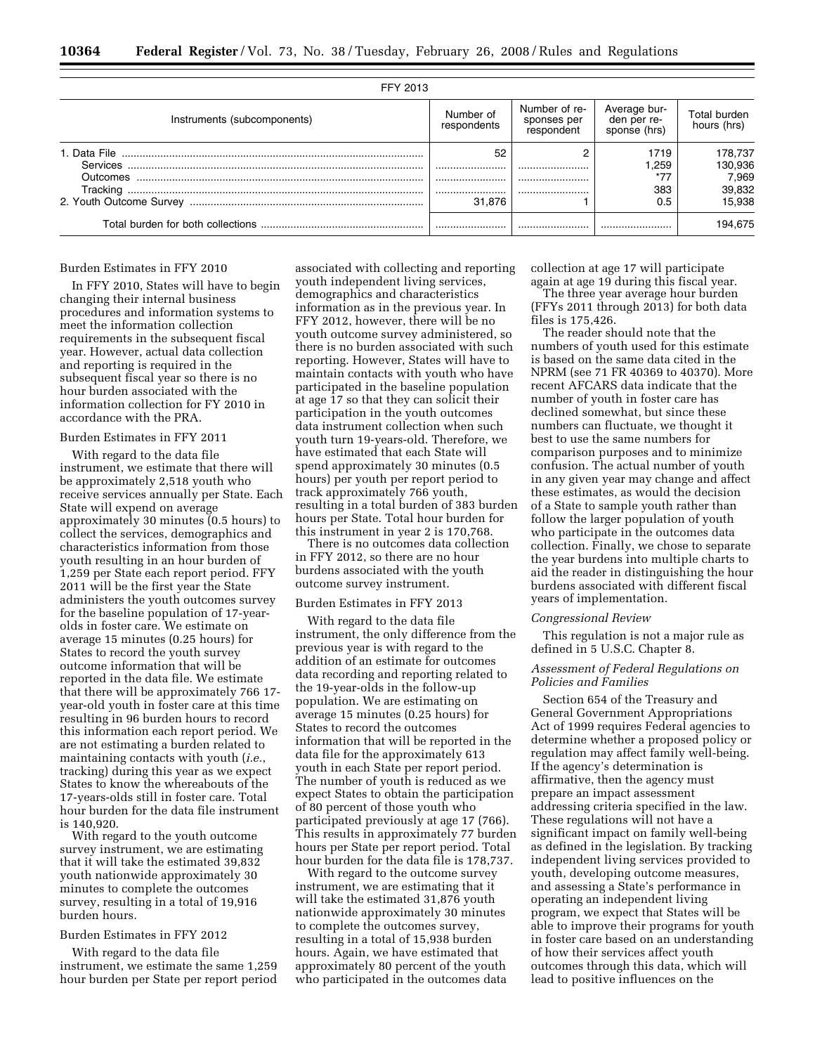FFY 2013

| Instruments (subcomponents) | Number of respondents | Number of responses per respondent | Average burden per response (hrs) | Total burden hours (hrs) |
|---|---|---|---|---|
| 1. Data File | 52 | 2 | 1719 | 178,737 |
| Services | | | 1,259 | 130,936 |
| Outcomes | | | *77 | 7,969 |
| Tracking | | | 383 | 39,832 |
| 2. Youth Outcome Survey | 31,876 | 1 | 0.5 | 15,938 |
| Total burden for both collections | | | | 194,675 |

Burden Estimates in FFY 2010

In FFY 2010, States will have to begin changing their internal business procedures and information systems to meet the information collection requirements in the subsequent fiscal year. However, actual data collection and reporting is required in the subsequent fiscal year so there is no hour burden associated with the information collection for FY 2010 in accordance with the PRA.

Burden Estimates in FFY 2011

With regard to the data file instrument, we estimate that there will be approximately 2,518 youth who receive services annually per State. Each State will expend on average approximately 30 minutes (0.5 hours) to collect the services, demographics and characteristics information from those youth resulting in an hour burden of 1,259 per State each report period. FFY 2011 will be the first year the State administers the youth outcomes survey for the baseline population of 17-year-olds in foster care. We estimate on average 15 minutes (0.25 hours) for States to record the youth survey outcome information that will be reported in the data file. We estimate that there will be approximately 766 17-year-old youth in foster care at this time resulting in 96 burden hours to record this information each report period. We are not estimating a burden related to maintaining contacts with youth (*i.e.*, tracking) during this year as we expect States to know the whereabouts of the 17-years-olds still in foster care. Total hour burden for the data file instrument is 140,920.

With regard to the youth outcome survey instrument, we are estimating that it will take the estimated 39,832 youth nationwide approximately 30 minutes to complete the outcomes survey, resulting in a total of 19,916 burden hours.

Burden Estimates in FFY 2012

With regard to the data file instrument, we estimate the same 1,259 hour burden per State per report period associated with collecting and reporting youth independent living services, demographics and characteristics information as in the previous year. In FFY 2012, however, there will be no youth outcome survey administered, so there is no burden associated with such reporting. However, States will have to maintain contacts with youth who have participated in the baseline population at age 17 so that they can solicit their participation in the youth outcomes data instrument collection when such youth turn 19-years-old. Therefore, we have estimated that each State will spend approximately 30 minutes (0.5 hours) per youth per report period to track approximately 766 youth, resulting in a total burden of 383 burden hours per State. Total hour burden for this instrument in year 2 is 170,768.

There is no outcomes data collection in FFY 2012, so there are no hour burdens associated with the youth outcome survey instrument.

Burden Estimates in FFY 2013

With regard to the data file instrument, the only difference from the previous year is with regard to the addition of an estimate for outcomes data recording and reporting related to the 19-year-olds in the follow-up population. We are estimating on average 15 minutes (0.25 hours) for States to record the outcomes information that will be reported in the data file for the approximately 613 youth in each State per report period. The number of youth is reduced as we expect States to obtain the participation of 80 percent of those youth who participated previously at age 17 (766). This results in approximately 77 burden hours per State per report period. Total hour burden for the data file is 178,737.

With regard to the outcome survey instrument, we are estimating that it will take the estimated 31,876 youth nationwide approximately 30 minutes to complete the outcomes survey, resulting in a total of 15,938 burden hours. Again, we have estimated that approximately 80 percent of the youth who participated in the outcomes data collection at age 17 will participate again at age 19 during this fiscal year.

The three year average hour burden (FFYs 2011 through 2013) for both data files is 175,426.

The reader should note that the numbers of youth used for this estimate is based on the same data cited in the NPRM (see 71 FR 40369 to 40370). More recent AFCARS data indicate that the number of youth in foster care has declined somewhat, but since these numbers can fluctuate, we thought it best to use the same numbers for comparison purposes and to minimize confusion. The actual number of youth in any given year may change and affect these estimates, as would the decision of a State to sample youth rather than follow the larger population of youth who participate in the outcomes data collection. Finally, we chose to separate the year burdens into multiple charts to aid the reader in distinguishing the hour burdens associated with different fiscal years of implementation.

*Congressional Review*

This regulation is not a major rule as defined in 5 U.S.C. Chapter 8.

*Assessment of Federal Regulations on Policies and Families*

Section 654 of the Treasury and General Government Appropriations Act of 1999 requires Federal agencies to determine whether a proposed policy or regulation may affect family well-being. If the agency's determination is affirmative, then the agency must prepare an impact assessment addressing criteria specified in the law. These regulations will not have a significant impact on family well-being as defined in the legislation. By tracking independent living services provided to youth, developing outcome measures, and assessing a State's performance in operating an independent living program, we expect that States will be able to improve their programs for youth in foster care based on an understanding of how their services affect youth outcomes through this data, which will lead to positive influences on the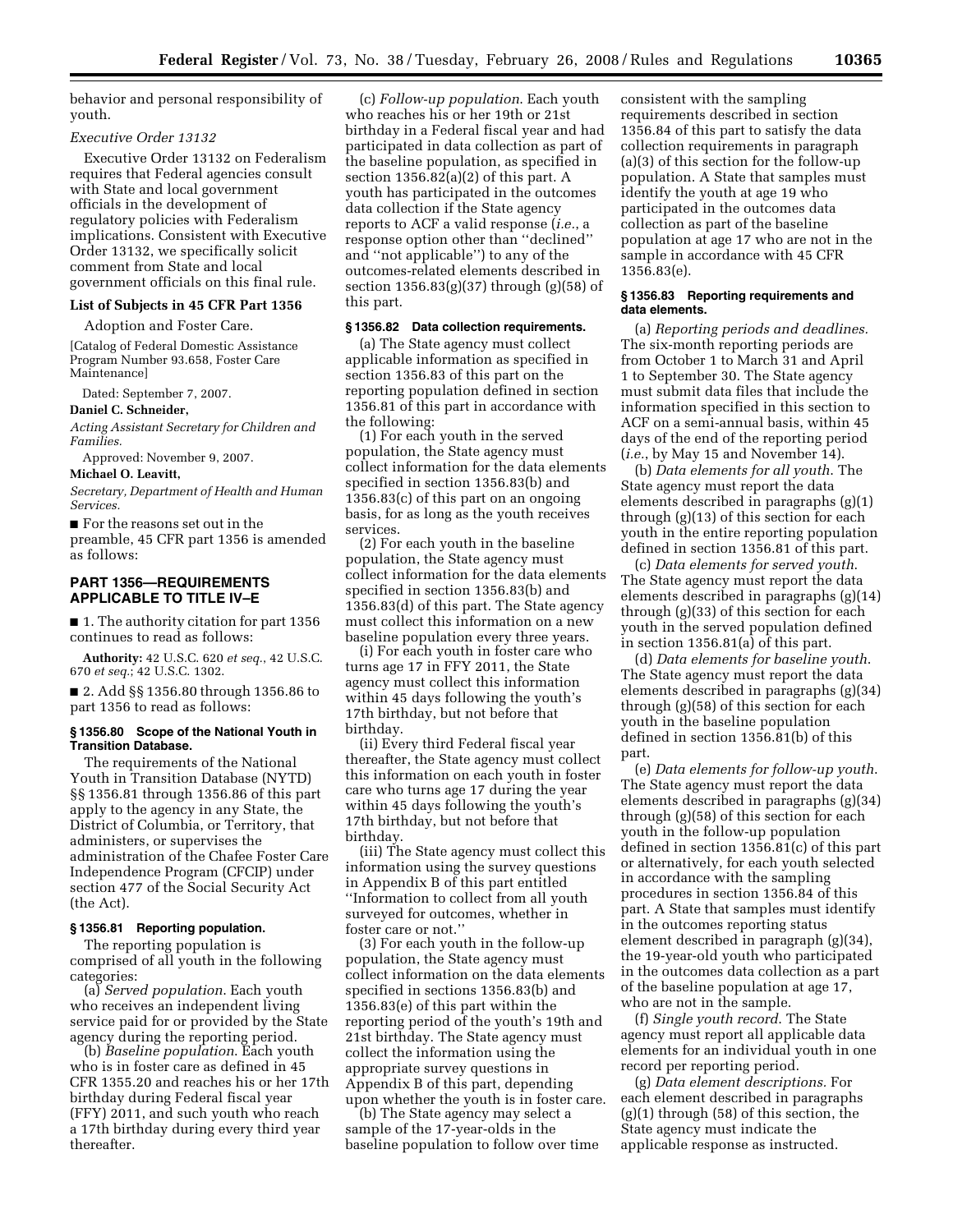behavior and personal responsibility of youth.

*Executive Order 13132*

Executive Order 13132 on Federalism requires that Federal agencies consult with State and local government officials in the development of regulatory policies with Federalism implications. Consistent with Executive Order 13132, we specifically solicit comment from State and local government officials on this final rule.

**List of Subjects in 45 CFR Part 1356**

Adoption and Foster Care.

[Catalog of Federal Domestic Assistance Program Number 93.658, Foster Care Maintenance]

Dated: September 7, 2007.

**Daniel C. Schneider,**

*Acting Assistant Secretary for Children and Families.*

Approved: November 9, 2007.

**Michael O. Leavitt,**

*Secretary, Department of Health and Human Services.*

■ For the reasons set out in the preamble, 45 CFR part 1356 is amended as follows:

## PART 1356—REQUIREMENTS APPLICABLE TO TITLE IV–E

■ 1. The authority citation for part 1356 continues to read as follows:

**Authority:** 42 U.S.C. 620 *et seq.*, 42 U.S.C. 670 *et seq.*; 42 U.S.C. 1302.

■ 2. Add §§ 1356.80 through 1356.86 to part 1356 to read as follows:

### § 1356.80 Scope of the National Youth in Transition Database.

The requirements of the National Youth in Transition Database (NYTD) §§ 1356.81 through 1356.86 of this part apply to the agency in any State, the District of Columbia, or Territory, that administers, or supervises the administration of the Chafee Foster Care Independence Program (CFCIP) under section 477 of the Social Security Act (the Act).

### § 1356.81 Reporting population.

The reporting population is comprised of all youth in the following categories:

(a) *Served population*. Each youth who receives an independent living service paid for or provided by the State agency during the reporting period.

(b) *Baseline population*. Each youth who is in foster care as defined in 45 CFR 1355.20 and reaches his or her 17th birthday during Federal fiscal year (FFY) 2011, and such youth who reach a 17th birthday during every third year thereafter.

(c) *Follow-up population*. Each youth who reaches his or her 19th or 21st birthday in a Federal fiscal year and had participated in data collection as part of the baseline population, as specified in section 1356.82(a)(2) of this part. A youth has participated in the outcomes data collection if the State agency reports to ACF a valid response (*i.e.*, a response option other than ''declined'' and ''not applicable'') to any of the outcomes-related elements described in section 1356.83(g)(37) through (g)(58) of this part.

### § 1356.82 Data collection requirements.

(a) The State agency must collect applicable information as specified in section 1356.83 of this part on the reporting population defined in section 1356.81 of this part in accordance with the following:

(1) For each youth in the served population, the State agency must collect information for the data elements specified in section 1356.83(b) and 1356.83(c) of this part on an ongoing basis, for as long as the youth receives services.

(2) For each youth in the baseline population, the State agency must collect information for the data elements specified in section 1356.83(b) and 1356.83(d) of this part. The State agency must collect this information on a new baseline population every three years.

(i) For each youth in foster care who turns age 17 in FFY 2011, the State agency must collect this information within 45 days following the youth's 17th birthday, but not before that birthday.

(ii) Every third Federal fiscal year thereafter, the State agency must collect this information on each youth in foster care who turns age 17 during the year within 45 days following the youth's 17th birthday, but not before that birthday.

(iii) The State agency must collect this information using the survey questions in Appendix B of this part entitled ''Information to collect from all youth surveyed for outcomes, whether in foster care or not.''

(3) For each youth in the follow-up population, the State agency must collect information on the data elements specified in sections 1356.83(b) and 1356.83(e) of this part within the reporting period of the youth's 19th and 21st birthday. The State agency must collect the information using the appropriate survey questions in Appendix B of this part, depending upon whether the youth is in foster care.

(b) The State agency may select a sample of the 17-year-olds in the baseline population to follow over time consistent with the sampling requirements described in section 1356.84 of this part to satisfy the data collection requirements in paragraph (a)(3) of this section for the follow-up population. A State that samples must identify the youth at age 19 who participated in the outcomes data collection as part of the baseline population at age 17 who are not in the sample in accordance with 45 CFR 1356.83(e).

### § 1356.83 Reporting requirements and data elements.

(a) *Reporting periods and deadlines.* The six-month reporting periods are from October 1 to March 31 and April 1 to September 30. The State agency must submit data files that include the information specified in this section to ACF on a semi-annual basis, within 45 days of the end of the reporting period (*i.e.*, by May 15 and November 14).

(b) *Data elements for all youth*. The State agency must report the data elements described in paragraphs (g)(1) through (g)(13) of this section for each youth in the entire reporting population defined in section 1356.81 of this part.

(c) *Data elements for served youth*. The State agency must report the data elements described in paragraphs (g)(14) through (g)(33) of this section for each youth in the served population defined in section 1356.81(a) of this part.

(d) *Data elements for baseline youth*. The State agency must report the data elements described in paragraphs (g)(34) through (g)(58) of this section for each youth in the baseline population defined in section 1356.81(b) of this part.

(e) *Data elements for follow-up youth*. The State agency must report the data elements described in paragraphs (g)(34) through (g)(58) of this section for each youth in the follow-up population defined in section 1356.81(c) of this part or alternatively, for each youth selected in accordance with the sampling procedures in section 1356.84 of this part. A State that samples must identify in the outcomes reporting status element described in paragraph (g)(34), the 19-year-old youth who participated in the outcomes data collection as a part of the baseline population at age 17, who are not in the sample.

(f) *Single youth record*. The State agency must report all applicable data elements for an individual youth in one record per reporting period.

(g) *Data element descriptions*. For each element described in paragraphs (g)(1) through (58) of this section, the State agency must indicate the applicable response as instructed.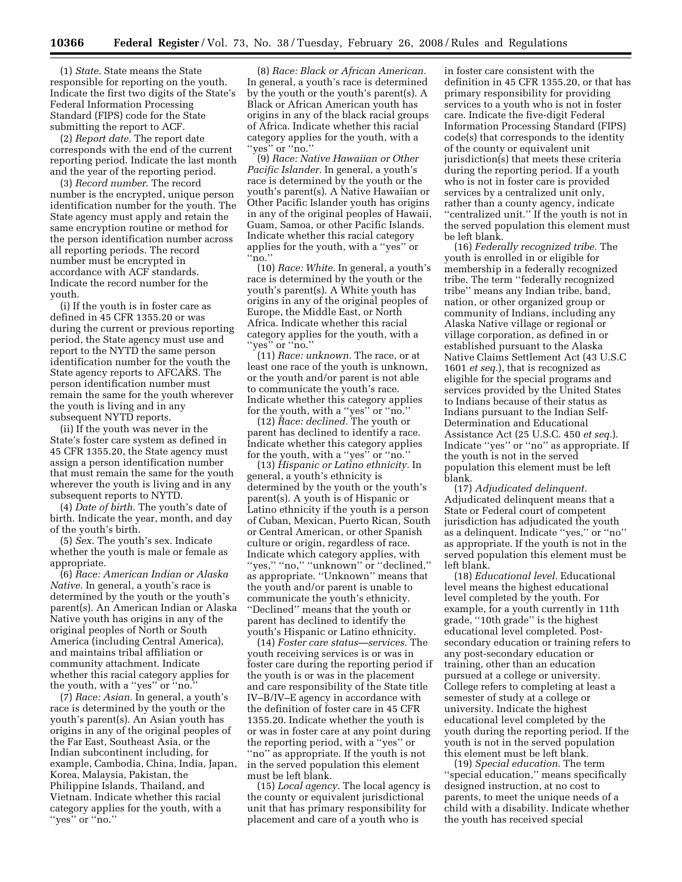(1) *State.* State means the State responsible for reporting on the youth. Indicate the first two digits of the State's Federal Information Processing Standard (FIPS) code for the State submitting the report to ACF.

(2) *Report date.* The report date corresponds with the end of the current reporting period. Indicate the last month and the year of the reporting period.

(3) *Record number.* The record number is the encrypted, unique person identification number for the youth. The State agency must apply and retain the same encryption routine or method for the person identification number across all reporting periods. The record number must be encrypted in accordance with ACF standards. Indicate the record number for the youth.

(i) If the youth is in foster care as defined in 45 CFR 1355.20 or was during the current or previous reporting period, the State agency must use and report to the NYTD the same person identification number for the youth the State agency reports to AFCARS. The person identification number must remain the same for the youth wherever the youth is living and in any subsequent NYTD reports.

(ii) If the youth was never in the State's foster care system as defined in 45 CFR 1355.20, the State agency must assign a person identification number that must remain the same for the youth wherever the youth is living and in any subsequent reports to NYTD.

(4) *Date of birth.* The youth's date of birth. Indicate the year, month, and day of the youth's birth.

(5) *Sex.* The youth's sex. Indicate whether the youth is male or female as appropriate.

(6) *Race: American Indian or Alaska Native.* In general, a youth's race is determined by the youth or the youth's parent(s). An American Indian or Alaska Native youth has origins in any of the original peoples of North or South America (including Central America), and maintains tribal affiliation or community attachment. Indicate whether this racial category applies for the youth, with a "yes" or "no."

(7) *Race: Asian.* In general, a youth's race is determined by the youth or the youth's parent(s). An Asian youth has origins in any of the original peoples of the Far East, Southeast Asia, or the Indian subcontinent including, for example, Cambodia, China, India, Japan, Korea, Malaysia, Pakistan, the Philippine Islands, Thailand, and Vietnam. Indicate whether this racial category applies for the youth, with a "yes" or "no."

(8) *Race: Black or African American.* In general, a youth's race is determined by the youth or the youth's parent(s). A Black or African American youth has origins in any of the black racial groups of Africa. Indicate whether this racial category applies for the youth, with a "yes" or "no."

(9) *Race: Native Hawaiian or Other Pacific Islander.* In general, a youth's race is determined by the youth or the youth's parent(s). A Native Hawaiian or Other Pacific Islander youth has origins in any of the original peoples of Hawaii, Guam, Samoa, or other Pacific Islands. Indicate whether this racial category applies for the youth, with a "yes" or "no."

(10) *Race: White.* In general, a youth's race is determined by the youth or the youth's parent(s). A White youth has origins in any of the original peoples of Europe, the Middle East, or North Africa. Indicate whether this racial category applies for the youth, with a "yes" or "no."

(11) *Race: unknown.* The race, or at least one race of the youth is unknown, or the youth and/or parent is not able to communicate the youth's race. Indicate whether this category applies for the youth, with a "yes" or "no."

(12) *Race: declined.* The youth or parent has declined to identify a race. Indicate whether this category applies for the youth, with a "yes" or "no."

(13) *Hispanic or Latino ethnicity.* In general, a youth's ethnicity is determined by the youth or the youth's parent(s). A youth is of Hispanic or Latino ethnicity if the youth is a person of Cuban, Mexican, Puerto Rican, South or Central American, or other Spanish culture or origin, regardless of race. Indicate which category applies, with "yes," "no," "unknown" or "declined," as appropriate. "Unknown" means that the youth and/or parent is unable to communicate the youth's ethnicity. "Declined" means that the youth or parent has declined to identify the youth's Hispanic or Latino ethnicity.

(14) *Foster care status—services.* The youth receiving services is or was in foster care during the reporting period if the youth is or was in the placement and care responsibility of the State title IV–B/IV–E agency in accordance with the definition of foster care in 45 CFR 1355.20. Indicate whether the youth is or was in foster care at any point during the reporting period, with a "yes" or "no" as appropriate. If the youth is not in the served population this element must be left blank.

(15) *Local agency.* The local agency is the county or equivalent jurisdictional unit that has primary responsibility for placement and care of a youth who is in foster care consistent with the definition in 45 CFR 1355.20, or that has primary responsibility for providing services to a youth who is not in foster care. Indicate the five-digit Federal Information Processing Standard (FIPS) code(s) that corresponds to the identity of the county or equivalent unit jurisdiction(s) that meets these criteria during the reporting period. If a youth who is not in foster care is provided services by a centralized unit only, rather than a county agency, indicate "centralized unit." If the youth is not in the served population this element must be left blank.

(16) *Federally recognized tribe.* The youth is enrolled in or eligible for membership in a federally recognized tribe. The term "federally recognized tribe" means any Indian tribe, band, nation, or other organized group or community of Indians, including any Alaska Native village or regional or village corporation, as defined in or established pursuant to the Alaska Native Claims Settlement Act (43 U.S.C 1601 *et seq.*), that is recognized as eligible for the special programs and services provided by the United States to Indians because of their status as Indians pursuant to the Indian Self-Determination and Educational Assistance Act (25 U.S.C. 450 *et seq.*). Indicate "yes" or "no" as appropriate. If the youth is not in the served population this element must be left blank.

(17) *Adjudicated delinquent.* Adjudicated delinquent means that a State or Federal court of competent jurisdiction has adjudicated the youth as a delinquent. Indicate "yes," or "no" as appropriate. If the youth is not in the served population this element must be left blank.

(18) *Educational level.* Educational level means the highest educational level completed by the youth. For example, for a youth currently in 11th grade, "10th grade" is the highest educational level completed. Post-secondary education or training refers to any post-secondary education or training, other than an education pursued at a college or university. College refers to completing at least a semester of study at a college or university. Indicate the highest educational level completed by the youth during the reporting period. If the youth is not in the served population this element must be left blank.

(19) *Special education.* The term "special education," means specifically designed instruction, at no cost to parents, to meet the unique needs of a child with a disability. Indicate whether the youth has received special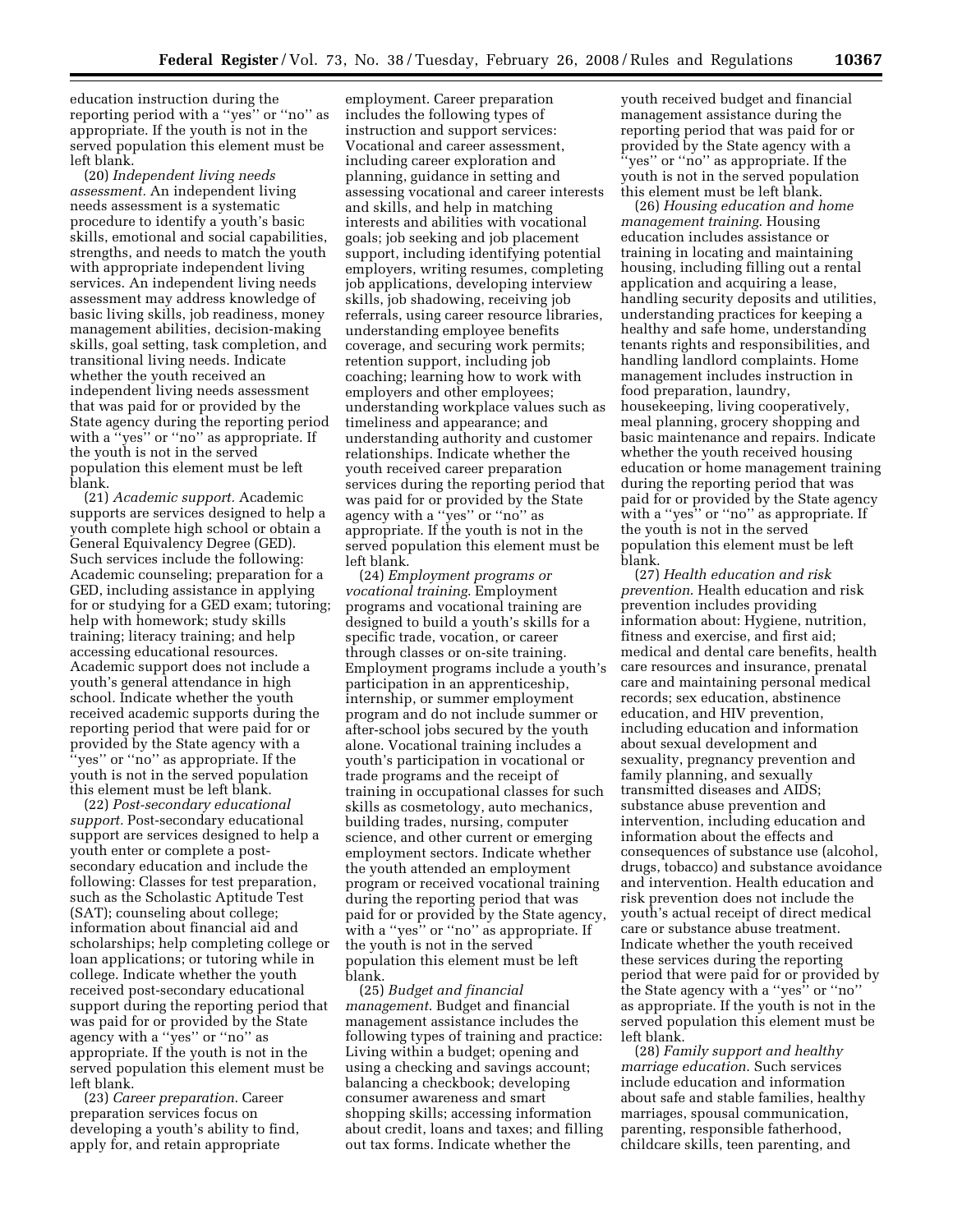education instruction during the reporting period with a ''yes'' or ''no'' as appropriate. If the youth is not in the served population this element must be left blank.

(20) *Independent living needs assessment.* An independent living needs assessment is a systematic procedure to identify a youth's basic skills, emotional and social capabilities, strengths, and needs to match the youth with appropriate independent living services. An independent living needs assessment may address knowledge of basic living skills, job readiness, money management abilities, decision-making skills, goal setting, task completion, and transitional living needs. Indicate whether the youth received an independent living needs assessment that was paid for or provided by the State agency during the reporting period with a ''yes'' or ''no'' as appropriate. If the youth is not in the served population this element must be left blank.

(21) *Academic support.* Academic supports are services designed to help a youth complete high school or obtain a General Equivalency Degree (GED). Such services include the following: Academic counseling; preparation for a GED, including assistance in applying for or studying for a GED exam; tutoring; help with homework; study skills training; literacy training; and help accessing educational resources. Academic support does not include a youth's general attendance in high school. Indicate whether the youth received academic supports during the reporting period that were paid for or provided by the State agency with a ''yes'' or ''no'' as appropriate. If the youth is not in the served population this element must be left blank.

(22) *Post-secondary educational support.* Post-secondary educational support are services designed to help a youth enter or complete a post-secondary education and include the following: Classes for test preparation, such as the Scholastic Aptitude Test (SAT); counseling about college; information about financial aid and scholarships; help completing college or loan applications; or tutoring while in college. Indicate whether the youth received post-secondary educational support during the reporting period that was paid for or provided by the State agency with a ''yes'' or ''no'' as appropriate. If the youth is not in the served population this element must be left blank.

(23) *Career preparation.* Career preparation services focus on developing a youth's ability to find, apply for, and retain appropriate employment. Career preparation includes the following types of instruction and support services: Vocational and career assessment, including career exploration and planning, guidance in setting and assessing vocational and career interests and skills, and help in matching interests and abilities with vocational goals; job seeking and job placement support, including identifying potential employers, writing resumes, completing job applications, developing interview skills, job shadowing, receiving job referrals, using career resource libraries, understanding employee benefits coverage, and securing work permits; retention support, including job coaching; learning how to work with employers and other employees; understanding workplace values such as timeliness and appearance; and understanding authority and customer relationships. Indicate whether the youth received career preparation services during the reporting period that was paid for or provided by the State agency with a ''yes'' or ''no'' as appropriate. If the youth is not in the served population this element must be left blank.

(24) *Employment programs or vocational training.* Employment programs and vocational training are designed to build a youth's skills for a specific trade, vocation, or career through classes or on-site training. Employment programs include a youth's participation in an apprenticeship, internship, or summer employment program and do not include summer or after-school jobs secured by the youth alone. Vocational training includes a youth's participation in vocational or trade programs and the receipt of training in occupational classes for such skills as cosmetology, auto mechanics, building trades, nursing, computer science, and other current or emerging employment sectors. Indicate whether the youth attended an employment program or received vocational training during the reporting period that was paid for or provided by the State agency, with a ''yes'' or ''no'' as appropriate. If the youth is not in the served population this element must be left blank.

(25) *Budget and financial management.* Budget and financial management assistance includes the following types of training and practice: Living within a budget; opening and using a checking and savings account; balancing a checkbook; developing consumer awareness and smart shopping skills; accessing information about credit, loans and taxes; and filling out tax forms. Indicate whether the youth received budget and financial management assistance during the reporting period that was paid for or provided by the State agency with a ''yes'' or ''no'' as appropriate. If the youth is not in the served population this element must be left blank.

(26) *Housing education and home management training.* Housing education includes assistance or training in locating and maintaining housing, including filling out a rental application and acquiring a lease, handling security deposits and utilities, understanding practices for keeping a healthy and safe home, understanding tenants rights and responsibilities, and handling landlord complaints. Home management includes instruction in food preparation, laundry, housekeeping, living cooperatively, meal planning, grocery shopping and basic maintenance and repairs. Indicate whether the youth received housing education or home management training during the reporting period that was paid for or provided by the State agency with a ''yes'' or ''no'' as appropriate. If the youth is not in the served population this element must be left blank.

(27) *Health education and risk prevention.* Health education and risk prevention includes providing information about: Hygiene, nutrition, fitness and exercise, and first aid; medical and dental care benefits, health care resources and insurance, prenatal care and maintaining personal medical records; sex education, abstinence education, and HIV prevention, including education and information about sexual development and sexuality, pregnancy prevention and family planning, and sexually transmitted diseases and AIDS; substance abuse prevention and intervention, including education and information about the effects and consequences of substance use (alcohol, drugs, tobacco) and substance avoidance and intervention. Health education and risk prevention does not include the youth's actual receipt of direct medical care or substance abuse treatment. Indicate whether the youth received these services during the reporting period that were paid for or provided by the State agency with a ''yes'' or ''no'' as appropriate. If the youth is not in the served population this element must be left blank.

(28) *Family support and healthy marriage education.* Such services include education and information about safe and stable families, healthy marriages, spousal communication, parenting, responsible fatherhood, childcare skills, teen parenting, and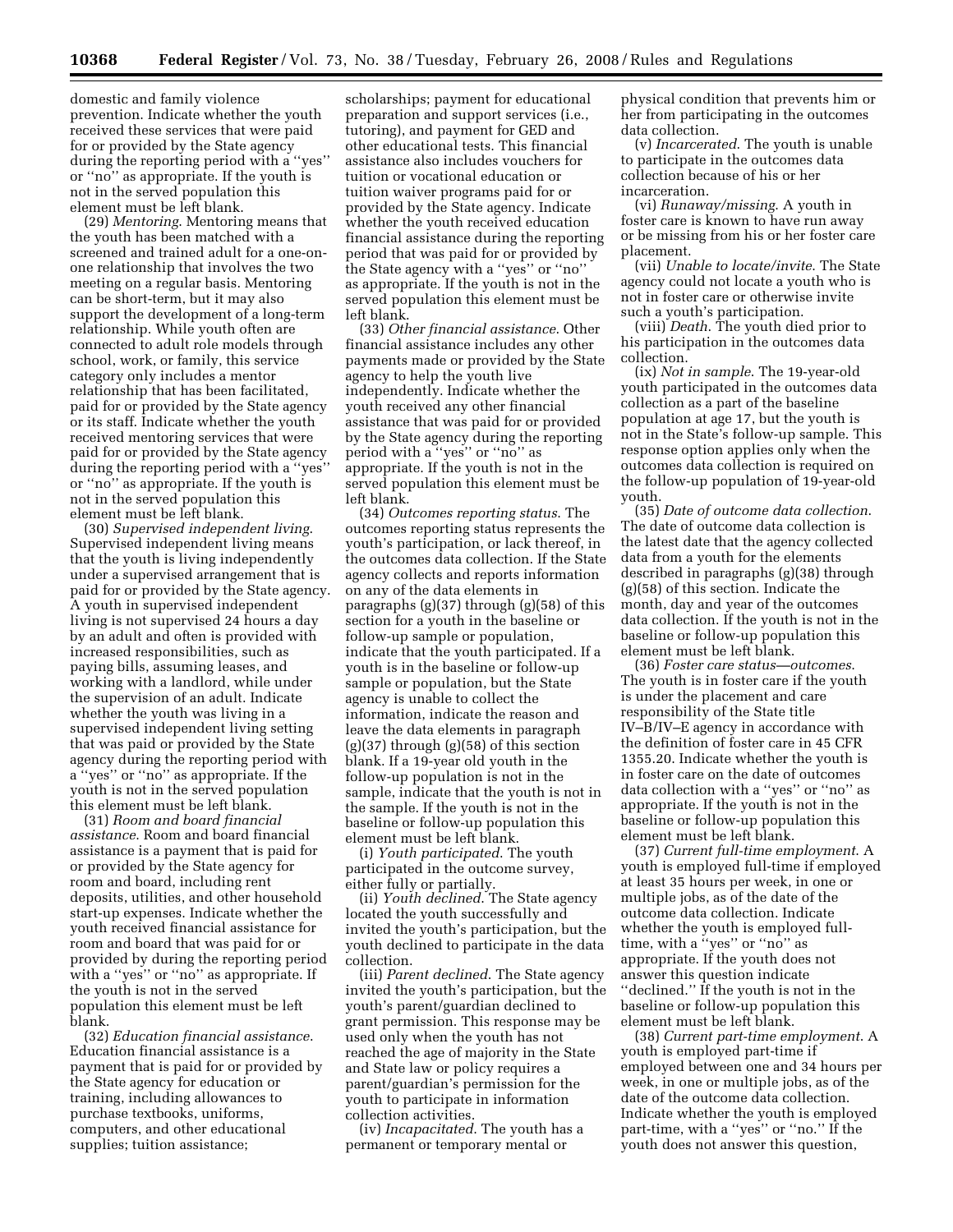domestic and family violence prevention. Indicate whether the youth received these services that were paid for or provided by the State agency during the reporting period with a ''yes'' or ''no'' as appropriate. If the youth is not in the served population this element must be left blank.

(29) *Mentoring.* Mentoring means that the youth has been matched with a screened and trained adult for a one-on-one relationship that involves the two meeting on a regular basis. Mentoring can be short-term, but it may also support the development of a long-term relationship. While youth often are connected to adult role models through school, work, or family, this service category only includes a mentor relationship that has been facilitated, paid for or provided by the State agency or its staff. Indicate whether the youth received mentoring services that were paid for or provided by the State agency during the reporting period with a ''yes'' or ''no'' as appropriate. If the youth is not in the served population this element must be left blank.

(30) *Supervised independent living.* Supervised independent living means that the youth is living independently under a supervised arrangement that is paid for or provided by the State agency. A youth in supervised independent living is not supervised 24 hours a day by an adult and often is provided with increased responsibilities, such as paying bills, assuming leases, and working with a landlord, while under the supervision of an adult. Indicate whether the youth was living in a supervised independent living setting that was paid or provided by the State agency during the reporting period with a ''yes'' or ''no'' as appropriate. If the youth is not in the served population this element must be left blank.

(31) *Room and board financial assistance.* Room and board financial assistance is a payment that is paid for or provided by the State agency for room and board, including rent deposits, utilities, and other household start-up expenses. Indicate whether the youth received financial assistance for room and board that was paid for or provided by during the reporting period with a ''yes'' or ''no'' as appropriate. If the youth is not in the served population this element must be left blank.

(32) *Education financial assistance.* Education financial assistance is a payment that is paid for or provided by the State agency for education or training, including allowances to purchase textbooks, uniforms, computers, and other educational supplies; tuition assistance; scholarships; payment for educational preparation and support services (i.e., tutoring), and payment for GED and other educational tests. This financial assistance also includes vouchers for tuition or vocational education or tuition waiver programs paid for or provided by the State agency. Indicate whether the youth received education financial assistance during the reporting period that was paid for or provided by the State agency with a ''yes'' or ''no'' as appropriate. If the youth is not in the served population this element must be left blank.

(33) *Other financial assistance.* Other financial assistance includes any other payments made or provided by the State agency to help the youth live independently. Indicate whether the youth received any other financial assistance that was paid for or provided by the State agency during the reporting period with a ''yes'' or ''no'' as appropriate. If the youth is not in the served population this element must be left blank.

(34) *Outcomes reporting status.* The outcomes reporting status represents the youth's participation, or lack thereof, in the outcomes data collection. If the State agency collects and reports information on any of the data elements in paragraphs (g)(37) through (g)(58) of this section for a youth in the baseline or follow-up sample or population, indicate that the youth participated. If a youth is in the baseline or follow-up sample or population, but the State agency is unable to collect the information, indicate the reason and leave the data elements in paragraph (g)(37) through (g)(58) of this section blank. If a 19-year old youth in the follow-up population is not in the sample, indicate that the youth is not in the sample. If the youth is not in the baseline or follow-up population this element must be left blank.

(i) *Youth participated.* The youth participated in the outcome survey, either fully or partially.

(ii) *Youth declined.* The State agency located the youth successfully and invited the youth's participation, but the youth declined to participate in the data collection.

(iii) *Parent declined.* The State agency invited the youth's participation, but the youth's parent/guardian declined to grant permission. This response may be used only when the youth has not reached the age of majority in the State and State law or policy requires a parent/guardian's permission for the youth to participate in information collection activities.

(iv) *Incapacitated.* The youth has a permanent or temporary mental or physical condition that prevents him or her from participating in the outcomes data collection.

(v) *Incarcerated.* The youth is unable to participate in the outcomes data collection because of his or her incarceration.

(vi) *Runaway/missing.* A youth in foster care is known to have run away or be missing from his or her foster care placement.

(vii) *Unable to locate/invite.* The State agency could not locate a youth who is not in foster care or otherwise invite such a youth's participation.

(viii) *Death.* The youth died prior to his participation in the outcomes data collection.

(ix) *Not in sample.* The 19-year-old youth participated in the outcomes data collection as a part of the baseline population at age 17, but the youth is not in the State's follow-up sample. This response option applies only when the outcomes data collection is required on the follow-up population of 19-year-old youth.

(35) *Date of outcome data collection.* The date of outcome data collection is the latest date that the agency collected data from a youth for the elements described in paragraphs (g)(38) through (g)(58) of this section. Indicate the month, day and year of the outcomes data collection. If the youth is not in the baseline or follow-up population this element must be left blank.

(36) *Foster care status—outcomes.* The youth is in foster care if the youth is under the placement and care responsibility of the State title IV–B/IV–E agency in accordance with the definition of foster care in 45 CFR 1355.20. Indicate whether the youth is in foster care on the date of outcomes data collection with a ''yes'' or ''no'' as appropriate. If the youth is not in the baseline or follow-up population this element must be left blank.

(37) *Current full-time employment.* A youth is employed full-time if employed at least 35 hours per week, in one or multiple jobs, as of the date of the outcome data collection. Indicate whether the youth is employed full-time, with a ''yes'' or ''no'' as appropriate. If the youth does not answer this question indicate ''declined.'' If the youth is not in the baseline or follow-up population this element must be left blank.

(38) *Current part-time employment.* A youth is employed part-time if employed between one and 34 hours per week, in one or multiple jobs, as of the date of the outcome data collection. Indicate whether the youth is employed part-time, with a ''yes'' or ''no.'' If the youth does not answer this question,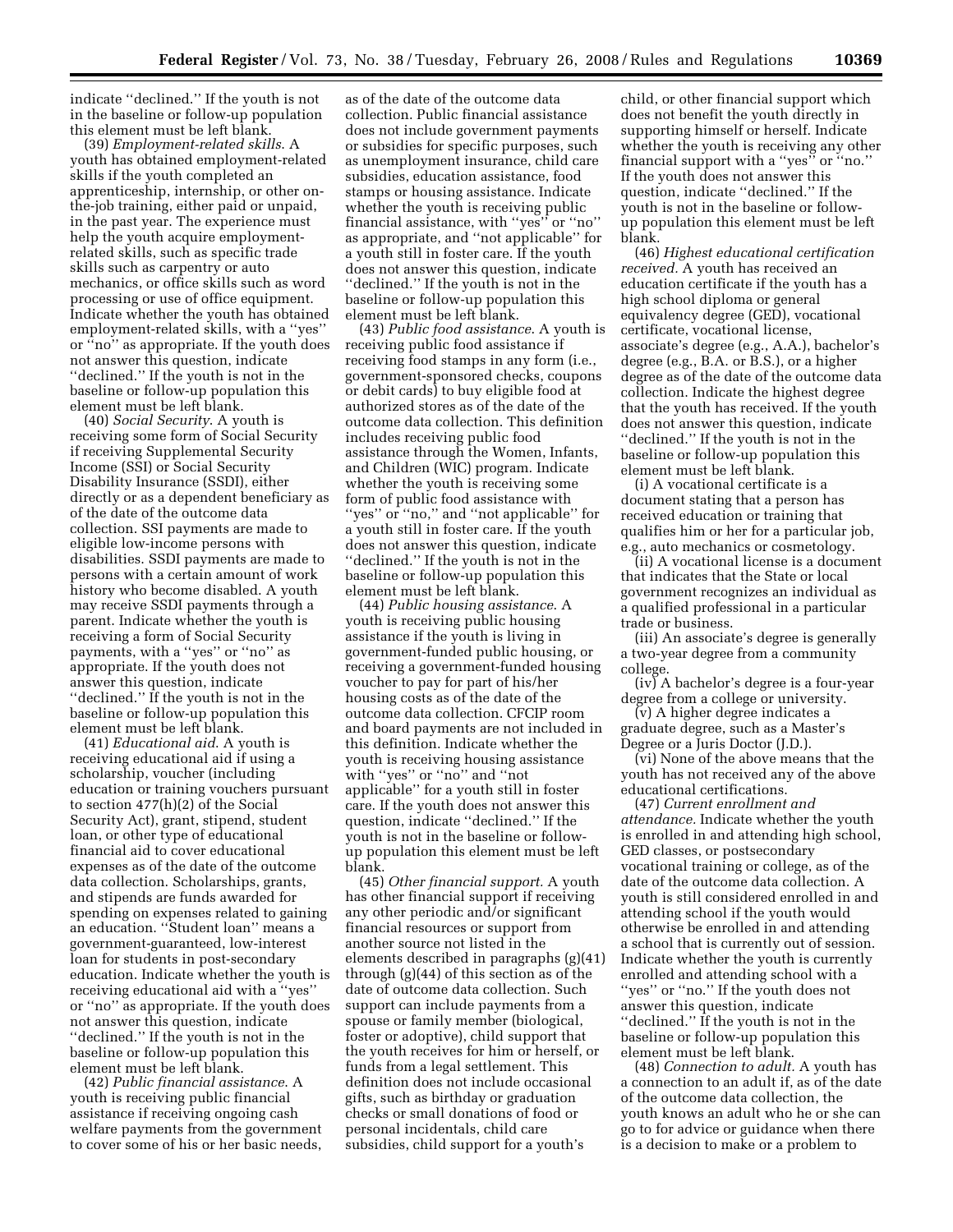indicate ''declined.'' If the youth is not in the baseline or follow-up population this element must be left blank.

(39) *Employment-related skills.* A youth has obtained employment-related skills if the youth completed an apprenticeship, internship, or other on-the-job training, either paid or unpaid, in the past year. The experience must help the youth acquire employment-related skills, such as specific trade skills such as carpentry or auto mechanics, or office skills such as word processing or use of office equipment. Indicate whether the youth has obtained employment-related skills, with a ''yes'' or ''no'' as appropriate. If the youth does not answer this question, indicate ''declined.'' If the youth is not in the baseline or follow-up population this element must be left blank.

(40) *Social Security.* A youth is receiving some form of Social Security if receiving Supplemental Security Income (SSI) or Social Security Disability Insurance (SSDI), either directly or as a dependent beneficiary as of the date of the outcome data collection. SSI payments are made to eligible low-income persons with disabilities. SSDI payments are made to persons with a certain amount of work history who become disabled. A youth may receive SSDI payments through a parent. Indicate whether the youth is receiving a form of Social Security payments, with a ''yes'' or ''no'' as appropriate. If the youth does not answer this question, indicate ''declined.'' If the youth is not in the baseline or follow-up population this element must be left blank.

(41) *Educational aid.* A youth is receiving educational aid if using a scholarship, voucher (including education or training vouchers pursuant to section 477(h)(2) of the Social Security Act), grant, stipend, student loan, or other type of educational financial aid to cover educational expenses as of the date of the outcome data collection. Scholarships, grants, and stipends are funds awarded for spending on expenses related to gaining an education. ''Student loan'' means a government-guaranteed, low-interest loan for students in post-secondary education. Indicate whether the youth is receiving educational aid with a ''yes'' or ''no'' as appropriate. If the youth does not answer this question, indicate ''declined.'' If the youth is not in the baseline or follow-up population this element must be left blank.

(42) *Public financial assistance.* A youth is receiving public financial assistance if receiving ongoing cash welfare payments from the government to cover some of his or her basic needs, as of the date of the outcome data collection. Public financial assistance does not include government payments or subsidies for specific purposes, such as unemployment insurance, child care subsidies, education assistance, food stamps or housing assistance. Indicate whether the youth is receiving public financial assistance, with ''yes'' or ''no'' as appropriate, and ''not applicable'' for a youth still in foster care. If the youth does not answer this question, indicate ''declined.'' If the youth is not in the baseline or follow-up population this element must be left blank.

(43) *Public food assistance.* A youth is receiving public food assistance if receiving food stamps in any form (i.e., government-sponsored checks, coupons or debit cards) to buy eligible food at authorized stores as of the date of the outcome data collection. This definition includes receiving public food assistance through the Women, Infants, and Children (WIC) program. Indicate whether the youth is receiving some form of public food assistance with ''yes'' or ''no,'' and ''not applicable'' for a youth still in foster care. If the youth does not answer this question, indicate ''declined.'' If the youth is not in the baseline or follow-up population this element must be left blank.

(44) *Public housing assistance.* A youth is receiving public housing assistance if the youth is living in government-funded public housing, or receiving a government-funded housing voucher to pay for part of his/her housing costs as of the date of the outcome data collection. CFCIP room and board payments are not included in this definition. Indicate whether the youth is receiving housing assistance with ''yes'' or ''no'' and ''not applicable'' for a youth still in foster care. If the youth does not answer this question, indicate ''declined.'' If the youth is not in the baseline or follow-up population this element must be left blank.

(45) *Other financial support.* A youth has other financial support if receiving any other periodic and/or significant financial resources or support from another source not listed in the elements described in paragraphs (g)(41) through (g)(44) of this section as of the date of outcome data collection. Such support can include payments from a spouse or family member (biological, foster or adoptive), child support that the youth receives for him or herself, or funds from a legal settlement. This definition does not include occasional gifts, such as birthday or graduation checks or small donations of food or personal incidentals, child care subsidies, child support for a youth's child, or other financial support which does not benefit the youth directly in supporting himself or herself. Indicate whether the youth is receiving any other financial support with a ''yes'' or ''no.'' If the youth does not answer this question, indicate ''declined.'' If the youth is not in the baseline or follow-up population this element must be left blank.

(46) *Highest educational certification received.* A youth has received an education certificate if the youth has a high school diploma or general equivalency degree (GED), vocational certificate, vocational license, associate's degree (e.g., A.A.), bachelor's degree (e.g., B.A. or B.S.), or a higher degree as of the date of the outcome data collection. Indicate the highest degree that the youth has received. If the youth does not answer this question, indicate ''declined.'' If the youth is not in the baseline or follow-up population this element must be left blank.

(i) A vocational certificate is a document stating that a person has received education or training that qualifies him or her for a particular job, e.g., auto mechanics or cosmetology.

(ii) A vocational license is a document that indicates that the State or local government recognizes an individual as a qualified professional in a particular trade or business.

(iii) An associate's degree is generally a two-year degree from a community college.

(iv) A bachelor's degree is a four-year degree from a college or university.

(v) A higher degree indicates a graduate degree, such as a Master's Degree or a Juris Doctor (J.D.).

(vi) None of the above means that the youth has not received any of the above educational certifications.

(47) *Current enrollment and attendance.* Indicate whether the youth is enrolled in and attending high school, GED classes, or postsecondary vocational training or college, as of the date of the outcome data collection. A youth is still considered enrolled in and attending school if the youth would otherwise be enrolled in and attending a school that is currently out of session. Indicate whether the youth is currently enrolled and attending school with a ''yes'' or ''no.'' If the youth does not answer this question, indicate ''declined.'' If the youth is not in the baseline or follow-up population this element must be left blank.

(48) *Connection to adult.* A youth has a connection to an adult if, as of the date of the outcome data collection, the youth knows an adult who he or she can go to for advice or guidance when there is a decision to make or a problem to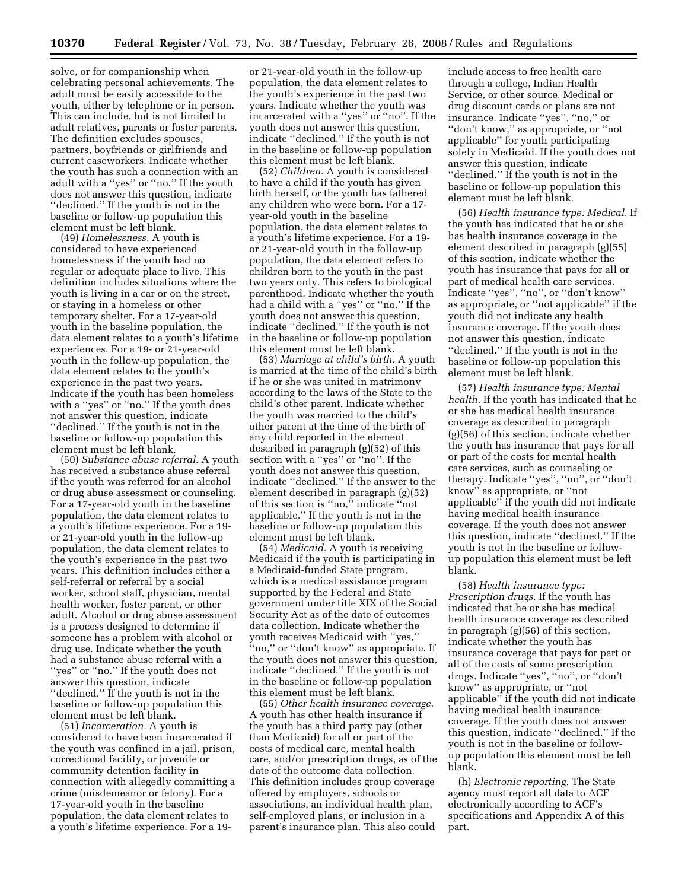solve, or for companionship when celebrating personal achievements. The adult must be easily accessible to the youth, either by telephone or in person. This can include, but is not limited to adult relatives, parents or foster parents. The definition excludes spouses, partners, boyfriends or girlfriends and current caseworkers. Indicate whether the youth has such a connection with an adult with a ''yes'' or ''no.'' If the youth does not answer this question, indicate ''declined.'' If the youth is not in the baseline or follow-up population this element must be left blank.

(49) *Homelessness.* A youth is considered to have experienced homelessness if the youth had no regular or adequate place to live. This definition includes situations where the youth is living in a car or on the street, or staying in a homeless or other temporary shelter. For a 17-year-old youth in the baseline population, the data element relates to a youth's lifetime experiences. For a 19- or 21-year-old youth in the follow-up population, the data element relates to the youth's experience in the past two years. Indicate if the youth has been homeless with a ''yes'' or ''no.'' If the youth does not answer this question, indicate ''declined.'' If the youth is not in the baseline or follow-up population this element must be left blank.

(50) *Substance abuse referral.* A youth has received a substance abuse referral if the youth was referred for an alcohol or drug abuse assessment or counseling. For a 17-year-old youth in the baseline population, the data element relates to a youth's lifetime experience. For a 19- or 21-year-old youth in the follow-up population, the data element relates to the youth's experience in the past two years. This definition includes either a self-referral or referral by a social worker, school staff, physician, mental health worker, foster parent, or other adult. Alcohol or drug abuse assessment is a process designed to determine if someone has a problem with alcohol or drug use. Indicate whether the youth had a substance abuse referral with a ''yes'' or ''no.'' If the youth does not answer this question, indicate ''declined.'' If the youth is not in the baseline or follow-up population this element must be left blank.

(51) *Incarceration.* A youth is considered to have been incarcerated if the youth was confined in a jail, prison, correctional facility, or juvenile or community detention facility in connection with allegedly committing a crime (misdemeanor or felony). For a 17-year-old youth in the baseline population, the data element relates to a youth's lifetime experience. For a 19- or 21-year-old youth in the follow-up population, the data element relates to the youth's experience in the past two years. Indicate whether the youth was incarcerated with a ''yes'' or ''no''. If the youth does not answer this question, indicate ''declined.'' If the youth is not in the baseline or follow-up population this element must be left blank.

(52) *Children.* A youth is considered to have a child if the youth has given birth herself, or the youth has fathered any children who were born. For a 17-year-old youth in the baseline population, the data element relates to a youth's lifetime experience. For a 19- or 21-year-old youth in the follow-up population, the data element refers to children born to the youth in the past two years only. This refers to biological parenthood. Indicate whether the youth had a child with a ''yes'' or ''no.'' If the youth does not answer this question, indicate ''declined.'' If the youth is not in the baseline or follow-up population this element must be left blank.

(53) *Marriage at child's birth.* A youth is married at the time of the child's birth if he or she was united in matrimony according to the laws of the State to the child's other parent. Indicate whether the youth was married to the child's other parent at the time of the birth of any child reported in the element described in paragraph (g)(52) of this section with a ''yes'' or ''no''. If the youth does not answer this question, indicate ''declined.'' If the answer to the element described in paragraph (g)(52) of this section is ''no,'' indicate ''not applicable.'' If the youth is not in the baseline or follow-up population this element must be left blank.

(54) *Medicaid.* A youth is receiving Medicaid if the youth is participating in a Medicaid-funded State program, which is a medical assistance program supported by the Federal and State government under title XIX of the Social Security Act as of the date of outcomes data collection. Indicate whether the youth receives Medicaid with ''yes,'' ''no,'' or ''don't know'' as appropriate. If the youth does not answer this question, indicate ''declined.'' If the youth is not in the baseline or follow-up population this element must be left blank.

(55) *Other health insurance coverage.* A youth has other health insurance if the youth has a third party pay (other than Medicaid) for all or part of the costs of medical care, mental health care, and/or prescription drugs, as of the date of the outcome data collection. This definition includes group coverage offered by employers, schools or associations, an individual health plan, self-employed plans, or inclusion in a parent's insurance plan. This also could include access to free health care through a college, Indian Health Service, or other source. Medical or drug discount cards or plans are not insurance. Indicate ''yes'', ''no,'' or ''don't know,'' as appropriate, or ''not applicable'' for youth participating solely in Medicaid. If the youth does not answer this question, indicate ''declined.'' If the youth is not in the baseline or follow-up population this element must be left blank.

(56) *Health insurance type: Medical.* If the youth has indicated that he or she has health insurance coverage in the element described in paragraph (g)(55) of this section, indicate whether the youth has insurance that pays for all or part of medical health care services. Indicate ''yes'', ''no'', or ''don't know'' as appropriate, or ''not applicable'' if the youth did not indicate any health insurance coverage. If the youth does not answer this question, indicate ''declined.'' If the youth is not in the baseline or follow-up population this element must be left blank.

(57) *Health insurance type: Mental health.* If the youth has indicated that he or she has medical health insurance coverage as described in paragraph (g)(56) of this section, indicate whether the youth has insurance that pays for all or part of the costs for mental health care services, such as counseling or therapy. Indicate ''yes'', ''no'', or ''don't know'' as appropriate, or ''not applicable'' if the youth did not indicate having medical health insurance coverage. If the youth does not answer this question, indicate ''declined.'' If the youth is not in the baseline or follow-up population this element must be left blank.

(58) *Health insurance type: Prescription drugs.* If the youth has indicated that he or she has medical health insurance coverage as described in paragraph (g)(56) of this section, indicate whether the youth has insurance coverage that pays for part or all of the costs of some prescription drugs. Indicate ''yes'', ''no'', or ''don't know'' as appropriate, or ''not applicable'' if the youth did not indicate having medical health insurance coverage. If the youth does not answer this question, indicate ''declined.'' If the youth is not in the baseline or follow-up population this element must be left blank.

(h) *Electronic reporting.* The State agency must report all data to ACF electronically according to ACF's specifications and Appendix A of this part.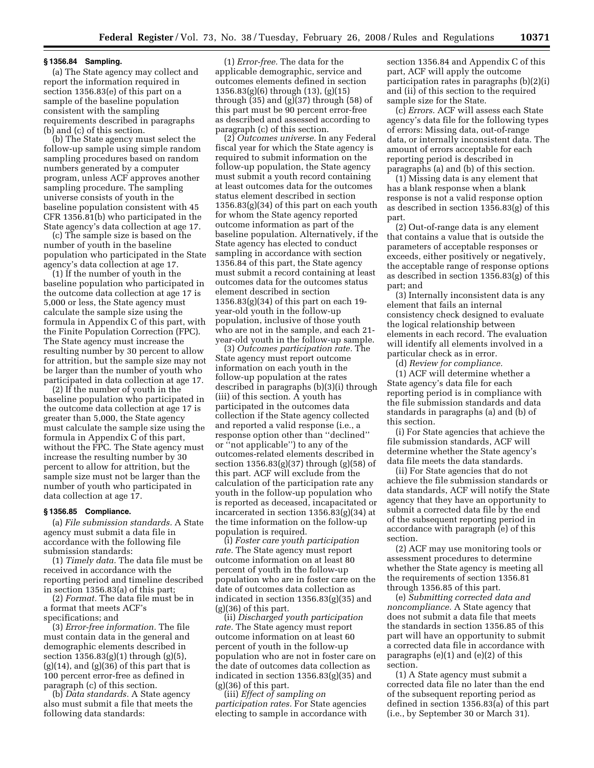### § 1356.84 Sampling.

(a) The State agency may collect and report the information required in section 1356.83(e) of this part on a sample of the baseline population consistent with the sampling requirements described in paragraphs (b) and (c) of this section.

(b) The State agency must select the follow-up sample using simple random sampling procedures based on random numbers generated by a computer program, unless ACF approves another sampling procedure. The sampling universe consists of youth in the baseline population consistent with 45 CFR 1356.81(b) who participated in the State agency's data collection at age 17.

(c) The sample size is based on the number of youth in the baseline population who participated in the State agency's data collection at age 17.

(1) If the number of youth in the baseline population who participated in the outcome data collection at age 17 is 5,000 or less, the State agency must calculate the sample size using the formula in Appendix C of this part, with the Finite Population Correction (FPC). The State agency must increase the resulting number by 30 percent to allow for attrition, but the sample size may not be larger than the number of youth who participated in data collection at age 17.

(2) If the number of youth in the baseline population who participated in the outcome data collection at age 17 is greater than 5,000, the State agency must calculate the sample size using the formula in Appendix C of this part, without the FPC. The State agency must increase the resulting number by 30 percent to allow for attrition, but the sample size must not be larger than the number of youth who participated in data collection at age 17.

### § 1356.85 Compliance.

(a) *File submission standards.* A State agency must submit a data file in accordance with the following file submission standards:

(1) *Timely data.* The data file must be received in accordance with the reporting period and timeline described in section 1356.83(a) of this part;

(2) *Format.* The data file must be in a format that meets ACF's specifications; and

(3) *Error-free information.* The file must contain data in the general and demographic elements described in section 1356.83(g)(1) through (g)(5), (g)(14), and (g)(36) of this part that is 100 percent error-free as defined in paragraph (c) of this section.

(b) *Data standards.* A State agency also must submit a file that meets the following data standards:

(1) *Error-free.* The data for the applicable demographic, service and outcomes elements defined in section 1356.83(g)(6) through (13), (g)(15) through (35) and (g)(37) through (58) of this part must be 90 percent error-free as described and assessed according to paragraph (c) of this section.

(2) *Outcomes universe.* In any Federal fiscal year for which the State agency is required to submit information on the follow-up population, the State agency must submit a youth record containing at least outcomes data for the outcomes status element described in section 1356.83(g)(34) of this part on each youth for whom the State agency reported outcome information as part of the baseline population. Alternatively, if the State agency has elected to conduct sampling in accordance with section 1356.84 of this part, the State agency must submit a record containing at least outcomes data for the outcomes status element described in section 1356.83(g)(34) of this part on each 19-year-old youth in the follow-up population, inclusive of those youth who are not in the sample, and each 21-year-old youth in the follow-up sample.

(3) *Outcomes participation rate.* The State agency must report outcome information on each youth in the follow-up population at the rates described in paragraphs (b)(3)(i) through (iii) of this section. A youth has participated in the outcomes data collection if the State agency collected and reported a valid response (i.e., a response option other than ''declined'' or ''not applicable'') to any of the outcomes-related elements described in section 1356.83(g)(37) through (g)(58) of this part. ACF will exclude from the calculation of the participation rate any youth in the follow-up population who is reported as deceased, incapacitated or incarcerated in section 1356.83(g)(34) at the time information on the follow-up population is required.

(i) *Foster care youth participation rate.* The State agency must report outcome information on at least 80 percent of youth in the follow-up population who are in foster care on the date of outcomes data collection as indicated in section 1356.83(g)(35) and (g)(36) of this part.

(ii) *Discharged youth participation rate.* The State agency must report outcome information on at least 60 percent of youth in the follow-up population who are not in foster care on the date of outcomes data collection as indicated in section 1356.83(g)(35) and (g)(36) of this part.

(iii) *Effect of sampling on participation rates.* For State agencies electing to sample in accordance with section 1356.84 and Appendix C of this part, ACF will apply the outcome participation rates in paragraphs (b)(2)(i) and (ii) of this section to the required sample size for the State.

(c) *Errors.* ACF will assess each State agency's data file for the following types of errors: Missing data, out-of-range data, or internally inconsistent data. The amount of errors acceptable for each reporting period is described in paragraphs (a) and (b) of this section.

(1) Missing data is any element that has a blank response when a blank response is not a valid response option as described in section 1356.83(g) of this part.

(2) Out-of-range data is any element that contains a value that is outside the parameters of acceptable responses or exceeds, either positively or negatively, the acceptable range of response options as described in section 1356.83(g) of this part; and

(3) Internally inconsistent data is any element that fails an internal consistency check designed to evaluate the logical relationship between elements in each record. The evaluation will identify all elements involved in a particular check as in error.

(d) *Review for compliance.*

(1) ACF will determine whether a State agency's data file for each reporting period is in compliance with the file submission standards and data standards in paragraphs (a) and (b) of this section.

(i) For State agencies that achieve the file submission standards, ACF will determine whether the State agency's data file meets the data standards.

(ii) For State agencies that do not achieve the file submission standards or data standards, ACF will notify the State agency that they have an opportunity to submit a corrected data file by the end of the subsequent reporting period in accordance with paragraph (e) of this section.

(2) ACF may use monitoring tools or assessment procedures to determine whether the State agency is meeting all the requirements of section 1356.81 through 1356.85 of this part.

(e) *Submitting corrected data and noncompliance.* A State agency that does not submit a data file that meets the standards in section 1356.85 of this part will have an opportunity to submit a corrected data file in accordance with paragraphs (e)(1) and (e)(2) of this section.

(1) A State agency must submit a corrected data file no later than the end of the subsequent reporting period as defined in section 1356.83(a) of this part (i.e., by September 30 or March 31).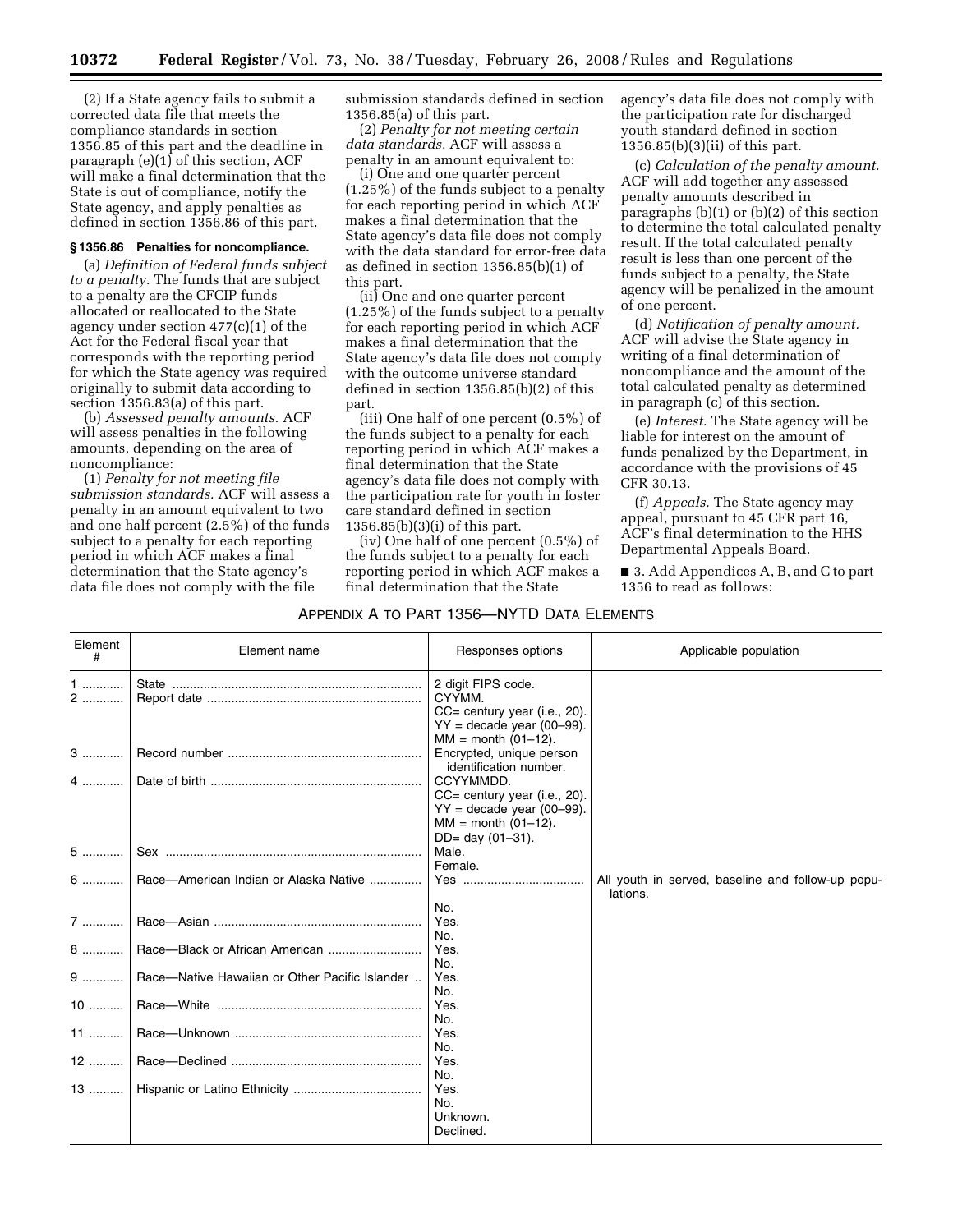(2) If a State agency fails to submit a corrected data file that meets the compliance standards in section 1356.85 of this part and the deadline in paragraph (e)(1) of this section, ACF will make a final determination that the State is out of compliance, notify the State agency, and apply penalties as defined in section 1356.86 of this part.

### § 1356.86 Penalties for noncompliance.

(a) *Definition of Federal funds subject to a penalty.* The funds that are subject to a penalty are the CFCIP funds allocated or reallocated to the State agency under section 477(c)(1) of the Act for the Federal fiscal year that corresponds with the reporting period for which the State agency was required originally to submit data according to section 1356.83(a) of this part.

(b) *Assessed penalty amounts.* ACF will assess penalties in the following amounts, depending on the area of noncompliance:

(1) *Penalty for not meeting file submission standards.* ACF will assess a penalty in an amount equivalent to two and one half percent (2.5%) of the funds subject to a penalty for each reporting period in which ACF makes a final determination that the State agency's data file does not comply with the file submission standards defined in section 1356.85(a) of this part.

(2) *Penalty for not meeting certain data standards.* ACF will assess a penalty in an amount equivalent to:

(i) One and one quarter percent (1.25%) of the funds subject to a penalty for each reporting period in which ACF makes a final determination that the State agency's data file does not comply with the data standard for error-free data as defined in section 1356.85(b)(1) of this part.

(ii) One and one quarter percent (1.25%) of the funds subject to a penalty for each reporting period in which ACF makes a final determination that the State agency's data file does not comply with the outcome universe standard defined in section 1356.85(b)(2) of this part.

(iii) One half of one percent (0.5%) of the funds subject to a penalty for each reporting period in which ACF makes a final determination that the State agency's data file does not comply with the participation rate for youth in foster care standard defined in section 1356.85(b)(3)(i) of this part.

(iv) One half of one percent (0.5%) of the funds subject to a penalty for each reporting period in which ACF makes a final determination that the State agency's data file does not comply with the participation rate for discharged youth standard defined in section 1356.85(b)(3)(ii) of this part.

(c) *Calculation of the penalty amount.* ACF will add together any assessed penalty amounts described in paragraphs (b)(1) or (b)(2) of this section to determine the total calculated penalty result. If the total calculated penalty result is less than one percent of the funds subject to a penalty, the State agency will be penalized in the amount of one percent.

(d) *Notification of penalty amount.* ACF will advise the State agency in writing of a final determination of noncompliance and the amount of the total calculated penalty as determined in paragraph (c) of this section.

(e) *Interest.* The State agency will be liable for interest on the amount of funds penalized by the Department, in accordance with the provisions of 45 CFR 30.13.

(f) *Appeals.* The State agency may appeal, pursuant to 45 CFR part 16, ACF's final determination to the HHS Departmental Appeals Board.

■ 3. Add Appendices A, B, and C to part 1356 to read as follows:

## APPENDIX A TO PART 1356—NYTD DATA ELEMENTS

| Element # | Element name | Responses options | Applicable population |
|---|---|---|---|
| 1 | State | 2 digit FIPS code. | |
| 2 | Report date | CYYMM.<br>CC= century year (i.e., 20).<br>YY = decade year (00–99).<br>MM = month (01–12). | |
| 3 | Record number | Encrypted, unique person identification number. | |
| 4 | Date of birth | CCYYMMDD.<br>CC= century year (i.e., 20).<br>YY = decade year (00–99).<br>MM = month (01–12).<br>DD= day (01–31). | |
| 5 | Sex | Male.<br>Female. | |
| 6 | Race—American Indian or Alaska Native | Yes<br>No. | All youth in served, baseline and follow-up populations. |
| 7 | Race—Asian | Yes.<br>No. | |
| 8 | Race—Black or African American | Yes.<br>No. | |
| 9 | Race—Native Hawaiian or Other Pacific Islander | Yes.<br>No. | |
| 10 | Race—White | Yes.<br>No. | |
| 11 | Race—Unknown | Yes.<br>No. | |
| 12 | Race—Declined | Yes.<br>No. | |
| 13 | Hispanic or Latino Ethnicity | Yes.<br>No.<br>Unknown.<br>Declined. | |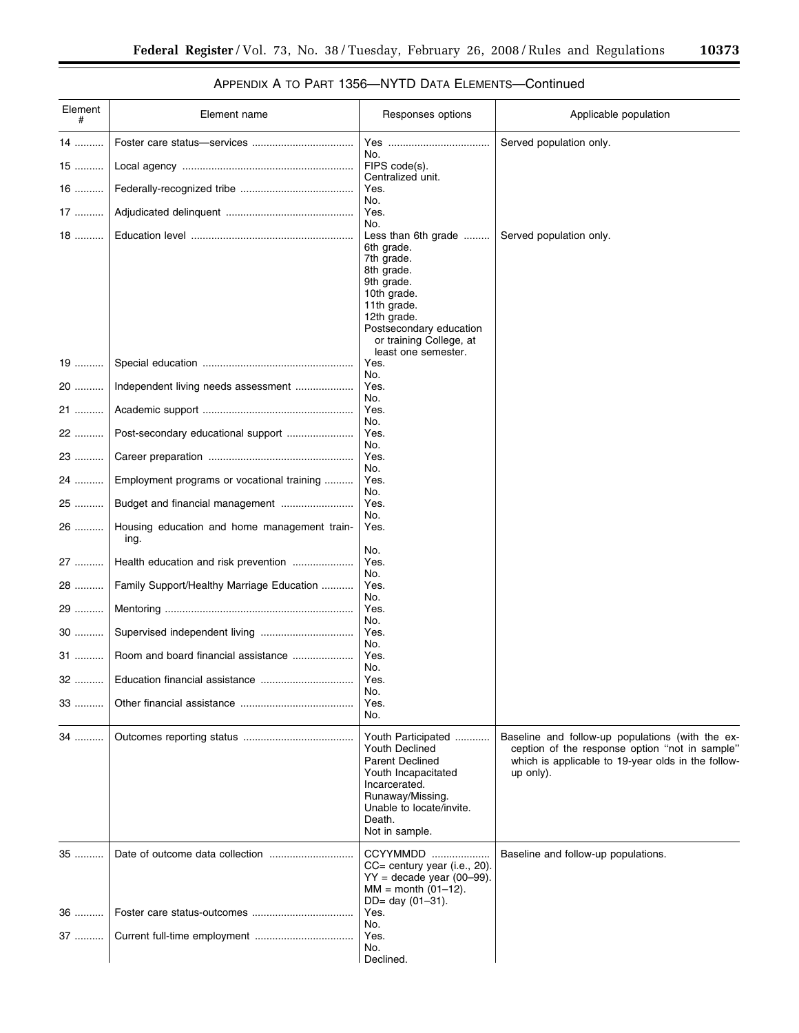APPENDIX A TO PART 1356—NYTD DATA ELEMENTS—Continued

| Element # | Element name | Responses options | Applicable population |
|---|---|---|---|
| 14 | Foster care status—services | Yes<br>No. | Served population only. |
| 15 | Local agency | FIPS code(s).<br>Centralized unit. | |
| 16 | Federally-recognized tribe | Yes.<br>No. | |
| 17 | Adjudicated delinquent | Yes.<br>No. | |
| 18 | Education level | Less than 6th grade<br>6th grade.<br>7th grade.<br>8th grade.<br>9th grade.<br>10th grade.<br>11th grade.<br>12th grade.<br>Postsecondary education or training College, at least one semester. | Served population only. |
| 19 | Special education | Yes.<br>No. | |
| 20 | Independent living needs assessment | Yes.<br>No. | |
| 21 | Academic support | Yes.<br>No. | |
| 22 | Post-secondary educational support | Yes.<br>No. | |
| 23 | Career preparation | Yes.<br>No. | |
| 24 | Employment programs or vocational training | Yes.<br>No. | |
| 25 | Budget and financial management | Yes.<br>No. | |
| 26 | Housing education and home management training. | Yes.<br>No. | |
| 27 | Health education and risk prevention | Yes.<br>No. | |
| 28 | Family Support/Healthy Marriage Education | Yes.<br>No. | |
| 29 | Mentoring | Yes.<br>No. | |
| 30 | Supervised independent living | Yes.<br>No. | |
| 31 | Room and board financial assistance | Yes.<br>No. | |
| 32 | Education financial assistance | Yes.<br>No. | |
| 33 | Other financial assistance | Yes.<br>No. | |
| 34 | Outcomes reporting status | Youth Participated<br>Youth Declined<br>Parent Declined<br>Youth Incapacitated<br>Incarcerated.<br>Runaway/Missing.<br>Unable to locate/invite.<br>Death.<br>Not in sample. | Baseline and follow-up populations (with the exception of the response option "not in sample" which is applicable to 19-year olds in the follow-up only). |
| 35 | Date of outcome data collection | CCYYMMDD<br>CC= century year (i.e., 20).<br>YY = decade year (00–99).<br>MM = month (01–12).<br>DD= day (01–31). | Baseline and follow-up populations. |
| 36 | Foster care status-outcomes | Yes.<br>No. | |
| 37 | Current full-time employment | Yes.<br>No.<br>Declined. | |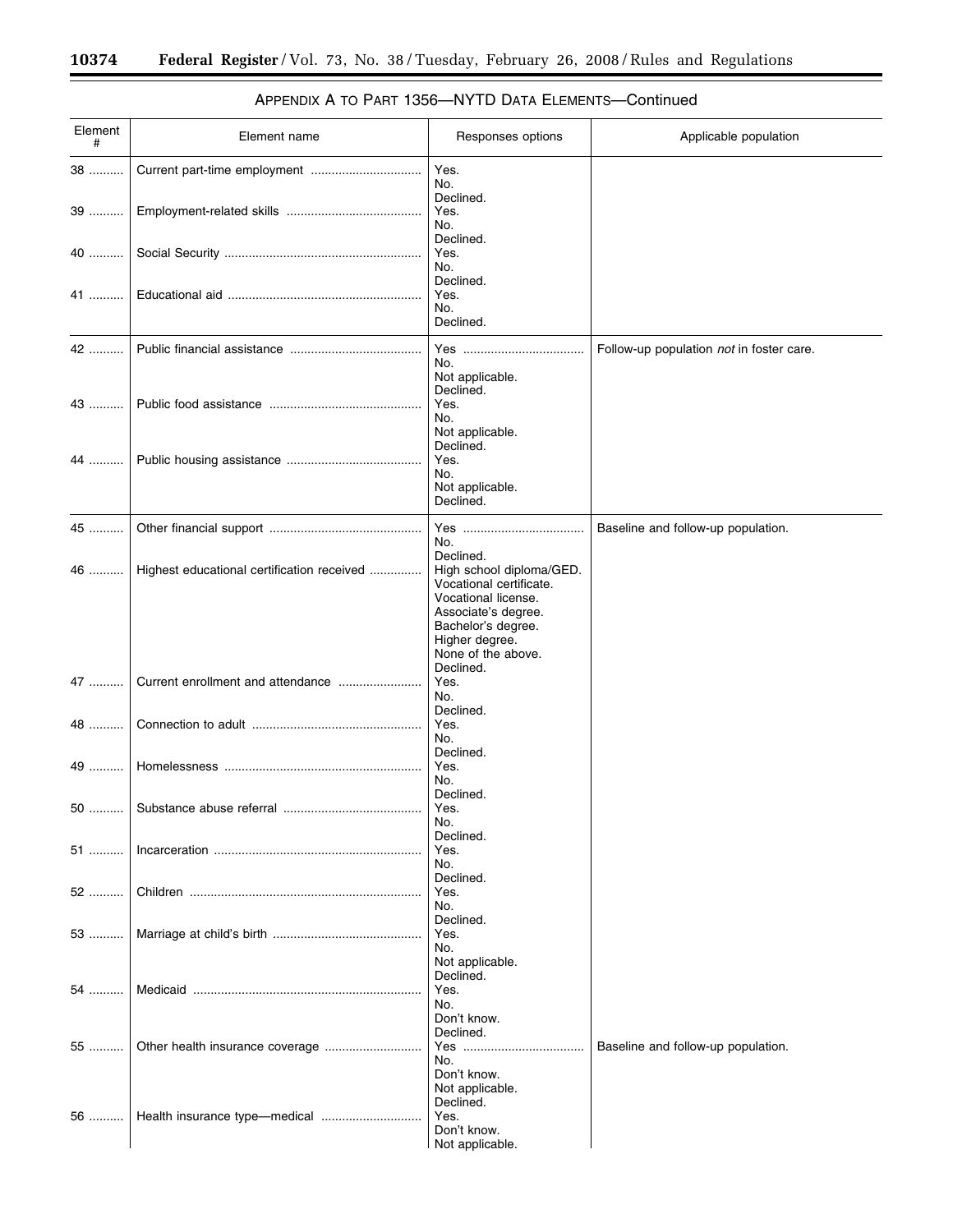### APPENDIX A TO PART 1356—NYTD DATA ELEMENTS—Continued

| Element # | Element name | Responses options | Applicable population |
|---|---|---|---|
| 38 | Current part-time employment | Yes.<br>No.<br>Declined. | |
| 39 | Employment-related skills | Yes.<br>No.<br>Declined. | |
| 40 | Social Security | Yes.<br>No.<br>Declined. | |
| 41 | Educational aid | Yes.<br>No.<br>Declined. | |
| 42 | Public financial assistance | Yes<br>No.<br>Not applicable.<br>Declined. | Follow-up population *not* in foster care. |
| 43 | Public food assistance | Yes.<br>No.<br>Not applicable.<br>Declined. | |
| 44 | Public housing assistance | Yes.<br>No.<br>Not applicable.<br>Declined. | |
| 45 | Other financial support | Yes<br>No.<br>Declined. | Baseline and follow-up population. |
| 46 | Highest educational certification received | High school diploma/GED.<br>Vocational certificate.<br>Vocational license.<br>Associate's degree.<br>Bachelor's degree.<br>Higher degree.<br>None of the above.<br>Declined. | |
| 47 | Current enrollment and attendance | Yes.<br>No.<br>Declined. | |
| 48 | Connection to adult | Yes.<br>No.<br>Declined. | |
| 49 | Homelessness | Yes.<br>No.<br>Declined. | |
| 50 | Substance abuse referral | Yes.<br>No.<br>Declined. | |
| 51 | Incarceration | Yes.<br>No.<br>Declined. | |
| 52 | Children | Yes.<br>No.<br>Declined. | |
| 53 | Marriage at child's birth | Yes.<br>No.<br>Not applicable.<br>Declined. | |
| 54 | Medicaid | Yes.<br>No.<br>Don't know.<br>Declined. | |
| 55 | Other health insurance coverage | Yes<br>No.<br>Don't know.<br>Not applicable.<br>Declined. | Baseline and follow-up population. |
| 56 | Health insurance type—medical | Yes.<br>Don't know.<br>Not applicable. | |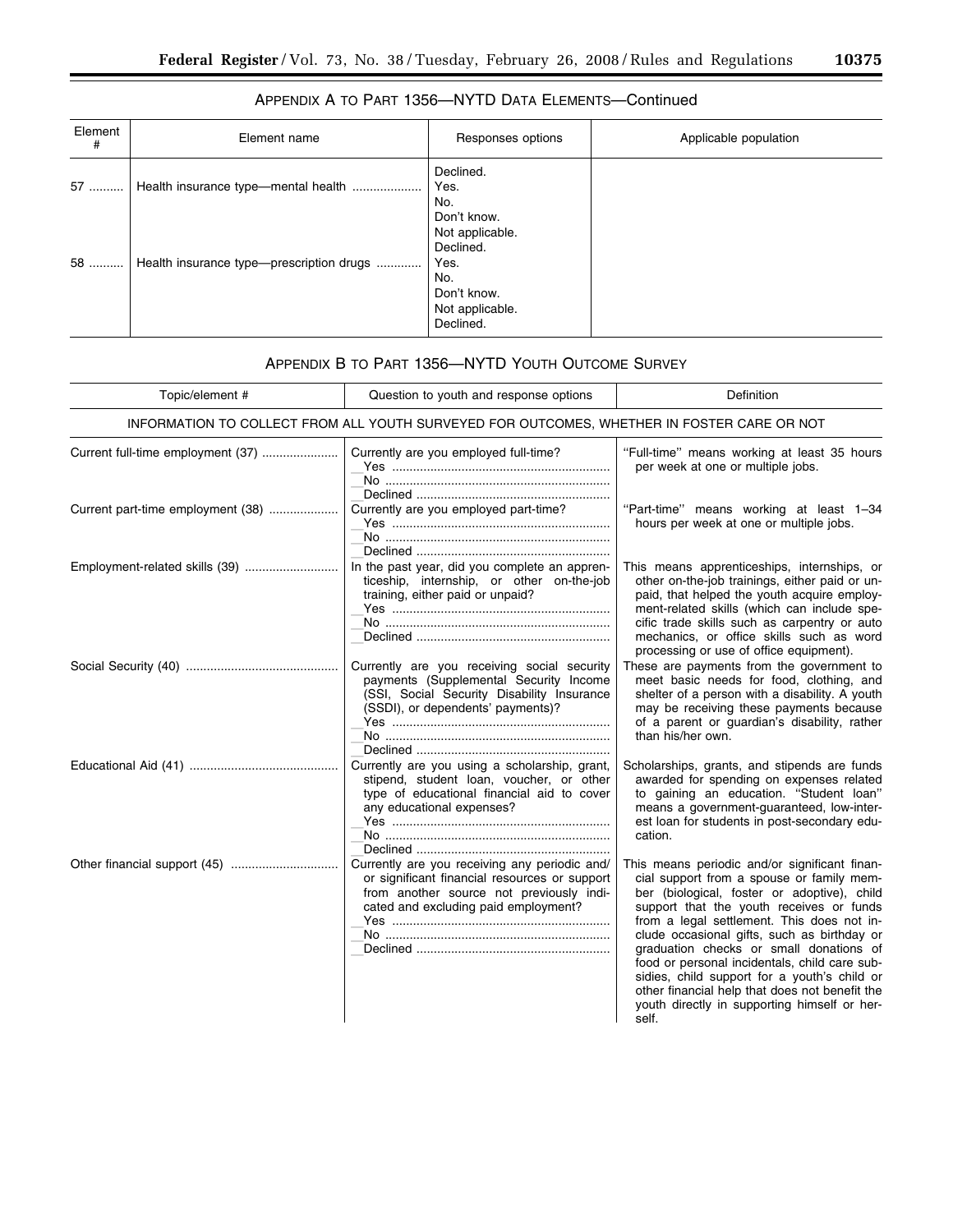## APPENDIX A TO PART 1356—NYTD DATA ELEMENTS—Continued

| Element # | Element name | Responses options | Applicable population |
|---|---|---|---|
| | | Declined. | |
| 57 | Health insurance type—mental health | Yes.<br>No.<br>Don't know.<br>Not applicable.<br>Declined. | |
| 58 | Health insurance type—prescription drugs | Yes.<br>No.<br>Don't know.<br>Not applicable.<br>Declined. | |

## APPENDIX B TO PART 1356—NYTD YOUTH OUTCOME SURVEY

| Topic/element # | Question to youth and response options | Definition |
|---|---|---|
| INFORMATION TO COLLECT FROM ALL YOUTH SURVEYED FOR OUTCOMES, WHETHER IN FOSTER CARE OR NOT | | |
| Current full-time employment (37) | Currently are you employed full-time?<br>__Yes<br>__No<br>__Declined | "Full-time" means working at least 35 hours per week at one or multiple jobs. |
| Current part-time employment (38) | Currently are you employed part-time?<br>__Yes<br>__No<br>__Declined | "Part-time" means working at least 1–34 hours per week at one or multiple jobs. |
| Employment-related skills (39) | In the past year, did you complete an apprenticeship, internship, or other on-the-job training, either paid or unpaid?<br>__Yes<br>__No<br>__Declined | This means apprenticeships, internships, or other on-the-job trainings, either paid or unpaid, that helped the youth acquire employment-related skills (which can include specific trade skills such as carpentry or auto mechanics, or office skills such as word processing or use of office equipment). |
| Social Security (40) | Currently are you receiving social security payments (Supplemental Security Income (SSI, Social Security Disability Insurance (SSDI), or dependents' payments)?<br>__Yes<br>__No<br>__Declined | These are payments from the government to meet basic needs for food, clothing, and shelter of a person with a disability. A youth may be receiving these payments because of a parent or guardian's disability, rather than his/her own. |
| Educational Aid (41) | Currently are you using a scholarship, grant, stipend, student loan, voucher, or other type of educational financial aid to cover any educational expenses?<br>__Yes<br>__No<br>__Declined | Scholarships, grants, and stipends are funds awarded for spending on expenses related to gaining an education. "Student loan" means a government-guaranteed, low-interest loan for students in post-secondary education. |
| Other financial support (45) | Currently are you receiving any periodic and/or significant financial resources or support from another source not previously indicated and excluding paid employment?<br>__Yes<br>__No<br>__Declined | This means periodic and/or significant financial support from a spouse or family member (biological, foster or adoptive), child support that the youth receives or funds from a legal settlement. This does not include occasional gifts, such as birthday or graduation checks or small donations of food or personal incidentals, child care subsidies, child support for a youth's child or other financial help that does not benefit the youth directly in supporting himself or herself. |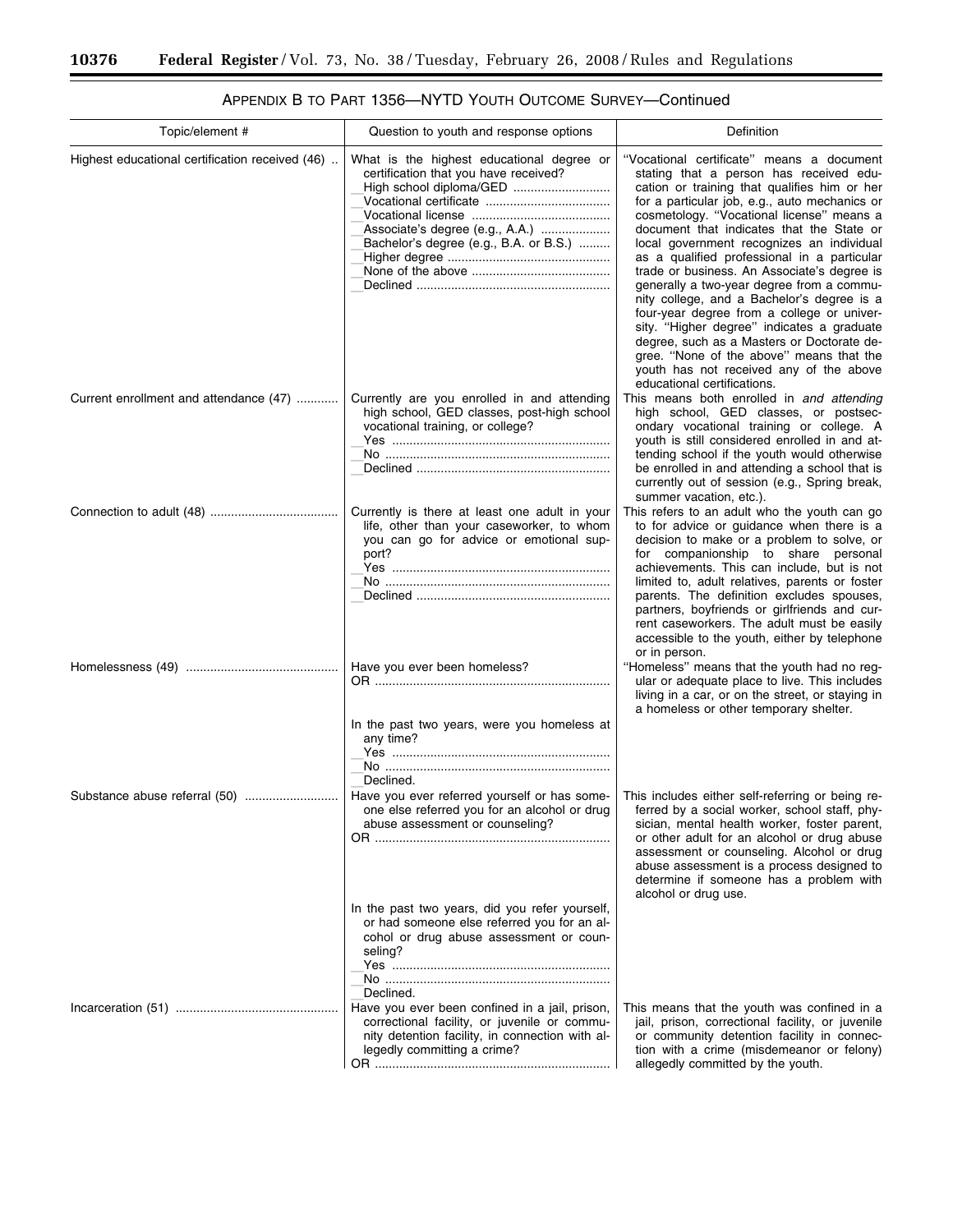## APPENDIX B TO PART 1356—NYTD YOUTH OUTCOME SURVEY—Continued

| Topic/element # | Question to youth and response options | Definition |
| --- | --- | --- |
| Highest educational certification received (46) | What is the highest educational degree or certification that you have received?<br>__High school diploma/GED<br>__Vocational certificate<br>__Vocational license<br>__Associate's degree (e.g., A.A.)<br>__Bachelor's degree (e.g., B.A. or B.S.)<br>__Higher degree<br>__None of the above<br>__Declined | "Vocational certificate" means a document stating that a person has received education or training that qualifies him or her for a particular job, e.g., auto mechanics or cosmetology. "Vocational license" means a document that indicates that the State or local government recognizes an individual as a qualified professional in a particular trade or business. An Associate's degree is generally a two-year degree from a community college, and a Bachelor's degree is a four-year degree from a college or university. "Higher degree" indicates a graduate degree, such as a Masters or Doctorate degree. "None of the above" means that the youth has not received any of the above educational certifications. |
| Current enrollment and attendance (47) | Currently are you enrolled in and attending high school, GED classes, post-high school vocational training, or college?<br>__Yes<br>__No<br>__Declined | This means both enrolled in *and attending* high school, GED classes, or postsecondary vocational training or college. A youth is still considered enrolled in and attending school if the youth would otherwise be enrolled in and attending a school that is currently out of session (e.g., Spring break, summer vacation, etc.). |
| Connection to adult (48) | Currently is there at least one adult in your life, other than your caseworker, to whom you can go for advice or emotional support?<br>__Yes<br>__No<br>__Declined | This refers to an adult who the youth can go to for advice or guidance when there is a decision to make or a problem to solve, or for companionship to share personal achievements. This can include, but is not limited to, adult relatives, parents or foster parents. The definition excludes spouses, partners, boyfriends or girlfriends and current caseworkers. The adult must be easily accessible to the youth, either by telephone or in person. |
| Homelessness (49) | Have you ever been homeless?<br>OR<br>In the past two years, were you homeless at any time?<br>__Yes<br>__No<br>__Declined. | "Homeless" means that the youth had no regular or adequate place to live. This includes living in a car, or on the street, or staying in a homeless or other temporary shelter. |
| Substance abuse referral (50) | Have you ever referred yourself or has someone else referred you for an alcohol or drug abuse assessment or counseling?<br>OR<br>In the past two years, did you refer yourself, or had someone else referred you for an alcohol or drug abuse assessment or counseling?<br>__Yes<br>__No<br>__Declined. | This includes either self-referring or being referred by a social worker, school staff, physician, mental health worker, foster parent, or other adult for an alcohol or drug abuse assessment or counseling. Alcohol or drug abuse assessment is a process designed to determine if someone has a problem with alcohol or drug use. |
| Incarceration (51) | Have you ever been confined in a jail, prison, correctional facility, or juvenile or community detention facility, in connection with allegedly committing a crime?<br>OR | This means that the youth was confined in a jail, prison, correctional facility, or juvenile or community detention facility in connection with a crime (misdemeanor or felony) allegedly committed by the youth. |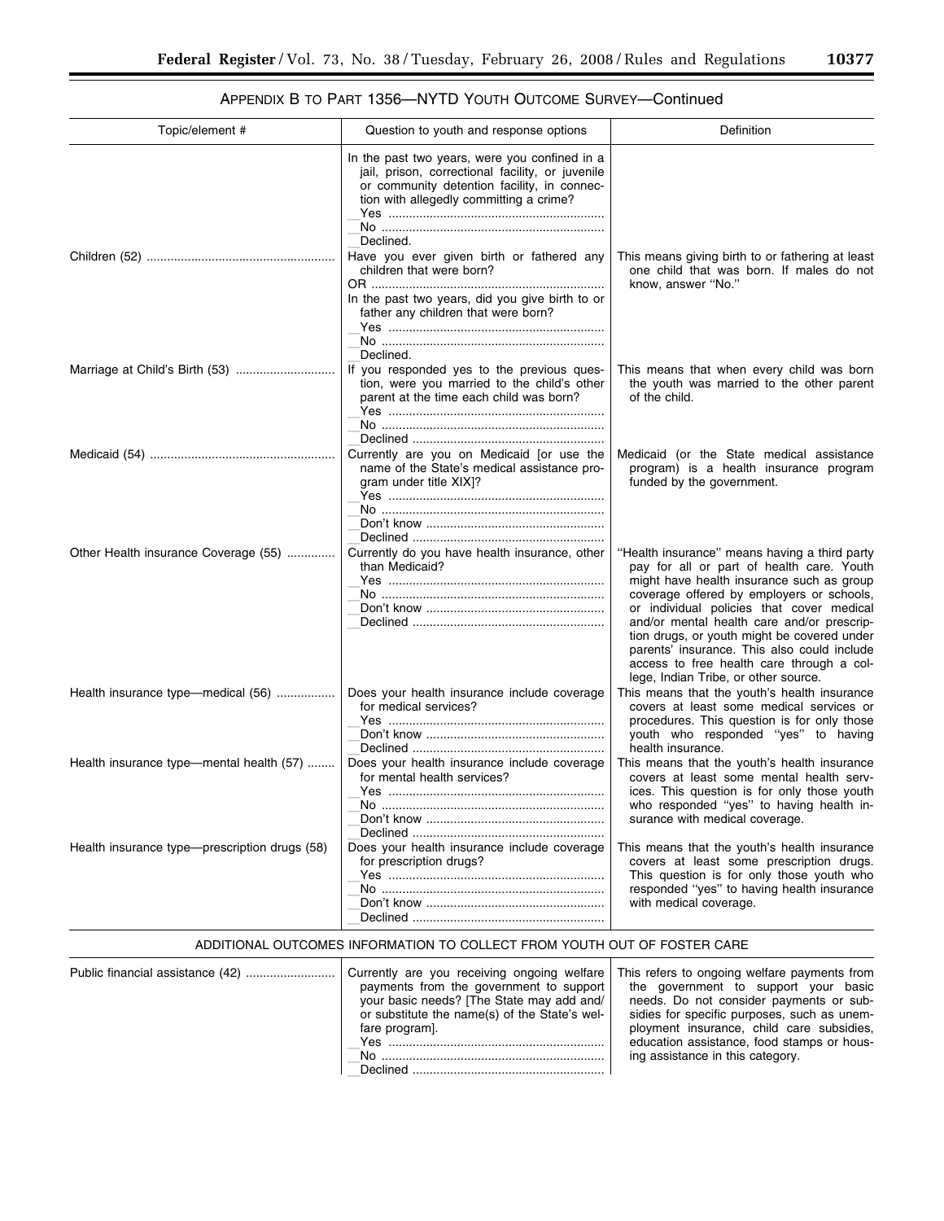## APPENDIX B TO PART 1356—NYTD YOUTH OUTCOME SURVEY—Continued

| Topic/element # | Question to youth and response options | Definition |
|---|---|---|
| | In the past two years, were you confined in a jail, prison, correctional facility, or juvenile or community detention facility, in connection with allegedly committing a crime?<br>__Yes<br>__No<br>__Declined. | |
| Children (52) | Have you ever given birth or fathered any children that were born?<br>OR<br>In the past two years, did you give birth to or father any children that were born?<br>__Yes<br>__No<br>__Declined. | This means giving birth to or fathering at least one child that was born. If males do not know, answer "No." |
| Marriage at Child's Birth (53) | If you responded yes to the previous question, were you married to the child's other parent at the time each child was born?<br>__Yes<br>__No<br>__Declined | This means that when every child was born the youth was married to the other parent of the child. |
| Medicaid (54) | Currently are you on Medicaid [or use the name of the State's medical assistance program under title XIX]?<br>__Yes<br>__No<br>__Don't know<br>__Declined | Medicaid (or the State medical assistance program) is a health insurance program funded by the government. |
| Other Health insurance Coverage (55) | Currently do you have health insurance, other than Medicaid?<br>__Yes<br>__No<br>__Don't know<br>__Declined | "Health insurance" means having a third party pay for all or part of health care. Youth might have health insurance such as group coverage offered by employers or schools, or individual policies that cover medical and/or mental health care and/or prescription drugs, or youth might be covered under parents' insurance. This also could include access to free health care through a college, Indian Tribe, or other source. |
| Health insurance type—medical (56) | Does your health insurance include coverage for medical services?<br>__Yes<br>__Don't know<br>__Declined | This means that the youth's health insurance covers at least some medical services or procedures. This question is for only those youth who responded "yes" to having health insurance. |
| Health insurance type—mental health (57) | Does your health insurance include coverage for mental health services?<br>__Yes<br>__No<br>__Don't know<br>__Declined | This means that the youth's health insurance covers at least some mental health services. This question is for only those youth who responded "yes" to having health insurance with medical coverage. |
| Health insurance type—prescription drugs (58) | Does your health insurance include coverage for prescription drugs?<br>__Yes<br>__No<br>__Don't know<br>__Declined | This means that the youth's health insurance covers at least some prescription drugs. This question is for only those youth who responded "yes" to having health insurance with medical coverage. |

### ADDITIONAL OUTCOMES INFORMATION TO COLLECT FROM YOUTH OUT OF FOSTER CARE

| Topic/element # | Question to youth and response options | Definition |
|---|---|---|
| Public financial assistance (42) | Currently are you receiving ongoing welfare payments from the government to support your basic needs? [The State may add and/or substitute the name(s) of the State's welfare program].<br>__Yes<br>__No<br>__Declined | This refers to ongoing welfare payments from the government to support your basic needs. Do not consider payments or subsidies for specific purposes, such as unemployment insurance, child care subsidies, education assistance, food stamps or housing assistance in this category. |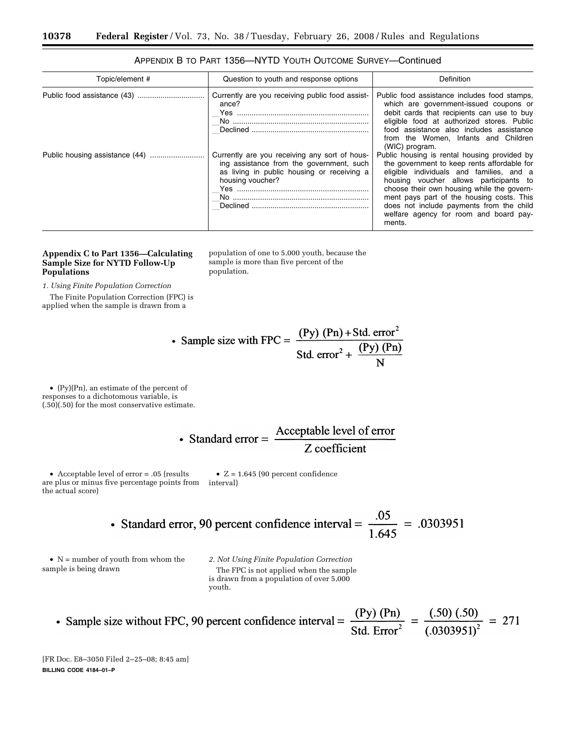APPENDIX B TO PART 1356—NYTD YOUTH OUTCOME SURVEY—Continued

| Topic/element # | Question to youth and response options | Definition |
|---|---|---|
| Public food assistance (43) ............................... | Currently are you receiving public food assistance?<br>__Yes ..............................................................<br>__No ................................................................<br>__Declined ....................................................... | Public food assistance includes food stamps, which are government-issued coupons or debit cards that recipients can use to buy eligible food at authorized stores. Public food assistance also includes assistance from the Women, Infants and Children (WIC) program. |
| Public housing assistance (44) ......................... | Currently are you receiving any sort of housing assistance from the government, such as living in public housing or receiving a housing voucher?<br>__Yes ..............................................................<br>__No ................................................................<br>__Declined ....................................................... | Public housing is rental housing provided by the government to keep rents affordable for eligible individuals and families, and a housing voucher allows participants to choose their own housing while the government pays part of the housing costs. This does not include payments from the child welfare agency for room and board payments. |

## Appendix C to Part 1356—Calculating Sample Size for NYTD Follow-Up Populations

*1. Using Finite Population Correction*

The Finite Population Correction (FPC) is applied when the sample is drawn from a population of one to 5,000 youth, because the sample is more than five percent of the population.

- $$\text{Sample size with FPC} = \frac{(\text{Py})\ (\text{Pn}) + \text{Std. error}^2}{\text{Std. error}^2 + \dfrac{(\text{Py})\ (\text{Pn})}{\text{N}}}$$

- (Py)(Pn), an estimate of the percent of responses to a dichotomous variable, is (.50)(.50) for the most conservative estimate.

- $$\text{Standard error} = \frac{\text{Acceptable level of error}}{\text{Z coefficient}}$$

- Acceptable level of error = .05 (results are plus or minus five percentage points from the actual score)
- Z = 1.645 (90 percent confidence interval)

- $$\text{Standard error, 90 percent confidence interval} = \frac{.05}{1.645} = .0303951$$

- N = number of youth from whom the sample is being drawn

*2. Not Using Finite Population Correction*

The FPC is not applied when the sample is drawn from a population of over 5,000 youth.

- $$\text{Sample size without FPC, 90 percent confidence interval} = \frac{(\text{Py})\ (\text{Pn})}{\text{Std. Error}^2} = \frac{(.50)\ (.50)}{(.0303951)^2} = 271$$

[FR Doc. E8–3050 Filed 2–25–08; 8:45 am]

**BILLING CODE 4184–01–P**